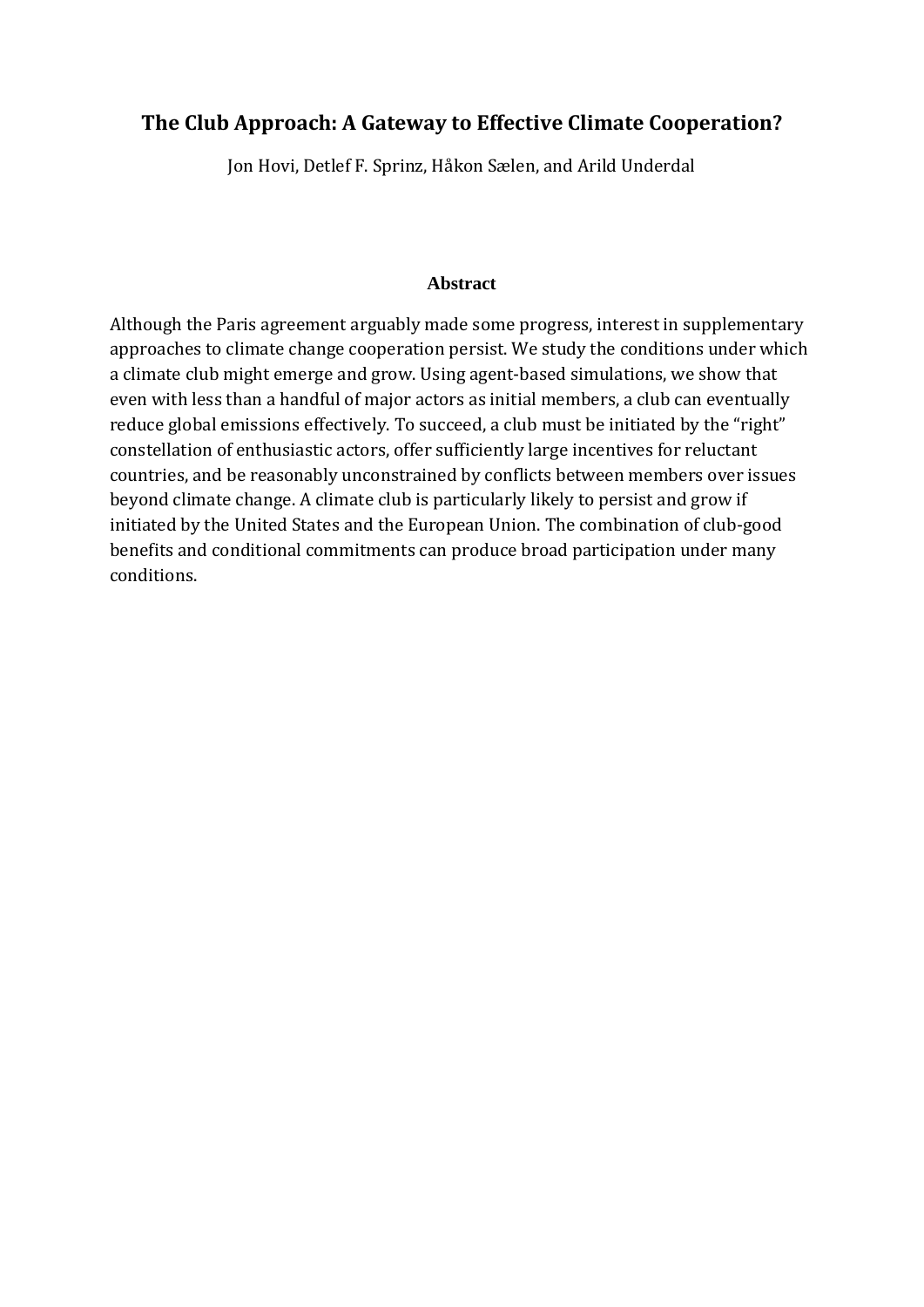# The Club Approach: A Gateway to Effective Climate Cooperation?

Jon Hovi, Detlef F. Sprinz, Håkon Sælen, and Arild Underdal

## Abstract

Although the Paris agreement arguably made some progress, interest in supplementary approaches to climate change cooperation persist. We study the conditions under which a climate club might emerge and grow. Using agent-based simulations, we show that even with less than a handful of major actors as initial members, a club can eventually reduce global emissions effectively. To succeed, a club must be initiated by the "right" constellation of enthusiastic actors, offer sufficiently large incentives for reluctant countries, and be reasonably unconstrained by conflicts between members over issues beyond climate change. A climate club is particularly likely to persist and grow if initiated by the United States and the European Union. The combination of club-good benefits and conditional commitments can produce broad participation under many conditions.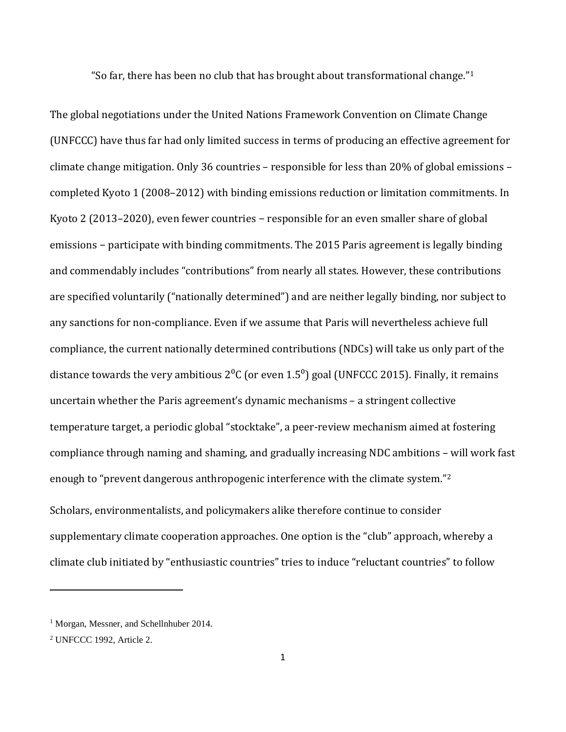"So far, there has been no club that has brought about transformational change."[1]

The global negotiations under the United Nations Framework Convention on Climate Change (UNFCCC) have thus far had only limited success in terms of producing an effective agreement for climate change mitigation. Only 36 countries – responsible for less than 20% of global emissions – completed Kyoto 1 (2008–2012) with binding emissions reduction or limitation commitments. In Kyoto 2 (2013–2020), even fewer countries − responsible for an even smaller share of global emissions − participate with binding commitments. The 2015 Paris agreement is legally binding and commendably includes "contributions" from nearly all states. However, these contributions are specified voluntarily ("nationally determined") and are neither legally binding, nor subject to any sanctions for non-compliance. Even if we assume that Paris will nevertheless achieve full compliance, the current nationally determined contributions (NDCs) will take us only part of the distance towards the very ambitious $2^0$C (or even $1.5^0$) goal (UNFCCC 2015). Finally, it remains uncertain whether the Paris agreement's dynamic mechanisms – a stringent collective temperature target, a periodic global "stocktake", a peer-review mechanism aimed at fostering compliance through naming and shaming, and gradually increasing NDC ambitions – will work fast enough to "prevent dangerous anthropogenic interference with the climate system."[2]

Scholars, environmentalists, and policymakers alike therefore continue to consider supplementary climate cooperation approaches. One option is the "club" approach, whereby a climate club initiated by "enthusiastic countries" tries to induce "reluctant countries" to follow

---

[1] Morgan, Messner, and Schellnhuber 2014.

[2] UNFCCC 1992, Article 2.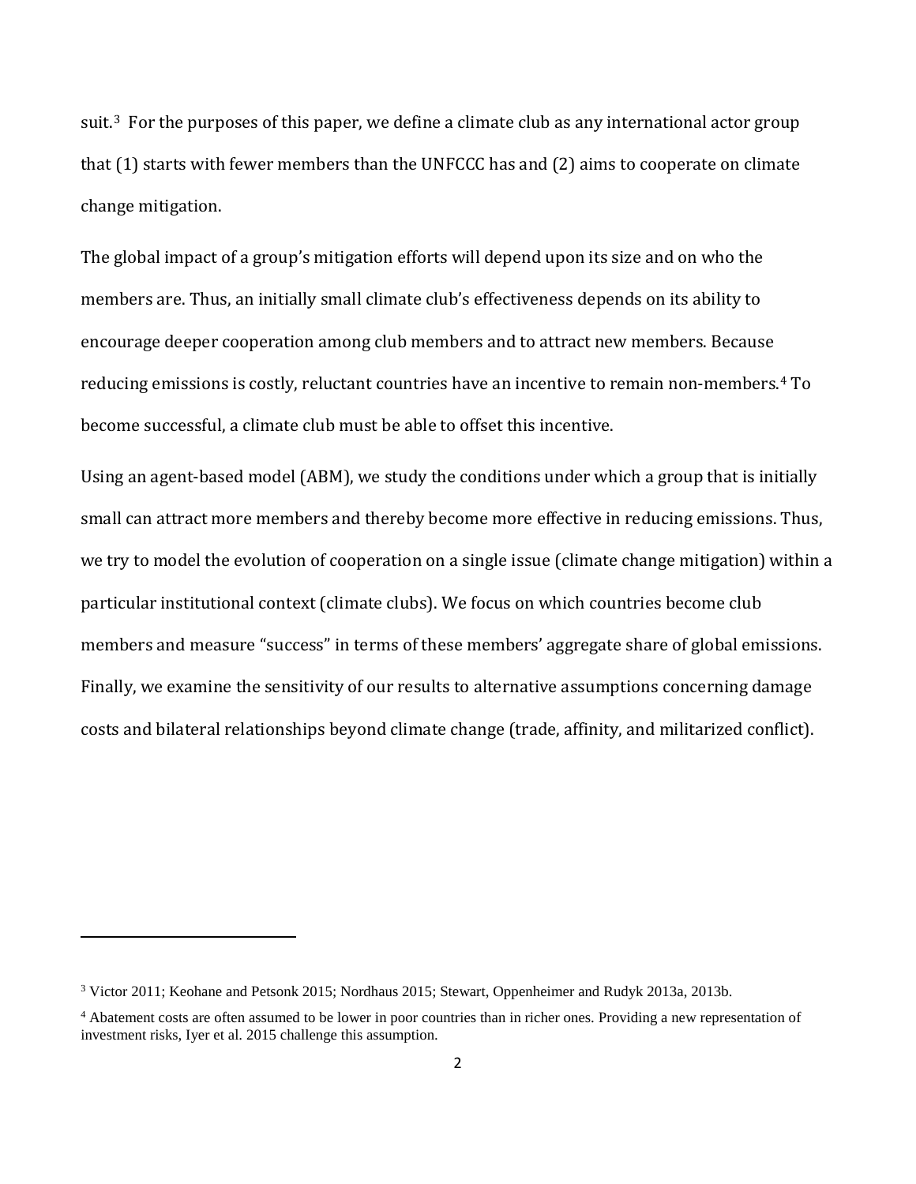suit.[3] For the purposes of this paper, we define a climate club as any international actor group that (1) starts with fewer members than the UNFCCC has and (2) aims to cooperate on climate change mitigation.

The global impact of a group's mitigation efforts will depend upon its size and on who the members are. Thus, an initially small climate club's effectiveness depends on its ability to encourage deeper cooperation among club members and to attract new members. Because reducing emissions is costly, reluctant countries have an incentive to remain non-members.[4] To become successful, a climate club must be able to offset this incentive.

Using an agent-based model (ABM), we study the conditions under which a group that is initially small can attract more members and thereby become more effective in reducing emissions. Thus, we try to model the evolution of cooperation on a single issue (climate change mitigation) within a particular institutional context (climate clubs). We focus on which countries become club members and measure "success" in terms of these members' aggregate share of global emissions. Finally, we examine the sensitivity of our results to alternative assumptions concerning damage costs and bilateral relationships beyond climate change (trade, affinity, and militarized conflict).

---

[3] Victor 2011; Keohane and Petsonk 2015; Nordhaus 2015; Stewart, Oppenheimer and Rudyk 2013a, 2013b.

[4] Abatement costs are often assumed to be lower in poor countries than in richer ones. Providing a new representation of investment risks, Iyer et al. 2015 challenge this assumption.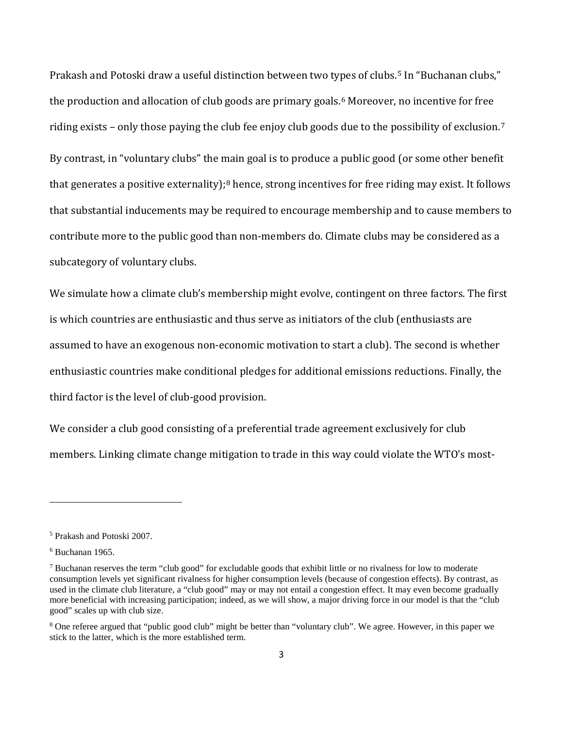Prakash and Potoski draw a useful distinction between two types of clubs.[5] In "Buchanan clubs," the production and allocation of club goods are primary goals.[6] Moreover, no incentive for free riding exists – only those paying the club fee enjoy club goods due to the possibility of exclusion.[7]

By contrast, in "voluntary clubs" the main goal is to produce a public good (or some other benefit that generates a positive externality);[8] hence, strong incentives for free riding may exist. It follows that substantial inducements may be required to encourage membership and to cause members to contribute more to the public good than non-members do. Climate clubs may be considered as a subcategory of voluntary clubs.

We simulate how a climate club's membership might evolve, contingent on three factors. The first is which countries are enthusiastic and thus serve as initiators of the club (enthusiasts are assumed to have an exogenous non-economic motivation to start a club). The second is whether enthusiastic countries make conditional pledges for additional emissions reductions. Finally, the third factor is the level of club-good provision.

We consider a club good consisting of a preferential trade agreement exclusively for club members. Linking climate change mitigation to trade in this way could violate the WTO's most-

---

[5] Prakash and Potoski 2007.

[6] Buchanan 1965.

[7] Buchanan reserves the term "club good" for excludable goods that exhibit little or no rivalness for low to moderate consumption levels yet significant rivalness for higher consumption levels (because of congestion effects). By contrast, as used in the climate club literature, a "club good" may or may not entail a congestion effect. It may even become gradually more beneficial with increasing participation; indeed, as we will show, a major driving force in our model is that the "club good" scales up with club size.

[8] One referee argued that "public good club" might be better than "voluntary club". We agree. However, in this paper we stick to the latter, which is the more established term.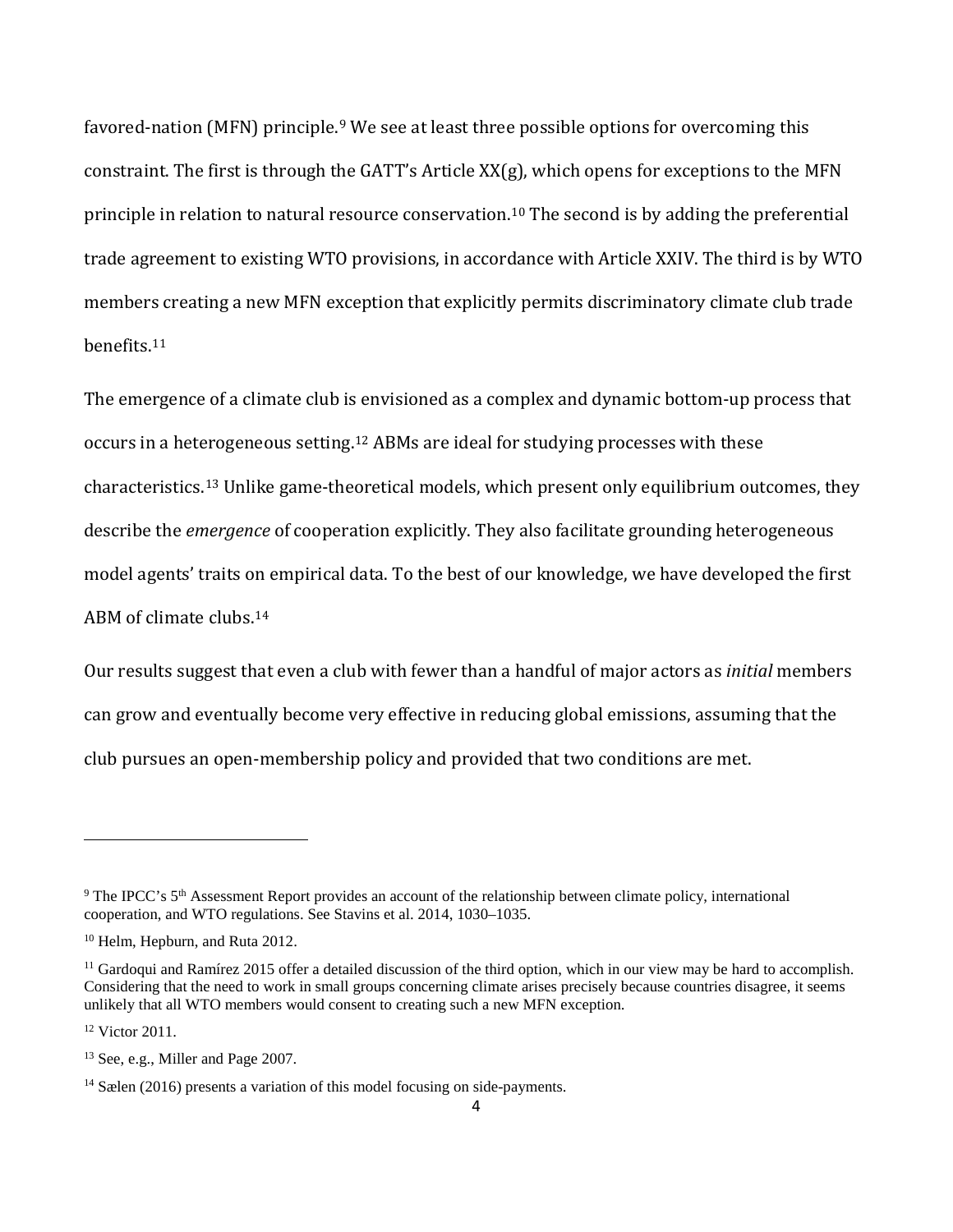favored-nation (MFN) principle.[9] We see at least three possible options for overcoming this constraint. The first is through the GATT's Article XX(g), which opens for exceptions to the MFN principle in relation to natural resource conservation.[10] The second is by adding the preferential trade agreement to existing WTO provisions, in accordance with Article XXIV. The third is by WTO members creating a new MFN exception that explicitly permits discriminatory climate club trade benefits.[11]

The emergence of a climate club is envisioned as a complex and dynamic bottom-up process that occurs in a heterogeneous setting.[12] ABMs are ideal for studying processes with these characteristics.[13] Unlike game-theoretical models, which present only equilibrium outcomes, they describe the *emergence* of cooperation explicitly. They also facilitate grounding heterogeneous model agents' traits on empirical data. To the best of our knowledge, we have developed the first ABM of climate clubs.[14]

Our results suggest that even a club with fewer than a handful of major actors as *initial* members can grow and eventually become very effective in reducing global emissions, assuming that the club pursues an open-membership policy and provided that two conditions are met.

---

[9] The IPCC's 5th Assessment Report provides an account of the relationship between climate policy, international cooperation, and WTO regulations. See Stavins et al. 2014, 1030–1035.

[10] Helm, Hepburn, and Ruta 2012.

[11] Gardoqui and Ramírez 2015 offer a detailed discussion of the third option, which in our view may be hard to accomplish. Considering that the need to work in small groups concerning climate arises precisely because countries disagree, it seems unlikely that all WTO members would consent to creating such a new MFN exception.

[12] Victor 2011.

[13] See, e.g., Miller and Page 2007.

[14] Sælen (2016) presents a variation of this model focusing on side-payments.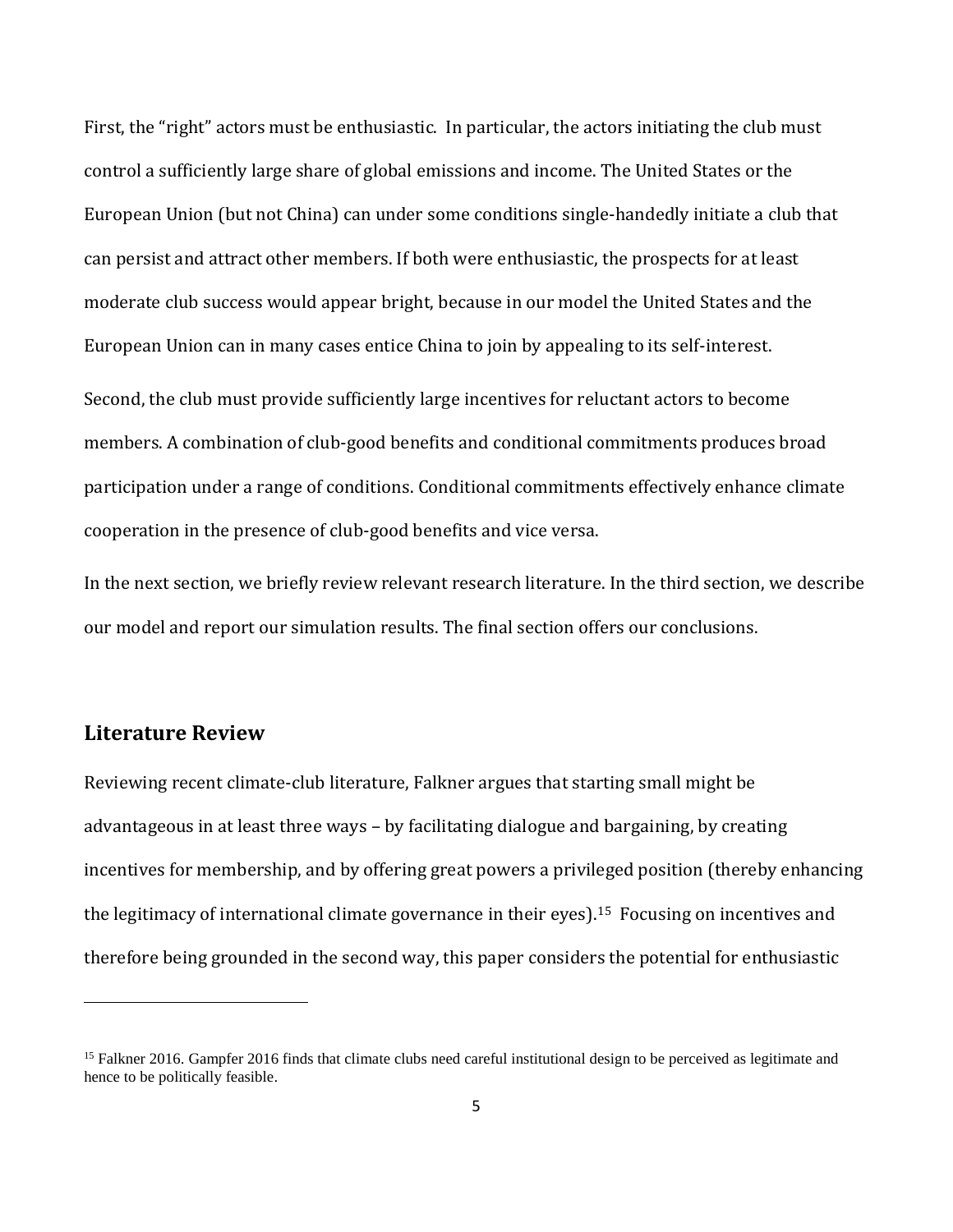First, the "right" actors must be enthusiastic. In particular, the actors initiating the club must control a sufficiently large share of global emissions and income. The United States or the European Union (but not China) can under some conditions single-handedly initiate a club that can persist and attract other members. If both were enthusiastic, the prospects for at least moderate club success would appear bright, because in our model the United States and the European Union can in many cases entice China to join by appealing to its self-interest.

Second, the club must provide sufficiently large incentives for reluctant actors to become members. A combination of club-good benefits and conditional commitments produces broad participation under a range of conditions. Conditional commitments effectively enhance climate cooperation in the presence of club-good benefits and vice versa.

In the next section, we briefly review relevant research literature. In the third section, we describe our model and report our simulation results. The final section offers our conclusions.

## Literature Review

Reviewing recent climate-club literature, Falkner argues that starting small might be advantageous in at least three ways – by facilitating dialogue and bargaining, by creating incentives for membership, and by offering great powers a privileged position (thereby enhancing the legitimacy of international climate governance in their eyes).[15] Focusing on incentives and therefore being grounded in the second way, this paper considers the potential for enthusiastic

---

[15] Falkner 2016. Gampfer 2016 finds that climate clubs need careful institutional design to be perceived as legitimate and hence to be politically feasible.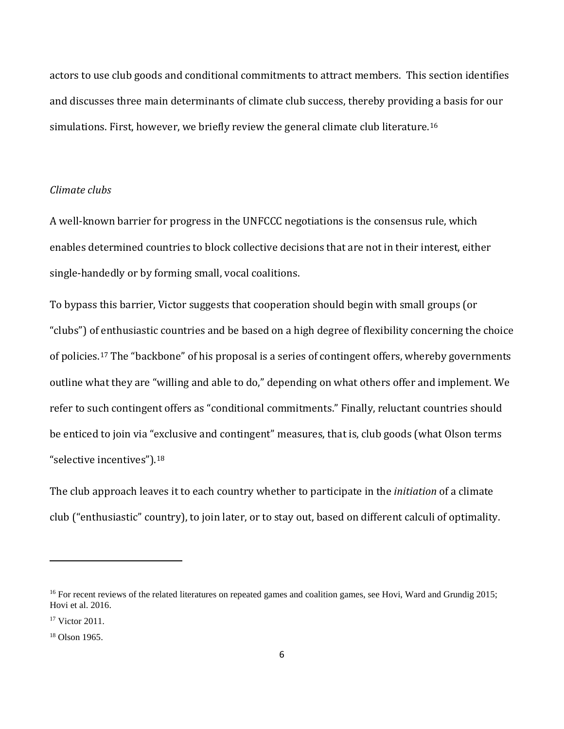actors to use club goods and conditional commitments to attract members. This section identifies and discusses three main determinants of climate club success, thereby providing a basis for our simulations. First, however, we briefly review the general climate club literature.[16]

### *Climate clubs*

A well-known barrier for progress in the UNFCCC negotiations is the consensus rule, which enables determined countries to block collective decisions that are not in their interest, either single-handedly or by forming small, vocal coalitions.

To bypass this barrier, Victor suggests that cooperation should begin with small groups (or "clubs") of enthusiastic countries and be based on a high degree of flexibility concerning the choice of policies.[17] The "backbone" of his proposal is a series of contingent offers, whereby governments outline what they are "willing and able to do," depending on what others offer and implement. We refer to such contingent offers as "conditional commitments." Finally, reluctant countries should be enticed to join via "exclusive and contingent" measures, that is, club goods (what Olson terms "selective incentives").[18]

The club approach leaves it to each country whether to participate in the *initiation* of a climate club ("enthusiastic" country), to join later, or to stay out, based on different calculi of optimality.

---

[16] For recent reviews of the related literatures on repeated games and coalition games, see Hovi, Ward and Grundig 2015; Hovi et al. 2016.

[17] Victor 2011.

[18] Olson 1965.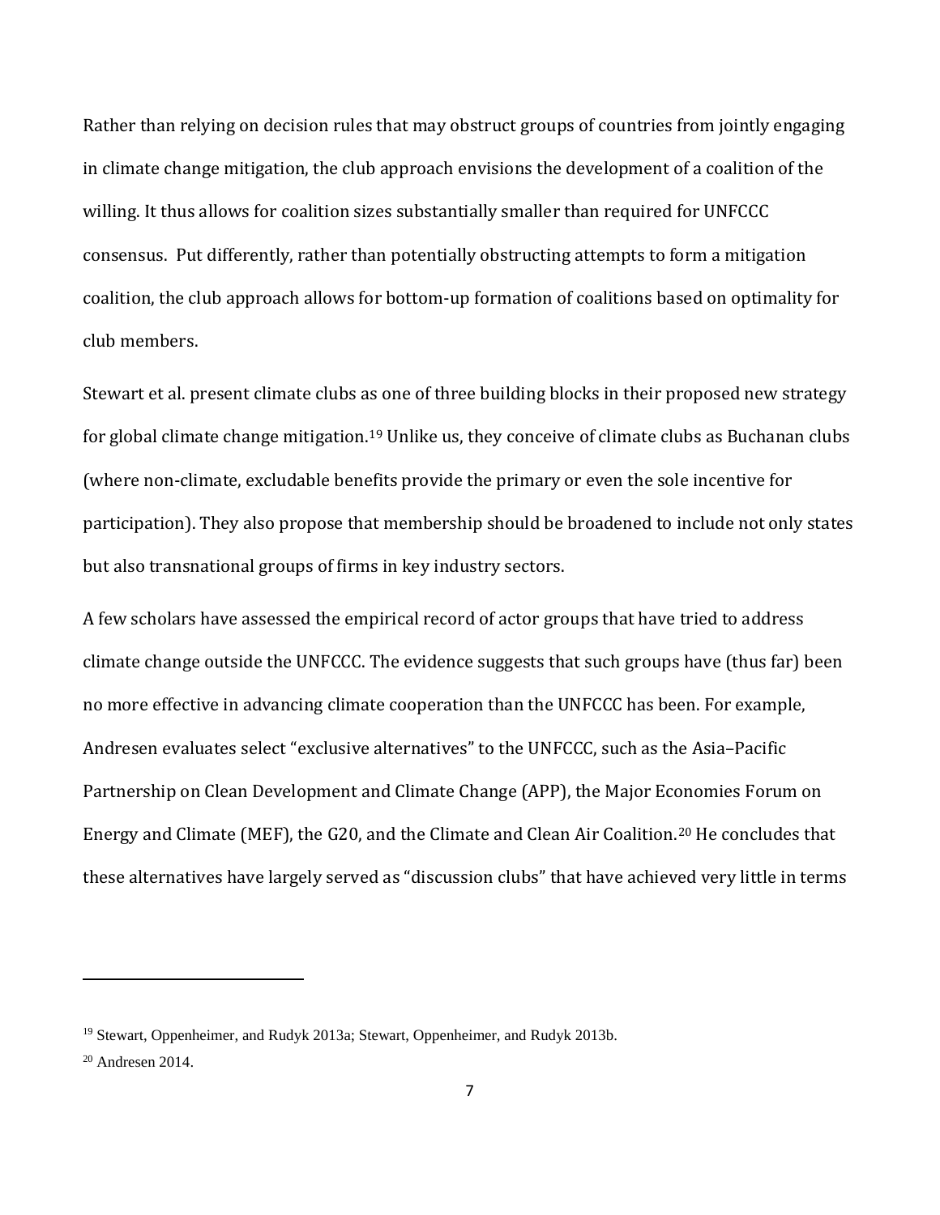Rather than relying on decision rules that may obstruct groups of countries from jointly engaging in climate change mitigation, the club approach envisions the development of a coalition of the willing. It thus allows for coalition sizes substantially smaller than required for UNFCCC consensus.  Put differently, rather than potentially obstructing attempts to form a mitigation coalition, the club approach allows for bottom-up formation of coalitions based on optimality for club members.

Stewart et al. present climate clubs as one of three building blocks in their proposed new strategy for global climate change mitigation.[19] Unlike us, they conceive of climate clubs as Buchanan clubs (where non-climate, excludable benefits provide the primary or even the sole incentive for participation). They also propose that membership should be broadened to include not only states but also transnational groups of firms in key industry sectors.

A few scholars have assessed the empirical record of actor groups that have tried to address climate change outside the UNFCCC. The evidence suggests that such groups have (thus far) been no more effective in advancing climate cooperation than the UNFCCC has been. For example, Andresen evaluates select "exclusive alternatives" to the UNFCCC, such as the Asia–Pacific Partnership on Clean Development and Climate Change (APP), the Major Economies Forum on Energy and Climate (MEF), the G20, and the Climate and Clean Air Coalition.[20] He concludes that these alternatives have largely served as "discussion clubs" that have achieved very little in terms

---

[19] Stewart, Oppenheimer, and Rudyk 2013a; Stewart, Oppenheimer, and Rudyk 2013b.

[20] Andresen 2014.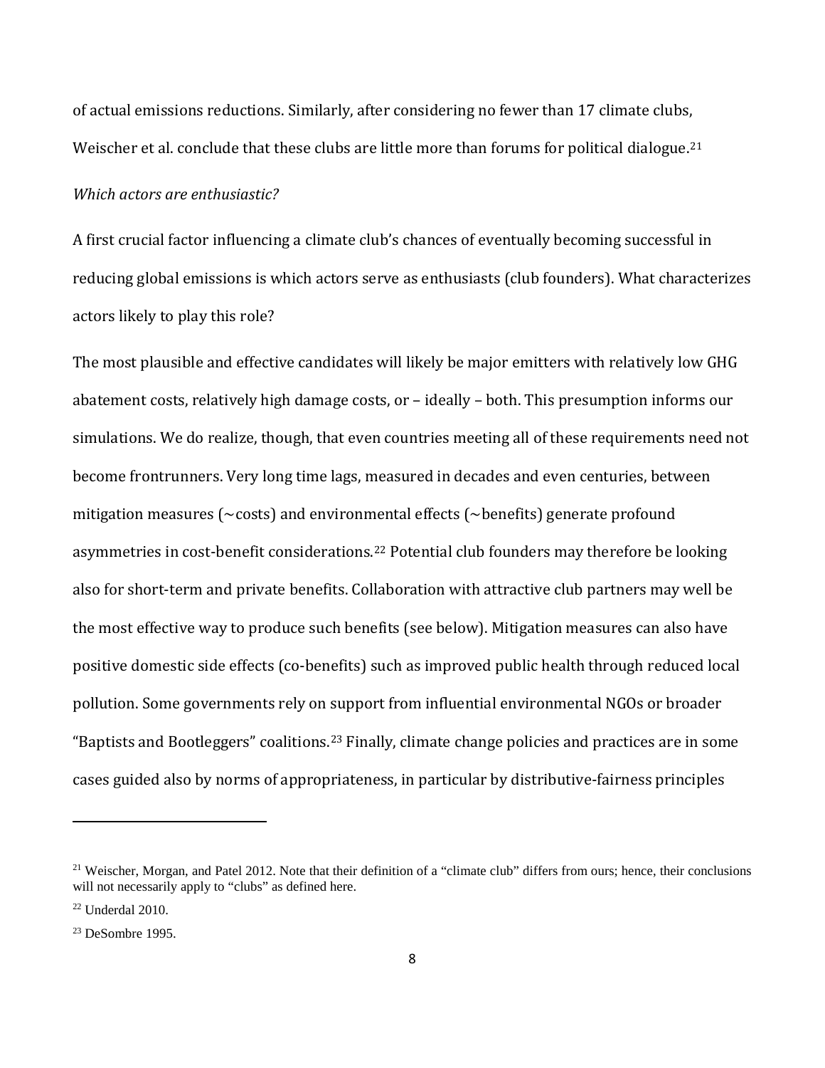of actual emissions reductions. Similarly, after considering no fewer than 17 climate clubs, Weischer et al. conclude that these clubs are little more than forums for political dialogue.[21]

*Which actors are enthusiastic?*

A first crucial factor influencing a climate club's chances of eventually becoming successful in reducing global emissions is which actors serve as enthusiasts (club founders). What characterizes actors likely to play this role?

The most plausible and effective candidates will likely be major emitters with relatively low GHG abatement costs, relatively high damage costs, or – ideally – both. This presumption informs our simulations. We do realize, though, that even countries meeting all of these requirements need not become frontrunners. Very long time lags, measured in decades and even centuries, between mitigation measures (~costs) and environmental effects (~benefits) generate profound asymmetries in cost-benefit considerations.[22] Potential club founders may therefore be looking also for short-term and private benefits. Collaboration with attractive club partners may well be the most effective way to produce such benefits (see below). Mitigation measures can also have positive domestic side effects (co-benefits) such as improved public health through reduced local pollution. Some governments rely on support from influential environmental NGOs or broader "Baptists and Bootleggers" coalitions.[23] Finally, climate change policies and practices are in some cases guided also by norms of appropriateness, in particular by distributive-fairness principles

---

[21] Weischer, Morgan, and Patel 2012. Note that their definition of a "climate club" differs from ours; hence, their conclusions will not necessarily apply to "clubs" as defined here.

[22] Underdal 2010.

[23] DeSombre 1995.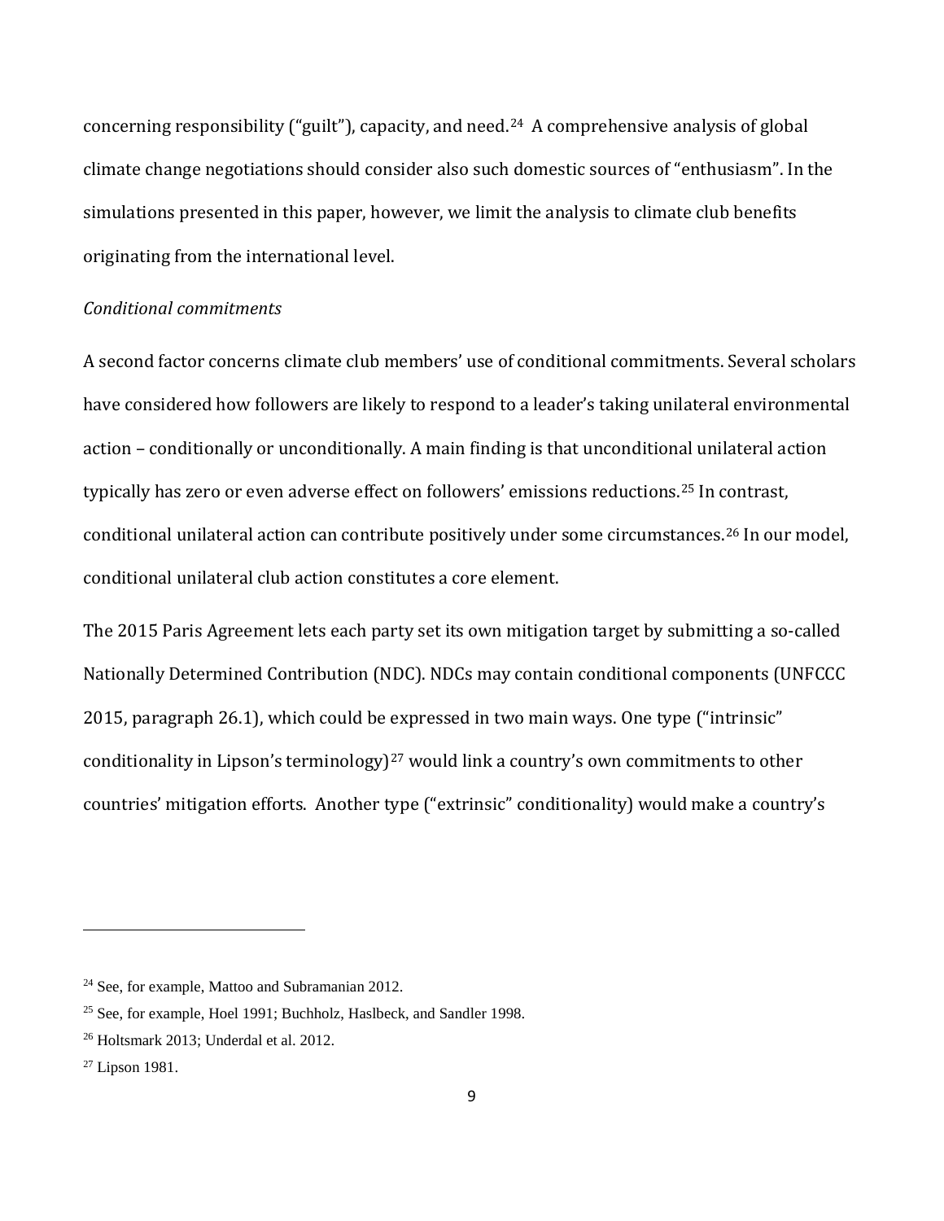concerning responsibility ("guilt"), capacity, and need.[24] A comprehensive analysis of global climate change negotiations should consider also such domestic sources of "enthusiasm". In the simulations presented in this paper, however, we limit the analysis to climate club benefits originating from the international level.

*Conditional commitments*

A second factor concerns climate club members' use of conditional commitments. Several scholars have considered how followers are likely to respond to a leader's taking unilateral environmental action – conditionally or unconditionally. A main finding is that unconditional unilateral action typically has zero or even adverse effect on followers' emissions reductions.[25] In contrast, conditional unilateral action can contribute positively under some circumstances.[26] In our model, conditional unilateral club action constitutes a core element.

The 2015 Paris Agreement lets each party set its own mitigation target by submitting a so-called Nationally Determined Contribution (NDC). NDCs may contain conditional components (UNFCCC 2015, paragraph 26.1), which could be expressed in two main ways. One type ("intrinsic" conditionality in Lipson's terminology)[27] would link a country's own commitments to other countries' mitigation efforts. Another type ("extrinsic" conditionality) would make a country's

---

[24] See, for example, Mattoo and Subramanian 2012.

[25] See, for example, Hoel 1991; Buchholz, Haslbeck, and Sandler 1998.

[26] Holtsmark 2013; Underdal et al. 2012.

[27] Lipson 1981.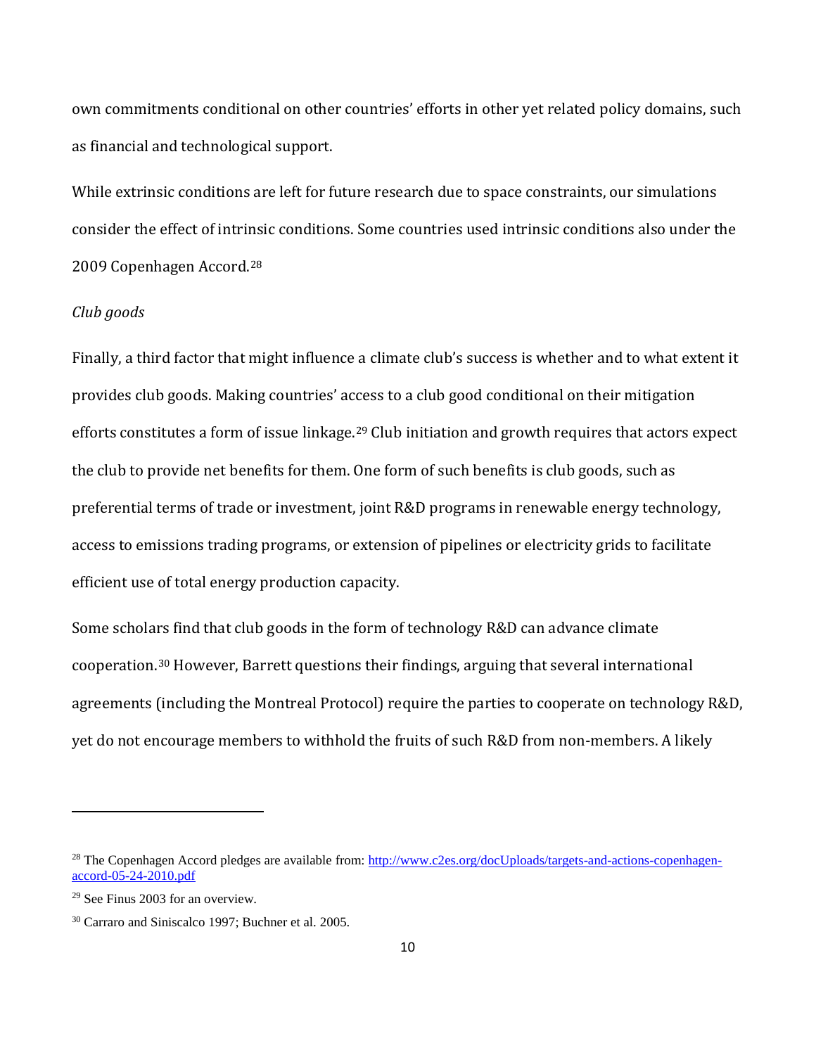own commitments conditional on other countries' efforts in other yet related policy domains, such as financial and technological support.

While extrinsic conditions are left for future research due to space constraints, our simulations consider the effect of intrinsic conditions. Some countries used intrinsic conditions also under the 2009 Copenhagen Accord.[28]

*Club goods*

Finally, a third factor that might influence a climate club's success is whether and to what extent it provides club goods. Making countries' access to a club good conditional on their mitigation efforts constitutes a form of issue linkage.[29] Club initiation and growth requires that actors expect the club to provide net benefits for them. One form of such benefits is club goods, such as preferential terms of trade or investment, joint R&D programs in renewable energy technology, access to emissions trading programs, or extension of pipelines or electricity grids to facilitate efficient use of total energy production capacity.

Some scholars find that club goods in the form of technology R&D can advance climate cooperation.[30] However, Barrett questions their findings, arguing that several international agreements (including the Montreal Protocol) require the parties to cooperate on technology R&D, yet do not encourage members to withhold the fruits of such R&D from non-members. A likely

---

[28] The Copenhagen Accord pledges are available from: http://www.c2es.org/docUploads/targets-and-actions-copenhagen-accord-05-24-2010.pdf

[29] See Finus 2003 for an overview.

[30] Carraro and Siniscalco 1997; Buchner et al. 2005.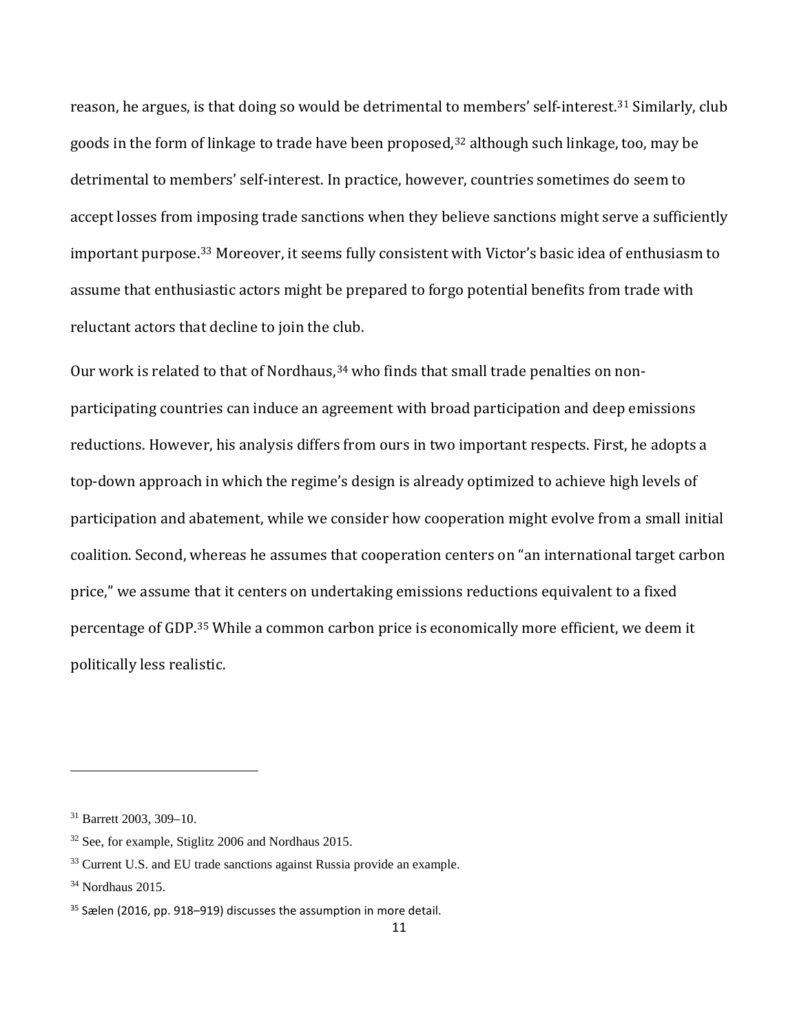reason, he argues, is that doing so would be detrimental to members' self-interest.[31] Similarly, club goods in the form of linkage to trade have been proposed,[32] although such linkage, too, may be detrimental to members' self-interest. In practice, however, countries sometimes do seem to accept losses from imposing trade sanctions when they believe sanctions might serve a sufficiently important purpose.[33] Moreover, it seems fully consistent with Victor's basic idea of enthusiasm to assume that enthusiastic actors might be prepared to forgo potential benefits from trade with reluctant actors that decline to join the club.

Our work is related to that of Nordhaus,[34] who finds that small trade penalties on non-participating countries can induce an agreement with broad participation and deep emissions reductions. However, his analysis differs from ours in two important respects. First, he adopts a top-down approach in which the regime's design is already optimized to achieve high levels of participation and abatement, while we consider how cooperation might evolve from a small initial coalition. Second, whereas he assumes that cooperation centers on "an international target carbon price," we assume that it centers on undertaking emissions reductions equivalent to a fixed percentage of GDP.[35] While a common carbon price is economically more efficient, we deem it politically less realistic.

---

[31] Barrett 2003, 309–10.

[32] See, for example, Stiglitz 2006 and Nordhaus 2015.

[33] Current U.S. and EU trade sanctions against Russia provide an example.

[34] Nordhaus 2015.

[35] Sælen (2016, pp. 918–919) discusses the assumption in more detail.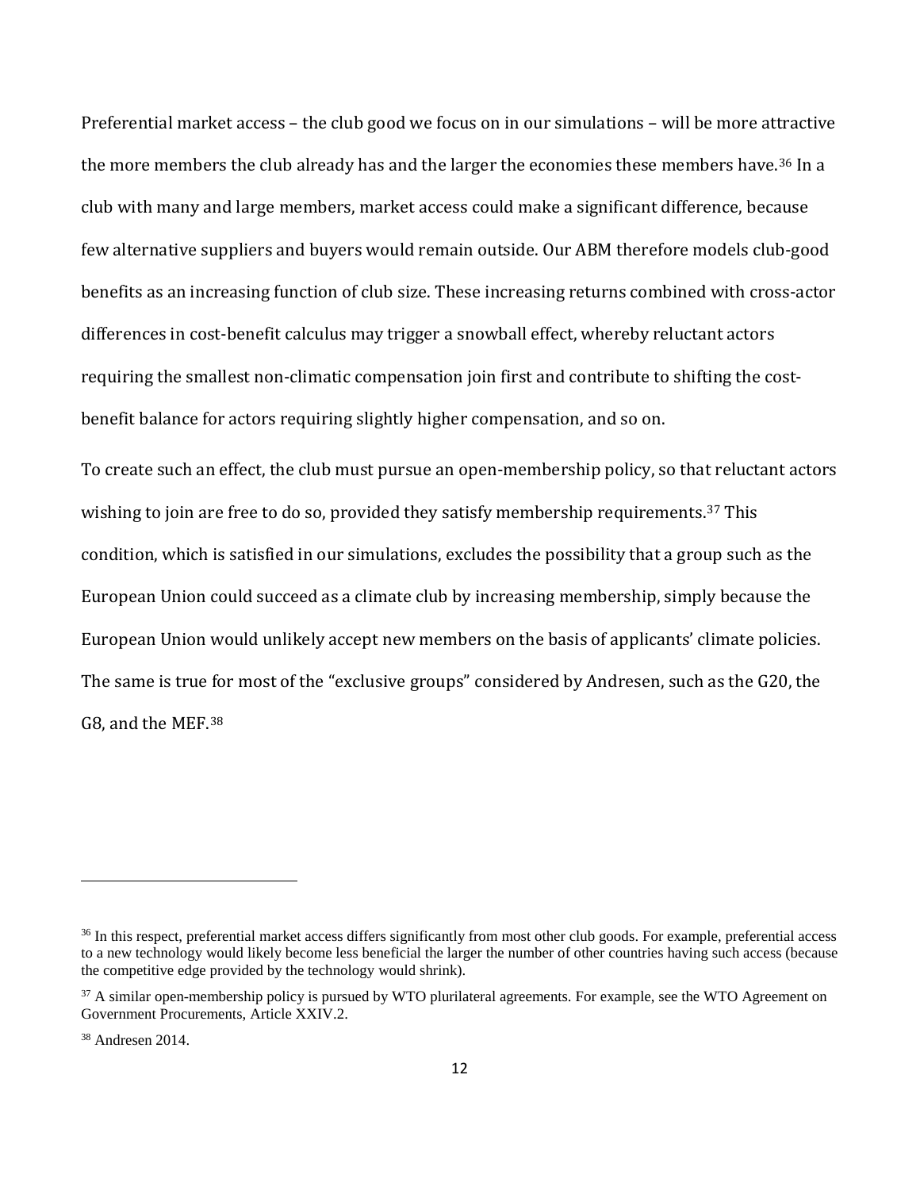Preferential market access – the club good we focus on in our simulations – will be more attractive the more members the club already has and the larger the economies these members have.[36] In a club with many and large members, market access could make a significant difference, because few alternative suppliers and buyers would remain outside. Our ABM therefore models club-good benefits as an increasing function of club size. These increasing returns combined with cross-actor differences in cost-benefit calculus may trigger a snowball effect, whereby reluctant actors requiring the smallest non-climatic compensation join first and contribute to shifting the cost-benefit balance for actors requiring slightly higher compensation, and so on.

To create such an effect, the club must pursue an open-membership policy, so that reluctant actors wishing to join are free to do so, provided they satisfy membership requirements.[37] This condition, which is satisfied in our simulations, excludes the possibility that a group such as the European Union could succeed as a climate club by increasing membership, simply because the European Union would unlikely accept new members on the basis of applicants' climate policies. The same is true for most of the "exclusive groups" considered by Andresen, such as the G20, the G8, and the MEF.[38]

---

[36] In this respect, preferential market access differs significantly from most other club goods. For example, preferential access to a new technology would likely become less beneficial the larger the number of other countries having such access (because the competitive edge provided by the technology would shrink).

[37] A similar open-membership policy is pursued by WTO plurilateral agreements. For example, see the WTO Agreement on Government Procurements, Article XXIV.2.

[38] Andresen 2014.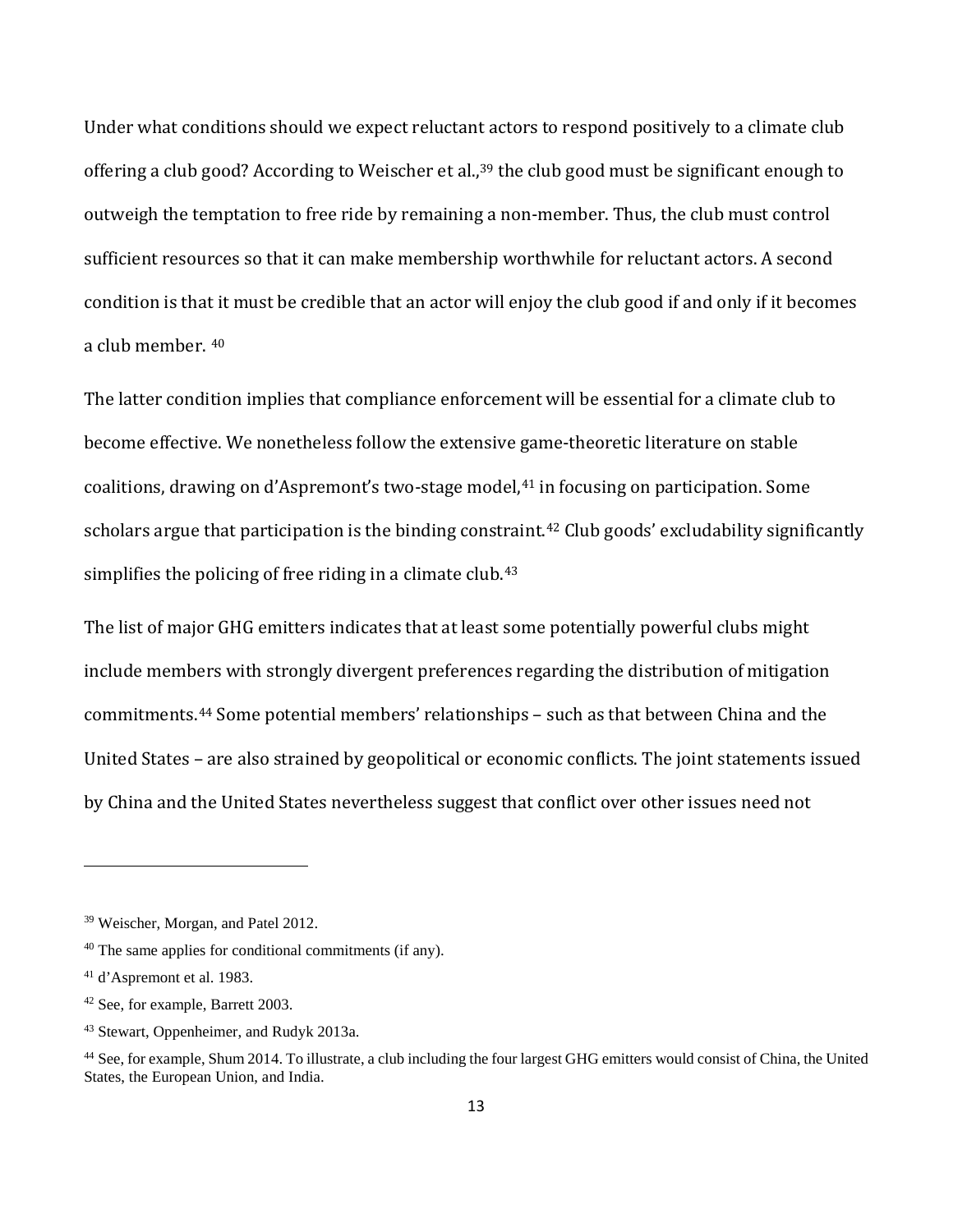Under what conditions should we expect reluctant actors to respond positively to a climate club offering a club good? According to Weischer et al.,[39] the club good must be significant enough to outweigh the temptation to free ride by remaining a non-member. Thus, the club must control sufficient resources so that it can make membership worthwhile for reluctant actors. A second condition is that it must be credible that an actor will enjoy the club good if and only if it becomes a club member. [40]

The latter condition implies that compliance enforcement will be essential for a climate club to become effective. We nonetheless follow the extensive game-theoretic literature on stable coalitions, drawing on d'Aspremont's two-stage model,[41] in focusing on participation. Some scholars argue that participation is the binding constraint.[42] Club goods' excludability significantly simplifies the policing of free riding in a climate club.[43]

The list of major GHG emitters indicates that at least some potentially powerful clubs might include members with strongly divergent preferences regarding the distribution of mitigation commitments.[44] Some potential members' relationships – such as that between China and the United States – are also strained by geopolitical or economic conflicts. The joint statements issued by China and the United States nevertheless suggest that conflict over other issues need not

---

[39] Weischer, Morgan, and Patel 2012.

[40] The same applies for conditional commitments (if any).

[41] d'Aspremont et al. 1983.

[42] See, for example, Barrett 2003.

[43] Stewart, Oppenheimer, and Rudyk 2013a.

[44] See, for example, Shum 2014. To illustrate, a club including the four largest GHG emitters would consist of China, the United States, the European Union, and India.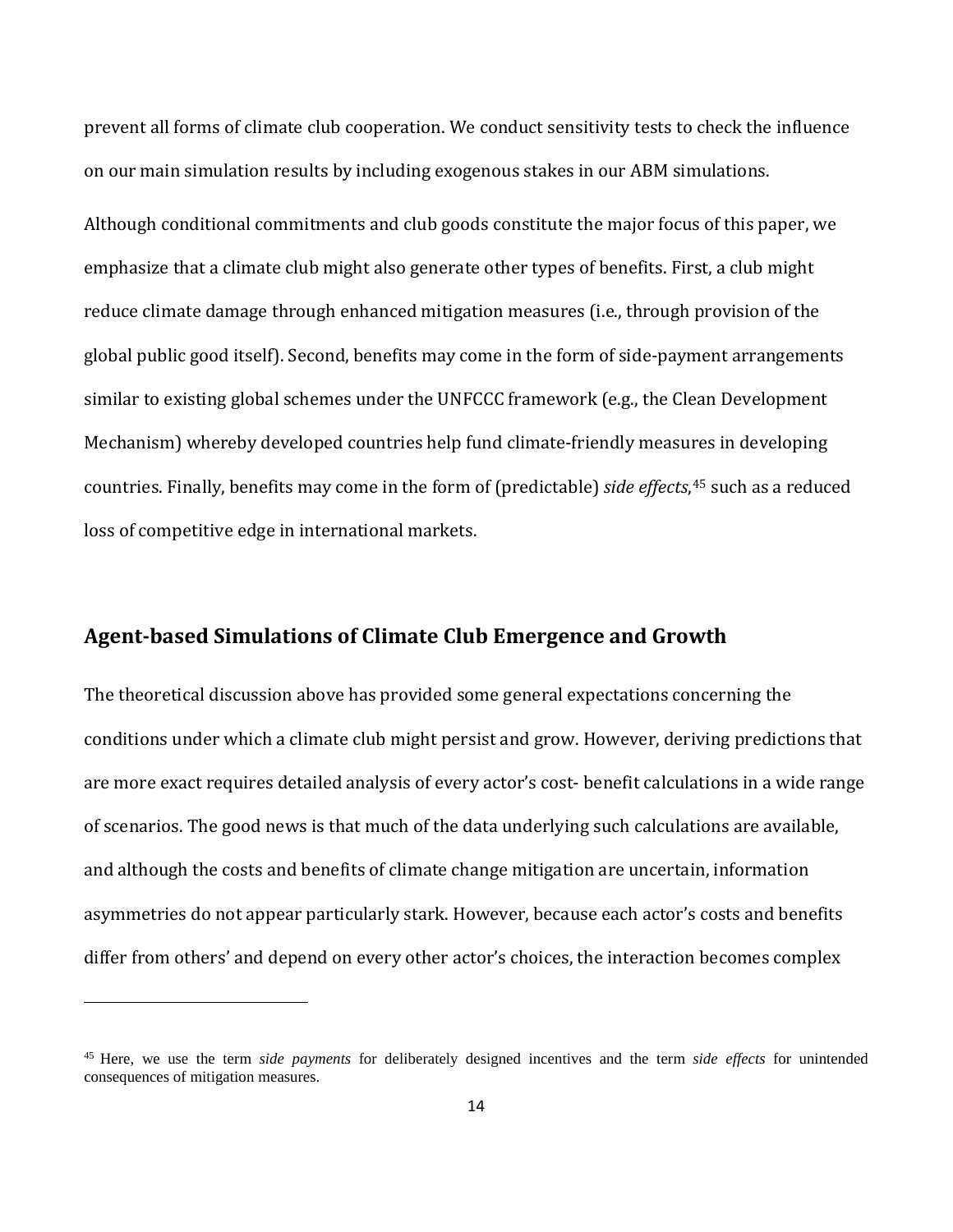prevent all forms of climate club cooperation. We conduct sensitivity tests to check the influence on our main simulation results by including exogenous stakes in our ABM simulations.

Although conditional commitments and club goods constitute the major focus of this paper, we emphasize that a climate club might also generate other types of benefits. First, a club might reduce climate damage through enhanced mitigation measures (i.e., through provision of the global public good itself). Second, benefits may come in the form of side-payment arrangements similar to existing global schemes under the UNFCCC framework (e.g., the Clean Development Mechanism) whereby developed countries help fund climate-friendly measures in developing countries. Finally, benefits may come in the form of (predictable) *side effects*,[45] such as a reduced loss of competitive edge in international markets.

## Agent-based Simulations of Climate Club Emergence and Growth

The theoretical discussion above has provided some general expectations concerning the conditions under which a climate club might persist and grow. However, deriving predictions that are more exact requires detailed analysis of every actor's cost- benefit calculations in a wide range of scenarios. The good news is that much of the data underlying such calculations are available, and although the costs and benefits of climate change mitigation are uncertain, information asymmetries do not appear particularly stark. However, because each actor's costs and benefits differ from others' and depend on every other actor's choices, the interaction becomes complex

---

[45] Here, we use the term *side payments* for deliberately designed incentives and the term *side effects* for unintended consequences of mitigation measures.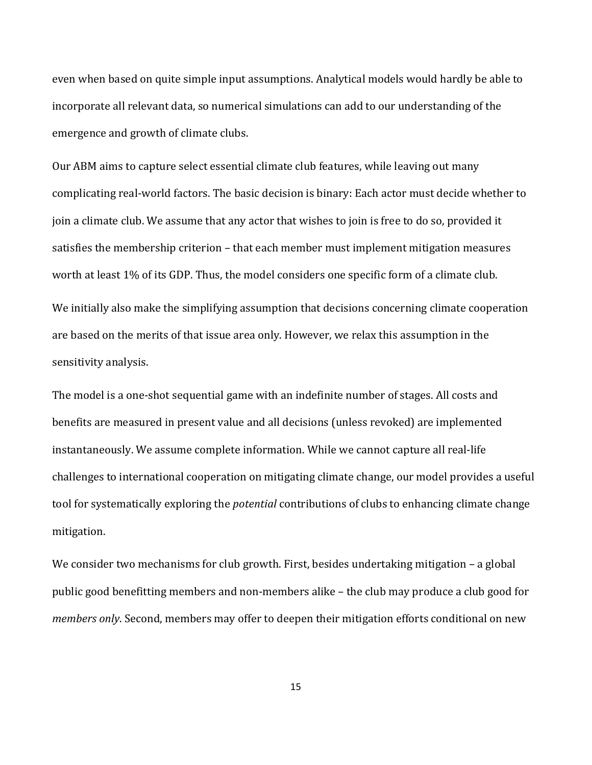even when based on quite simple input assumptions. Analytical models would hardly be able to incorporate all relevant data, so numerical simulations can add to our understanding of the emergence and growth of climate clubs.

Our ABM aims to capture select essential climate club features, while leaving out many complicating real-world factors. The basic decision is binary: Each actor must decide whether to join a climate club. We assume that any actor that wishes to join is free to do so, provided it satisfies the membership criterion – that each member must implement mitigation measures worth at least 1% of its GDP. Thus, the model considers one specific form of a climate club.

We initially also make the simplifying assumption that decisions concerning climate cooperation are based on the merits of that issue area only. However, we relax this assumption in the sensitivity analysis.

The model is a one-shot sequential game with an indefinite number of stages. All costs and benefits are measured in present value and all decisions (unless revoked) are implemented instantaneously. We assume complete information. While we cannot capture all real-life challenges to international cooperation on mitigating climate change, our model provides a useful tool for systematically exploring the *potential* contributions of clubs to enhancing climate change mitigation.

We consider two mechanisms for club growth. First, besides undertaking mitigation – a global public good benefitting members and non-members alike – the club may produce a club good for *members only*. Second, members may offer to deepen their mitigation efforts conditional on new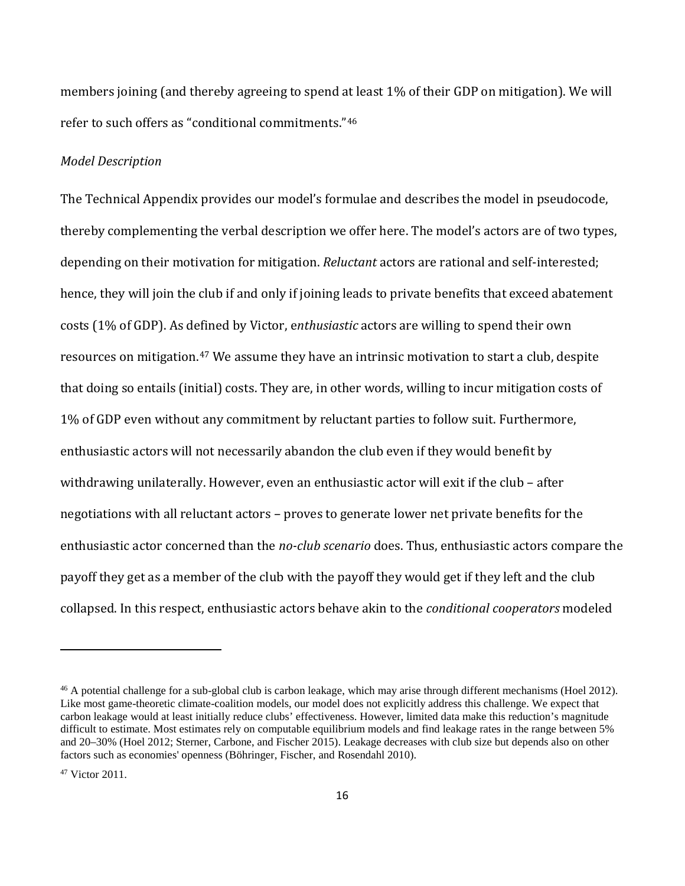members joining (and thereby agreeing to spend at least 1% of their GDP on mitigation). We will refer to such offers as "conditional commitments."[46]

*Model Description*

The Technical Appendix provides our model's formulae and describes the model in pseudocode, thereby complementing the verbal description we offer here. The model's actors are of two types, depending on their motivation for mitigation. *Reluctant* actors are rational and self-interested; hence, they will join the club if and only if joining leads to private benefits that exceed abatement costs (1% of GDP). As defined by Victor, e*nthusiastic* actors are willing to spend their own resources on mitigation.[47] We assume they have an intrinsic motivation to start a club, despite that doing so entails (initial) costs. They are, in other words, willing to incur mitigation costs of 1% of GDP even without any commitment by reluctant parties to follow suit. Furthermore, enthusiastic actors will not necessarily abandon the club even if they would benefit by withdrawing unilaterally. However, even an enthusiastic actor will exit if the club – after negotiations with all reluctant actors – proves to generate lower net private benefits for the enthusiastic actor concerned than the *no-club scenario* does. Thus, enthusiastic actors compare the payoff they get as a member of the club with the payoff they would get if they left and the club collapsed. In this respect, enthusiastic actors behave akin to the *conditional cooperators* modeled

---

[46] A potential challenge for a sub-global club is carbon leakage, which may arise through different mechanisms (Hoel 2012). Like most game-theoretic climate-coalition models, our model does not explicitly address this challenge. We expect that carbon leakage would at least initially reduce clubs' effectiveness. However, limited data make this reduction's magnitude difficult to estimate. Most estimates rely on computable equilibrium models and find leakage rates in the range between 5% and 20–30% (Hoel 2012; Sterner, Carbone, and Fischer 2015). Leakage decreases with club size but depends also on other factors such as economies' openness (Böhringer, Fischer, and Rosendahl 2010).

[47] Victor 2011.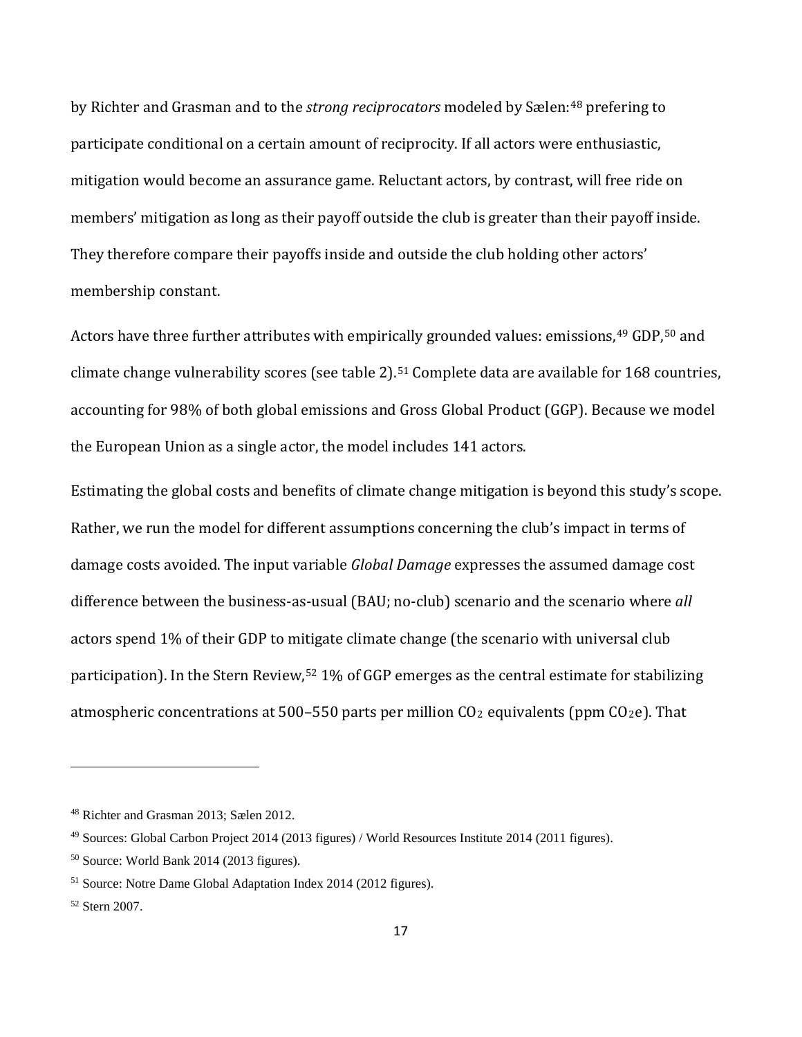by Richter and Grasman and to the *strong reciprocators* modeled by Sælen:[48] prefering to participate conditional on a certain amount of reciprocity. If all actors were enthusiastic, mitigation would become an assurance game. Reluctant actors, by contrast, will free ride on members' mitigation as long as their payoff outside the club is greater than their payoff inside. They therefore compare their payoffs inside and outside the club holding other actors' membership constant.

Actors have three further attributes with empirically grounded values: emissions,[49] GDP,[50] and climate change vulnerability scores (see table 2).[51] Complete data are available for 168 countries, accounting for 98% of both global emissions and Gross Global Product (GGP). Because we model the European Union as a single actor, the model includes 141 actors.

Estimating the global costs and benefits of climate change mitigation is beyond this study's scope. Rather, we run the model for different assumptions concerning the club's impact in terms of damage costs avoided. The input variable *Global Damage* expresses the assumed damage cost difference between the business-as-usual (BAU; no-club) scenario and the scenario where *all* actors spend 1% of their GDP to mitigate climate change (the scenario with universal club participation). In the Stern Review,[52] 1% of GGP emerges as the central estimate for stabilizing atmospheric concentrations at 500–550 parts per million $CO_2$ equivalents (ppm $CO_2$e). That

---

[48] Richter and Grasman 2013; Sælen 2012.

[49] Sources: Global Carbon Project 2014 (2013 figures) / World Resources Institute 2014 (2011 figures).

[50] Source: World Bank 2014 (2013 figures).

[51] Source: Notre Dame Global Adaptation Index 2014 (2012 figures).

[52] Stern 2007.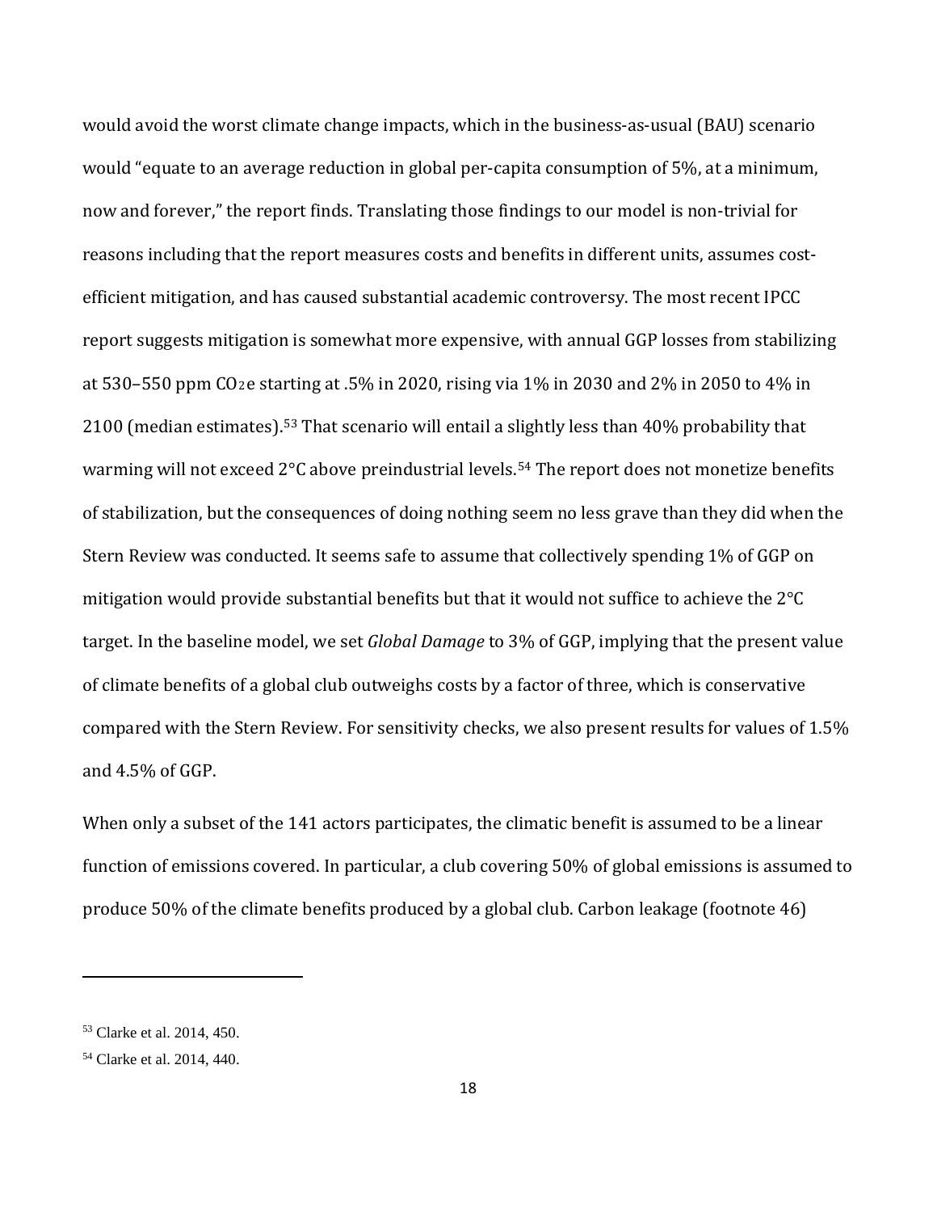would avoid the worst climate change impacts, which in the business-as-usual (BAU) scenario would "equate to an average reduction in global per-capita consumption of 5%, at a minimum, now and forever," the report finds. Translating those findings to our model is non-trivial for reasons including that the report measures costs and benefits in different units, assumes cost-efficient mitigation, and has caused substantial academic controversy. The most recent IPCC report suggests mitigation is somewhat more expensive, with annual GGP losses from stabilizing at 530–550 ppm $CO_2e$ starting at .5% in 2020, rising via 1% in 2030 and 2% in 2050 to 4% in 2100 (median estimates).[53] That scenario will entail a slightly less than 40% probability that warming will not exceed 2°C above preindustrial levels.[54] The report does not monetize benefits of stabilization, but the consequences of doing nothing seem no less grave than they did when the Stern Review was conducted. It seems safe to assume that collectively spending 1% of GGP on mitigation would provide substantial benefits but that it would not suffice to achieve the 2°C target. In the baseline model, we set *Global Damage* to 3% of GGP, implying that the present value of climate benefits of a global club outweighs costs by a factor of three, which is conservative compared with the Stern Review. For sensitivity checks, we also present results for values of 1.5% and 4.5% of GGP.

When only a subset of the 141 actors participates, the climatic benefit is assumed to be a linear function of emissions covered. In particular, a club covering 50% of global emissions is assumed to produce 50% of the climate benefits produced by a global club. Carbon leakage (footnote 46)

[53] Clarke et al. 2014, 450.

[54] Clarke et al. 2014, 440.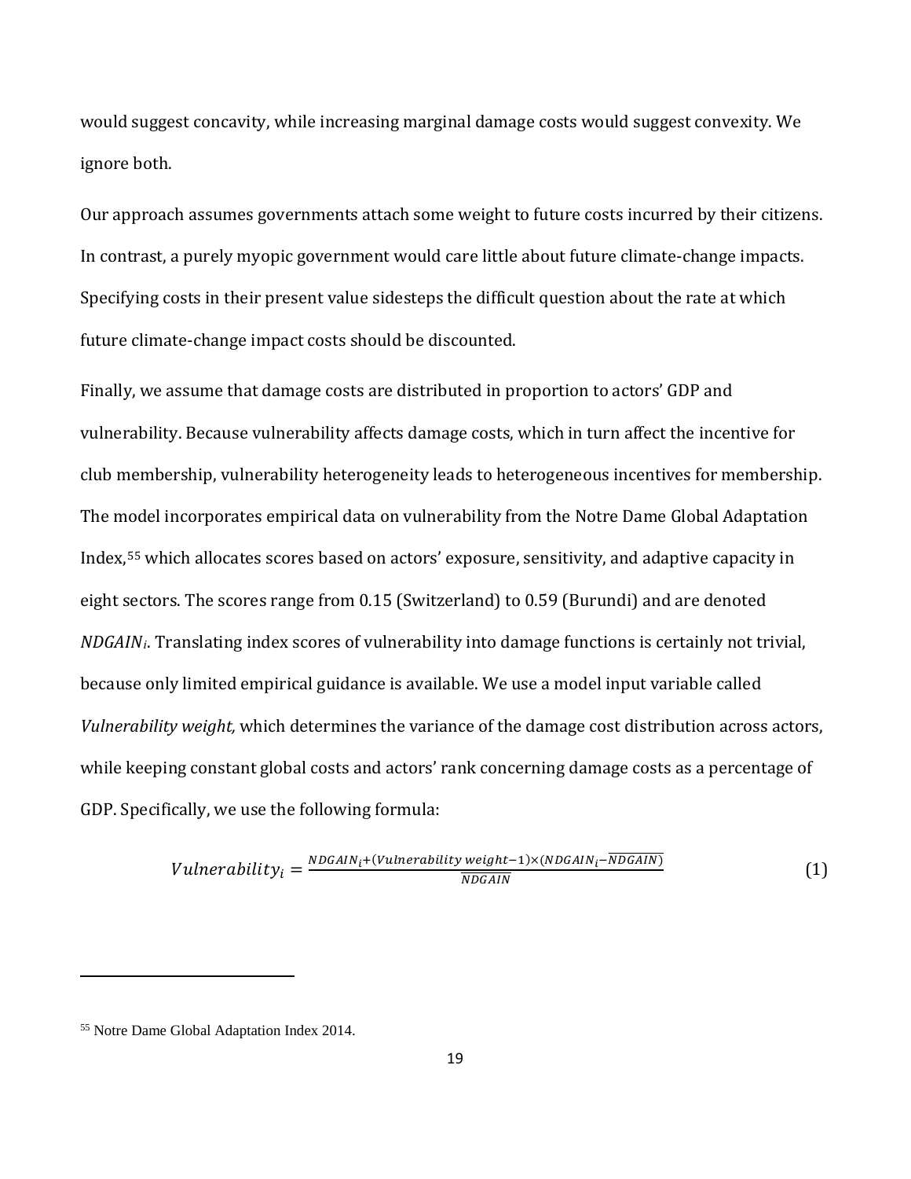would suggest concavity, while increasing marginal damage costs would suggest convexity. We ignore both.

Our approach assumes governments attach some weight to future costs incurred by their citizens. In contrast, a purely myopic government would care little about future climate-change impacts. Specifying costs in their present value sidesteps the difficult question about the rate at which future climate-change impact costs should be discounted.

Finally, we assume that damage costs are distributed in proportion to actors' GDP and vulnerability. Because vulnerability affects damage costs, which in turn affect the incentive for club membership, vulnerability heterogeneity leads to heterogeneous incentives for membership. The model incorporates empirical data on vulnerability from the Notre Dame Global Adaptation Index,[55] which allocates scores based on actors' exposure, sensitivity, and adaptive capacity in eight sectors. The scores range from 0.15 (Switzerland) to 0.59 (Burundi) and are denoted $NDGAIN_i$. Translating index scores of vulnerability into damage functions is certainly not trivial, because only limited empirical guidance is available. We use a model input variable called *Vulnerability weight,* which determines the variance of the damage cost distribution across actors, while keeping constant global costs and actors' rank concerning damage costs as a percentage of GDP. Specifically, we use the following formula:

$$Vulnerability_i = \frac{NDGAIN_i + (Vulnerability\ weight - 1) \times (NDGAIN_i - \overline{NDGAIN})}{\overline{NDGAIN}} \tag{1}$$

[55] Notre Dame Global Adaptation Index 2014.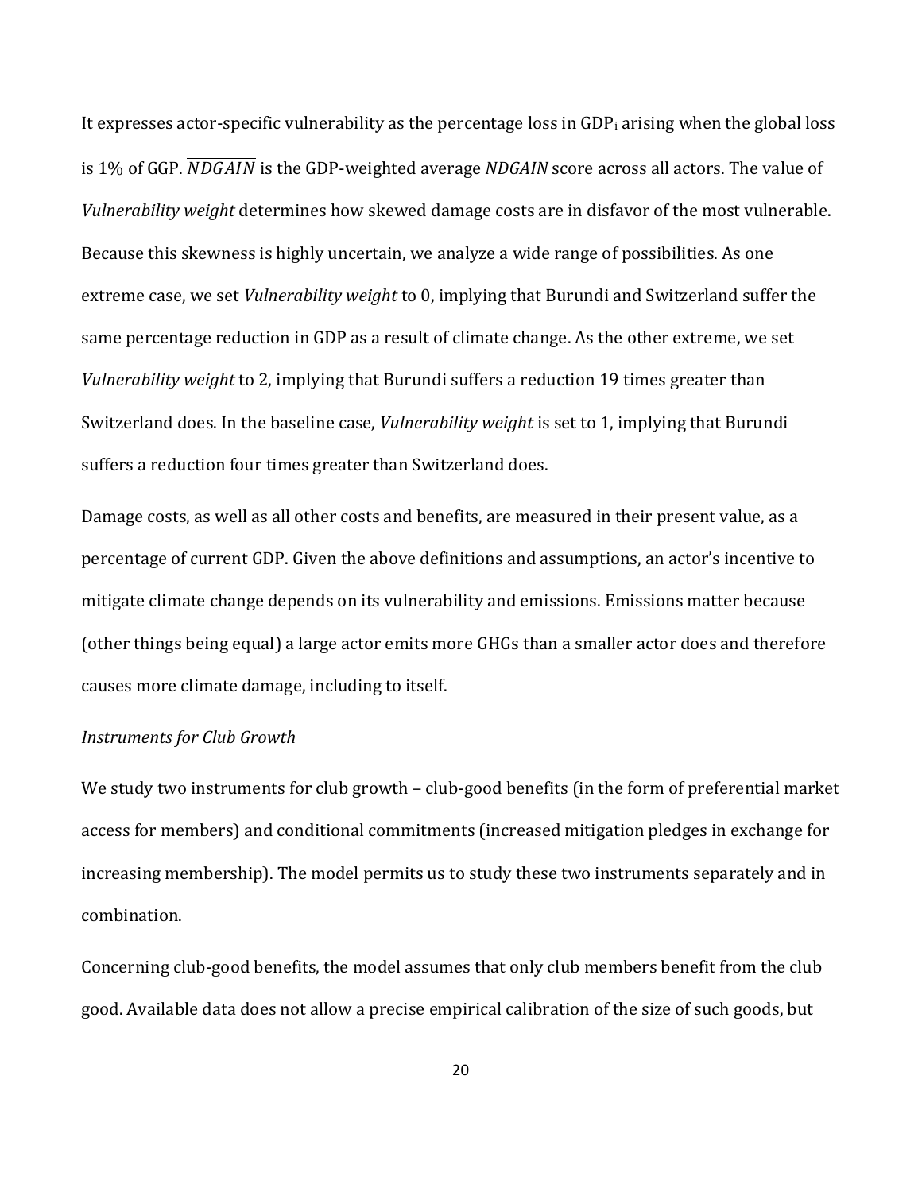It expresses actor-specific vulnerability as the percentage loss in $GDP_i$ arising when the global loss is 1% of GGP. $\overline{NDGAIN}$ is the GDP-weighted average *NDGAIN* score across all actors. The value of *Vulnerability weight* determines how skewed damage costs are in disfavor of the most vulnerable. Because this skewness is highly uncertain, we analyze a wide range of possibilities. As one extreme case, we set *Vulnerability weight* to 0, implying that Burundi and Switzerland suffer the same percentage reduction in GDP as a result of climate change. As the other extreme, we set *Vulnerability weight* to 2, implying that Burundi suffers a reduction 19 times greater than Switzerland does. In the baseline case, *Vulnerability weight* is set to 1, implying that Burundi suffers a reduction four times greater than Switzerland does.

Damage costs, as well as all other costs and benefits, are measured in their present value, as a percentage of current GDP. Given the above definitions and assumptions, an actor's incentive to mitigate climate change depends on its vulnerability and emissions. Emissions matter because (other things being equal) a large actor emits more GHGs than a smaller actor does and therefore causes more climate damage, including to itself.

*Instruments for Club Growth*

We study two instruments for club growth – club-good benefits (in the form of preferential market access for members) and conditional commitments (increased mitigation pledges in exchange for increasing membership). The model permits us to study these two instruments separately and in combination.

Concerning club-good benefits, the model assumes that only club members benefit from the club good. Available data does not allow a precise empirical calibration of the size of such goods, but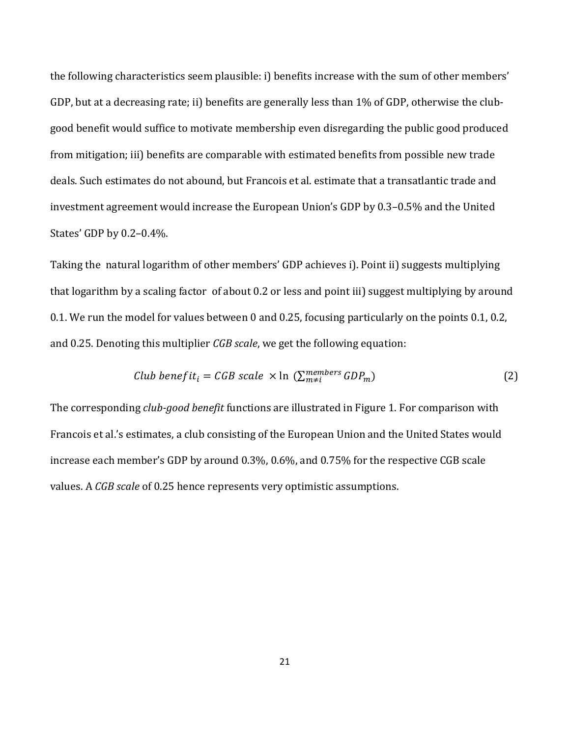the following characteristics seem plausible: i) benefits increase with the sum of other members' GDP, but at a decreasing rate; ii) benefits are generally less than 1% of GDP, otherwise the club-good benefit would suffice to motivate membership even disregarding the public good produced from mitigation; iii) benefits are comparable with estimated benefits from possible new trade deals. Such estimates do not abound, but Francois et al. estimate that a transatlantic trade and investment agreement would increase the European Union's GDP by 0.3–0.5% and the United States' GDP by 0.2–0.4%.

Taking the natural logarithm of other members' GDP achieves i). Point ii) suggests multiplying that logarithm by a scaling factor of about 0.2 or less and point iii) suggest multiplying by around 0.1. We run the model for values between 0 and 0.25, focusing particularly on the points 0.1, 0.2, and 0.25. Denoting this multiplier *CGB scale*, we get the following equation:

$$Club\ benefit_i = CGB\ scale\ \times \ln\ (\sum_{m \neq i}^{members} GDP_m) \qquad (2)$$

The corresponding *club-good benefit* functions are illustrated in Figure 1. For comparison with Francois et al.'s estimates, a club consisting of the European Union and the United States would increase each member's GDP by around 0.3%, 0.6%, and 0.75% for the respective CGB scale values. A *CGB scale* of 0.25 hence represents very optimistic assumptions.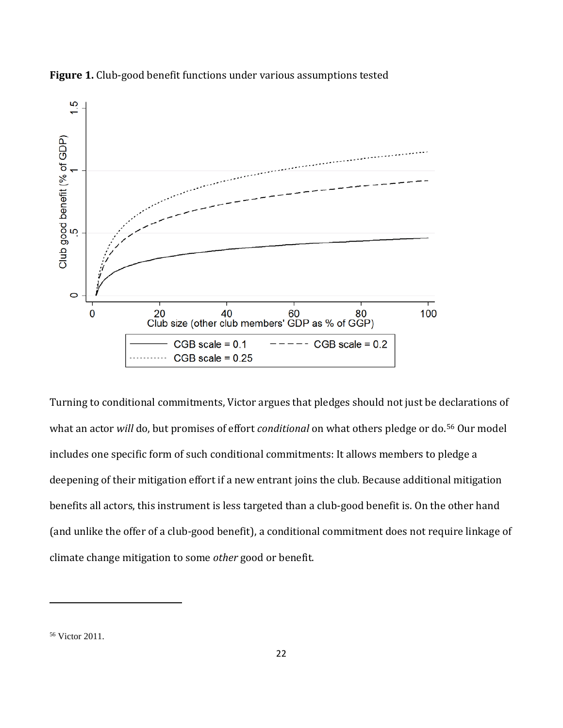**Figure 1.** Club-good benefit functions under various assumptions tested

Turning to conditional commitments, Victor argues that pledges should not just be declarations of what an actor *will* do, but promises of effort *conditional* on what others pledge or do.[56] Our model includes one specific form of such conditional commitments: It allows members to pledge a deepening of their mitigation effort if a new entrant joins the club. Because additional mitigation benefits all actors, this instrument is less targeted than a club-good benefit is. On the other hand (and unlike the offer of a club-good benefit), a conditional commitment does not require linkage of climate change mitigation to some *other* good or benefit.

[56] Victor 2011.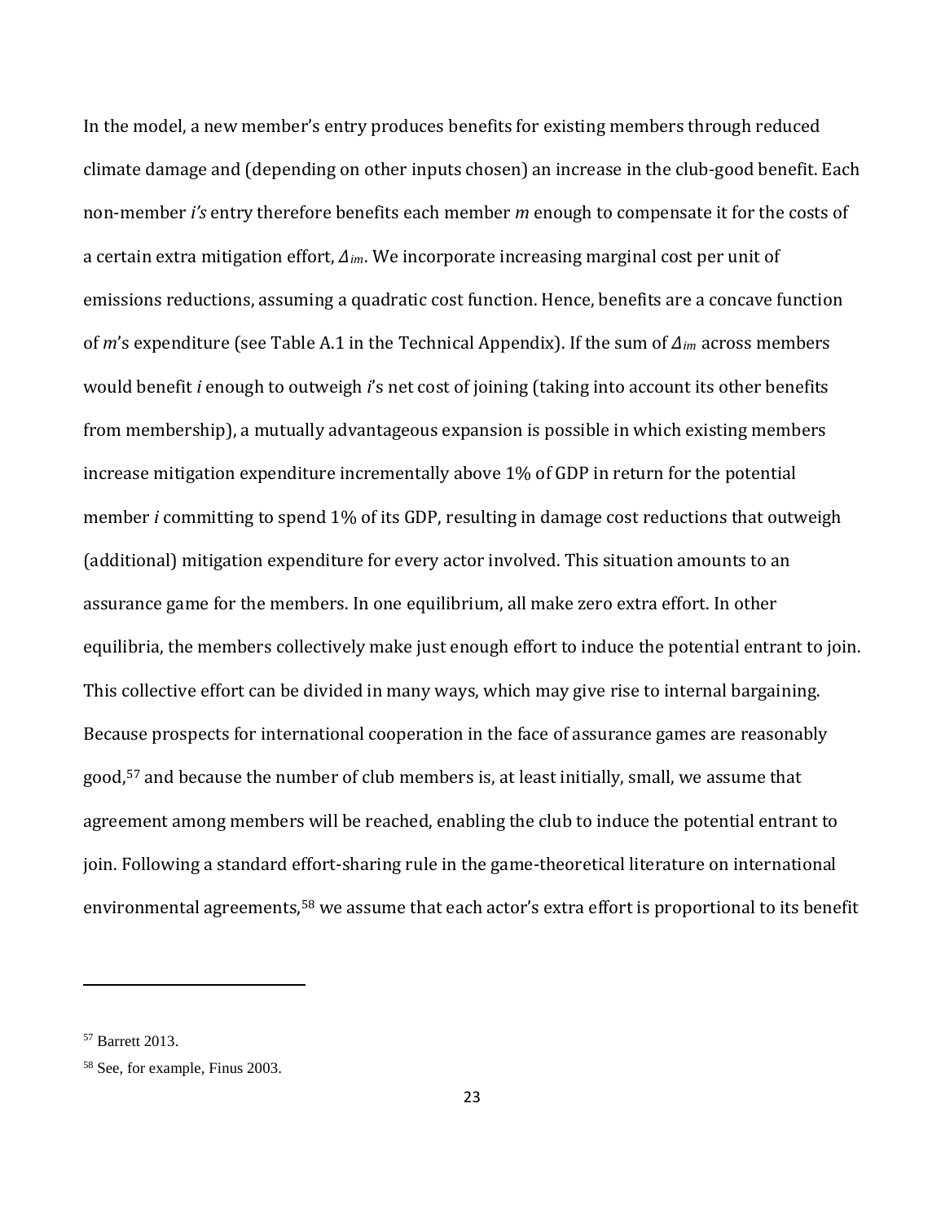In the model, a new member's entry produces benefits for existing members through reduced climate damage and (depending on other inputs chosen) an increase in the club-good benefit. Each non-member *i's* entry therefore benefits each member *m* enough to compensate it for the costs of a certain extra mitigation effort, $\Delta_{im}$. We incorporate increasing marginal cost per unit of emissions reductions, assuming a quadratic cost function. Hence, benefits are a concave function of *m*'s expenditure (see Table A.1 in the Technical Appendix). If the sum of $\Delta_{im}$ across members would benefit *i* enough to outweigh *i*'s net cost of joining (taking into account its other benefits from membership), a mutually advantageous expansion is possible in which existing members increase mitigation expenditure incrementally above 1% of GDP in return for the potential member *i* committing to spend 1% of its GDP, resulting in damage cost reductions that outweigh (additional) mitigation expenditure for every actor involved. This situation amounts to an assurance game for the members. In one equilibrium, all make zero extra effort. In other equilibria, the members collectively make just enough effort to induce the potential entrant to join. This collective effort can be divided in many ways, which may give rise to internal bargaining. Because prospects for international cooperation in the face of assurance games are reasonably good,[57] and because the number of club members is, at least initially, small, we assume that agreement among members will be reached, enabling the club to induce the potential entrant to join. Following a standard effort-sharing rule in the game-theoretical literature on international environmental agreements,[58] we assume that each actor's extra effort is proportional to its benefit

[57] Barrett 2013.

[58] See, for example, Finus 2003.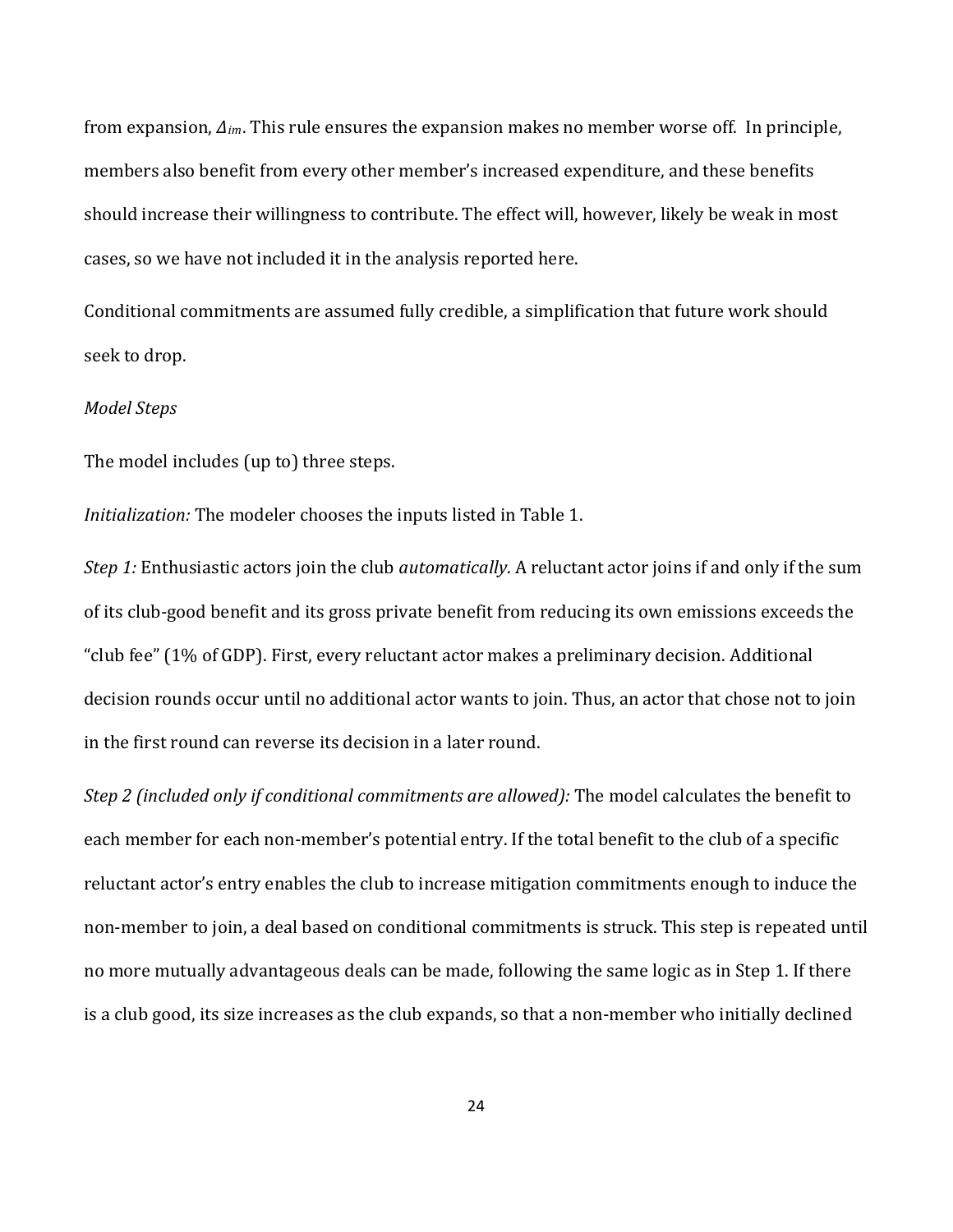from expansion, $\Delta_{im}$. This rule ensures the expansion makes no member worse off. In principle, members also benefit from every other member's increased expenditure, and these benefits should increase their willingness to contribute. The effect will, however, likely be weak in most cases, so we have not included it in the analysis reported here.

Conditional commitments are assumed fully credible, a simplification that future work should seek to drop.

*Model Steps*

The model includes (up to) three steps.

*Initialization:* The modeler chooses the inputs listed in Table 1.

*Step 1:* Enthusiastic actors join the club *automatically*. A reluctant actor joins if and only if the sum of its club-good benefit and its gross private benefit from reducing its own emissions exceeds the "club fee" (1% of GDP). First, every reluctant actor makes a preliminary decision. Additional decision rounds occur until no additional actor wants to join. Thus, an actor that chose not to join in the first round can reverse its decision in a later round.

*Step 2 (included only if conditional commitments are allowed):* The model calculates the benefit to each member for each non-member's potential entry. If the total benefit to the club of a specific reluctant actor's entry enables the club to increase mitigation commitments enough to induce the non-member to join, a deal based on conditional commitments is struck. This step is repeated until no more mutually advantageous deals can be made, following the same logic as in Step 1. If there is a club good, its size increases as the club expands, so that a non-member who initially declined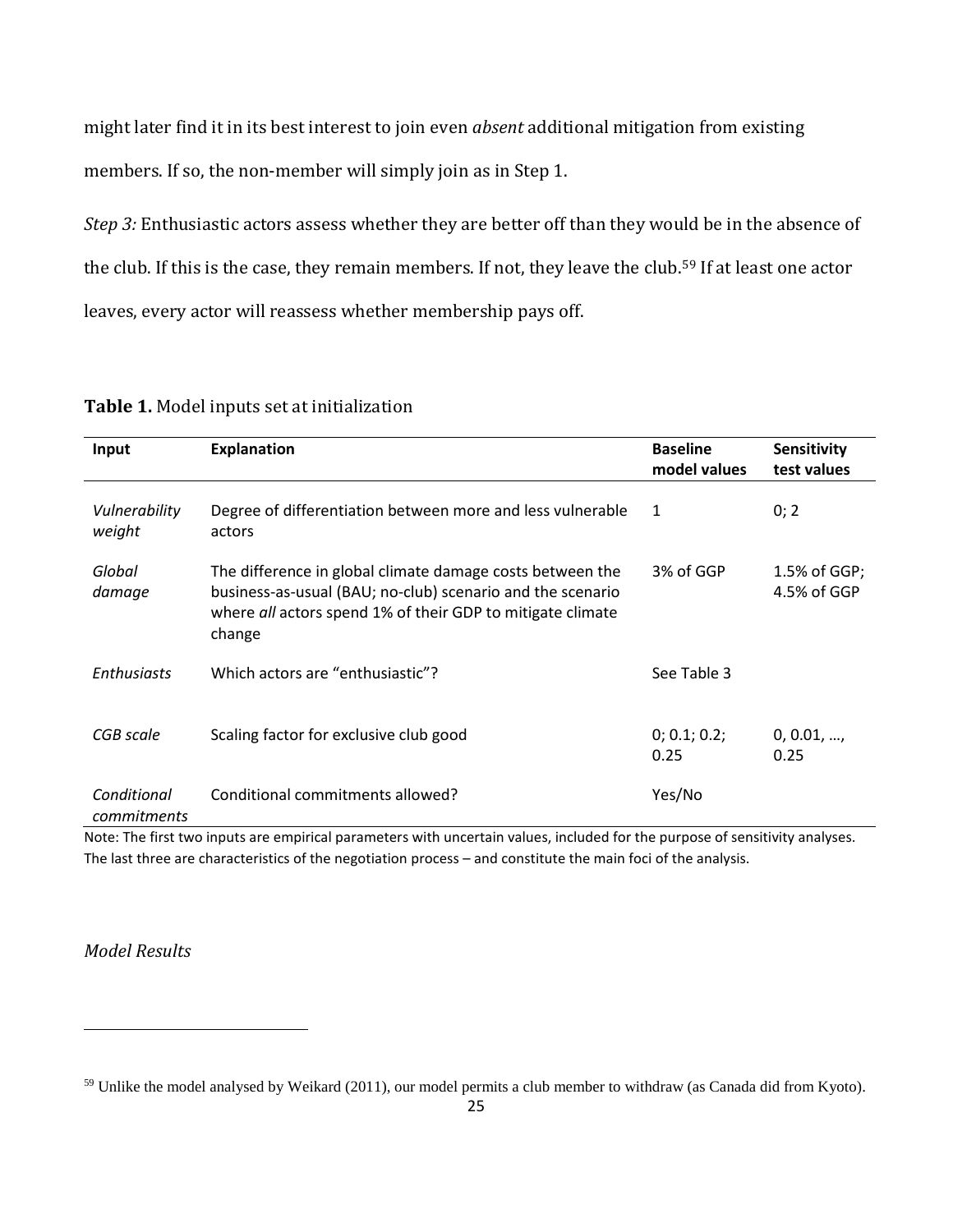might later find it in its best interest to join even *absent* additional mitigation from existing members. If so, the non-member will simply join as in Step 1.

*Step 3:* Enthusiastic actors assess whether they are better off than they would be in the absence of the club. If this is the case, they remain members. If not, they leave the club.[59] If at least one actor leaves, every actor will reassess whether membership pays off.

**Table 1.** Model inputs set at initialization

| Input | Explanation | Baseline model values | Sensitivity test values |
|---|---|---|---|
| *Vulnerability weight* | Degree of differentiation between more and less vulnerable actors | 1 | 0; 2 |
| *Global damage* | The difference in global climate damage costs between the business-as-usual (BAU; no-club) scenario and the scenario where *all* actors spend 1% of their GDP to mitigate climate change | 3% of GGP | 1.5% of GGP; 4.5% of GGP |
| *Enthusiasts* | Which actors are "enthusiastic"? | See Table 3 | |
| *CGB scale* | Scaling factor for exclusive club good | 0; 0.1; 0.2; 0.25 | 0, 0.01, …, 0.25 |
| *Conditional commitments* | Conditional commitments allowed? | Yes/No | |

Note: The first two inputs are empirical parameters with uncertain values, included for the purpose of sensitivity analyses. The last three are characteristics of the negotiation process – and constitute the main foci of the analysis.

*Model Results*

[59] Unlike the model analysed by Weikard (2011), our model permits a club member to withdraw (as Canada did from Kyoto).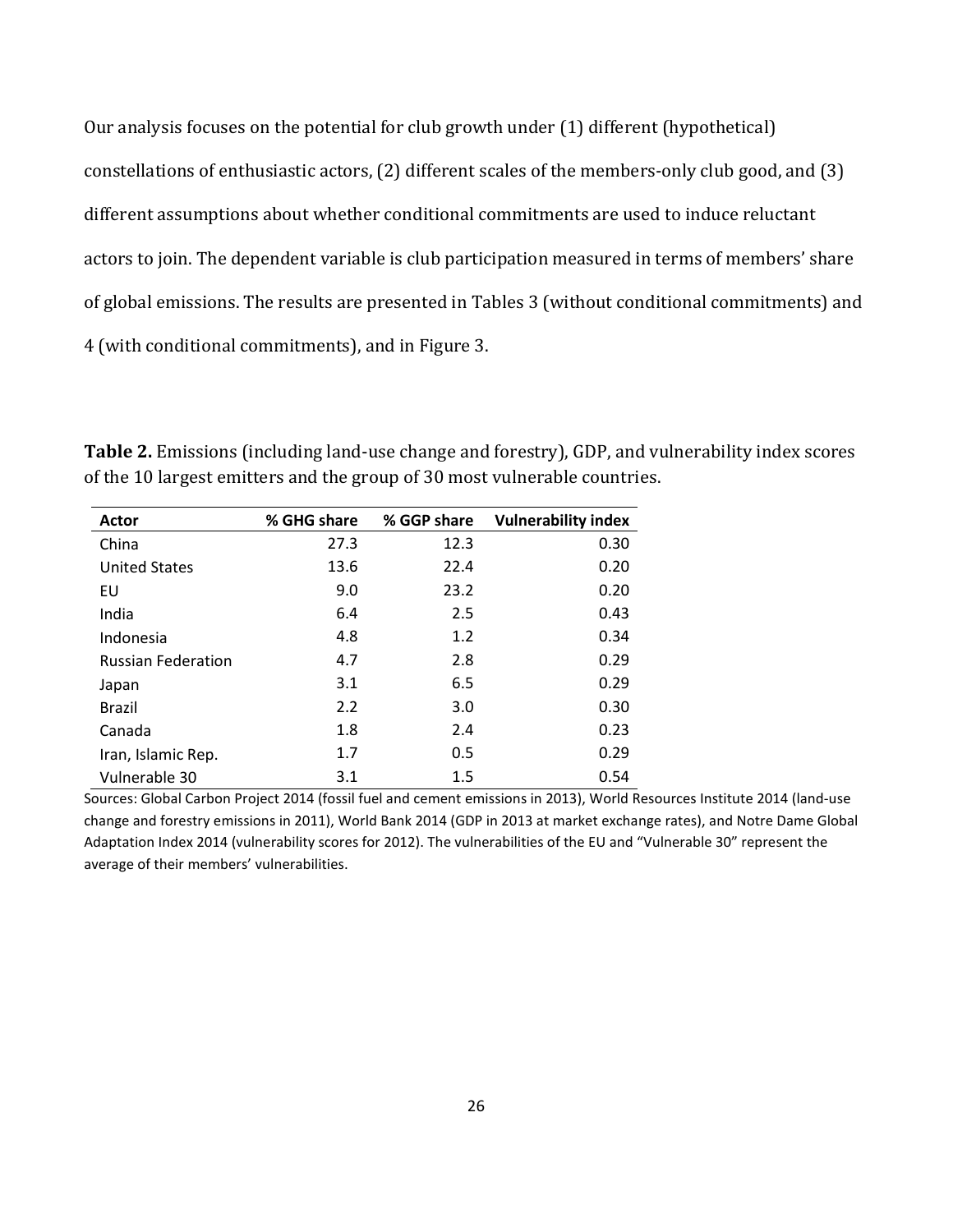Our analysis focuses on the potential for club growth under (1) different (hypothetical) constellations of enthusiastic actors, (2) different scales of the members-only club good, and (3) different assumptions about whether conditional commitments are used to induce reluctant actors to join. The dependent variable is club participation measured in terms of members' share of global emissions. The results are presented in Tables 3 (without conditional commitments) and 4 (with conditional commitments), and in Figure 3.

**Table 2.** Emissions (including land-use change and forestry), GDP, and vulnerability index scores of the 10 largest emitters and the group of 30 most vulnerable countries.

| Actor | % GHG share | % GGP share | Vulnerability index |
|---|---|---|---|
| China | 27.3 | 12.3 | 0.30 |
| United States | 13.6 | 22.4 | 0.20 |
| EU | 9.0 | 23.2 | 0.20 |
| India | 6.4 | 2.5 | 0.43 |
| Indonesia | 4.8 | 1.2 | 0.34 |
| Russian Federation | 4.7 | 2.8 | 0.29 |
| Japan | 3.1 | 6.5 | 0.29 |
| Brazil | 2.2 | 3.0 | 0.30 |
| Canada | 1.8 | 2.4 | 0.23 |
| Iran, Islamic Rep. | 1.7 | 0.5 | 0.29 |
| Vulnerable 30 | 3.1 | 1.5 | 0.54 |

Sources: Global Carbon Project 2014 (fossil fuel and cement emissions in 2013), World Resources Institute 2014 (land-use change and forestry emissions in 2011), World Bank 2014 (GDP in 2013 at market exchange rates), and Notre Dame Global Adaptation Index 2014 (vulnerability scores for 2012). The vulnerabilities of the EU and "Vulnerable 30" represent the average of their members' vulnerabilities.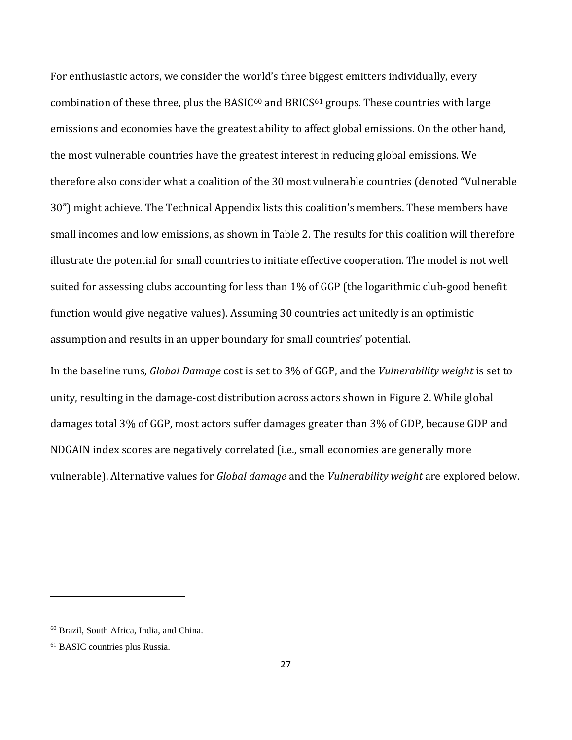For enthusiastic actors, we consider the world's three biggest emitters individually, every combination of these three, plus the BASIC[60] and BRICS[61] groups. These countries with large emissions and economies have the greatest ability to affect global emissions. On the other hand, the most vulnerable countries have the greatest interest in reducing global emissions. We therefore also consider what a coalition of the 30 most vulnerable countries (denoted "Vulnerable 30") might achieve. The Technical Appendix lists this coalition's members. These members have small incomes and low emissions, as shown in Table 2. The results for this coalition will therefore illustrate the potential for small countries to initiate effective cooperation. The model is not well suited for assessing clubs accounting for less than 1% of GGP (the logarithmic club-good benefit function would give negative values). Assuming 30 countries act unitedly is an optimistic assumption and results in an upper boundary for small countries' potential.

In the baseline runs, *Global Damage* cost is set to 3% of GGP, and the *Vulnerability weight* is set to unity, resulting in the damage-cost distribution across actors shown in Figure 2. While global damages total 3% of GGP, most actors suffer damages greater than 3% of GDP, because GDP and NDGAIN index scores are negatively correlated (i.e., small economies are generally more vulnerable). Alternative values for *Global damage* and the *Vulnerability weight* are explored below.

---

[60] Brazil, South Africa, India, and China.

[61] BASIC countries plus Russia.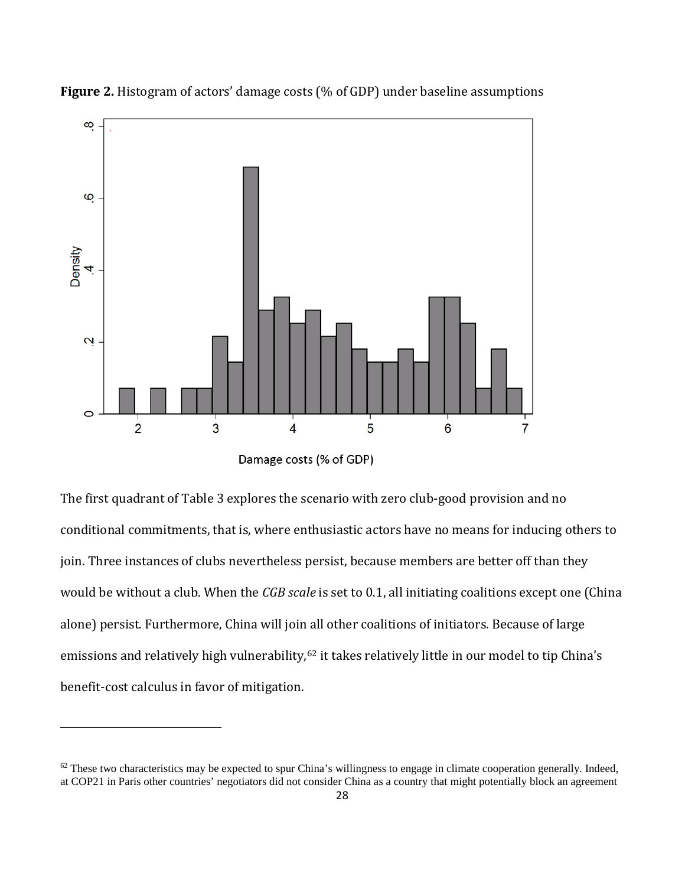**Figure 2.** Histogram of actors' damage costs (% of GDP) under baseline assumptions

The first quadrant of Table 3 explores the scenario with zero club-good provision and no conditional commitments, that is, where enthusiastic actors have no means for inducing others to join. Three instances of clubs nevertheless persist, because members are better off than they would be without a club. When the *CGB scale* is set to 0.1, all initiating coalitions except one (China alone) persist. Furthermore, China will join all other coalitions of initiators. Because of large emissions and relatively high vulnerability,[62] it takes relatively little in our model to tip China's benefit-cost calculus in favor of mitigation.

[62] These two characteristics may be expected to spur China's willingness to engage in climate cooperation generally. Indeed, at COP21 in Paris other countries' negotiators did not consider China as a country that might potentially block an agreement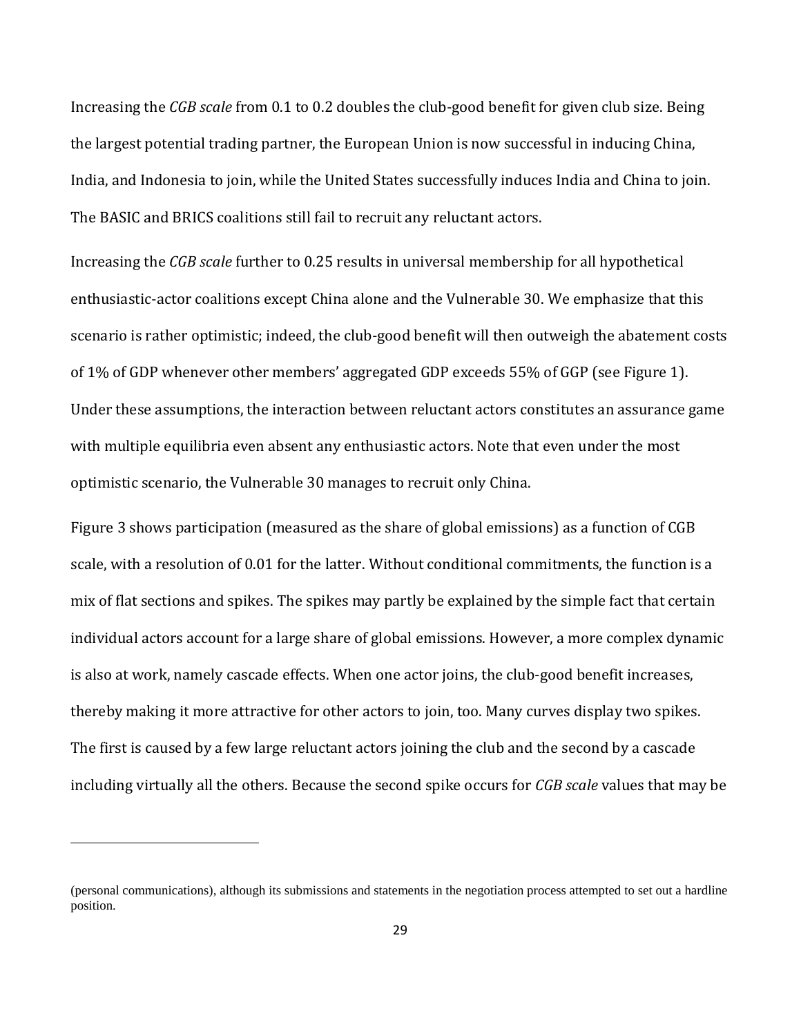Increasing the *CGB scale* from 0.1 to 0.2 doubles the club-good benefit for given club size. Being the largest potential trading partner, the European Union is now successful in inducing China, India, and Indonesia to join, while the United States successfully induces India and China to join. The BASIC and BRICS coalitions still fail to recruit any reluctant actors.

Increasing the *CGB scale* further to 0.25 results in universal membership for all hypothetical enthusiastic-actor coalitions except China alone and the Vulnerable 30. We emphasize that this scenario is rather optimistic; indeed, the club-good benefit will then outweigh the abatement costs of 1% of GDP whenever other members' aggregated GDP exceeds 55% of GGP (see Figure 1). Under these assumptions, the interaction between reluctant actors constitutes an assurance game with multiple equilibria even absent any enthusiastic actors. Note that even under the most optimistic scenario, the Vulnerable 30 manages to recruit only China.

Figure 3 shows participation (measured as the share of global emissions) as a function of CGB scale, with a resolution of 0.01 for the latter. Without conditional commitments, the function is a mix of flat sections and spikes. The spikes may partly be explained by the simple fact that certain individual actors account for a large share of global emissions. However, a more complex dynamic is also at work, namely cascade effects. When one actor joins, the club-good benefit increases, thereby making it more attractive for other actors to join, too. Many curves display two spikes. The first is caused by a few large reluctant actors joining the club and the second by a cascade including virtually all the others. Because the second spike occurs for *CGB scale* values that may be

---

(personal communications), although its submissions and statements in the negotiation process attempted to set out a hardline position.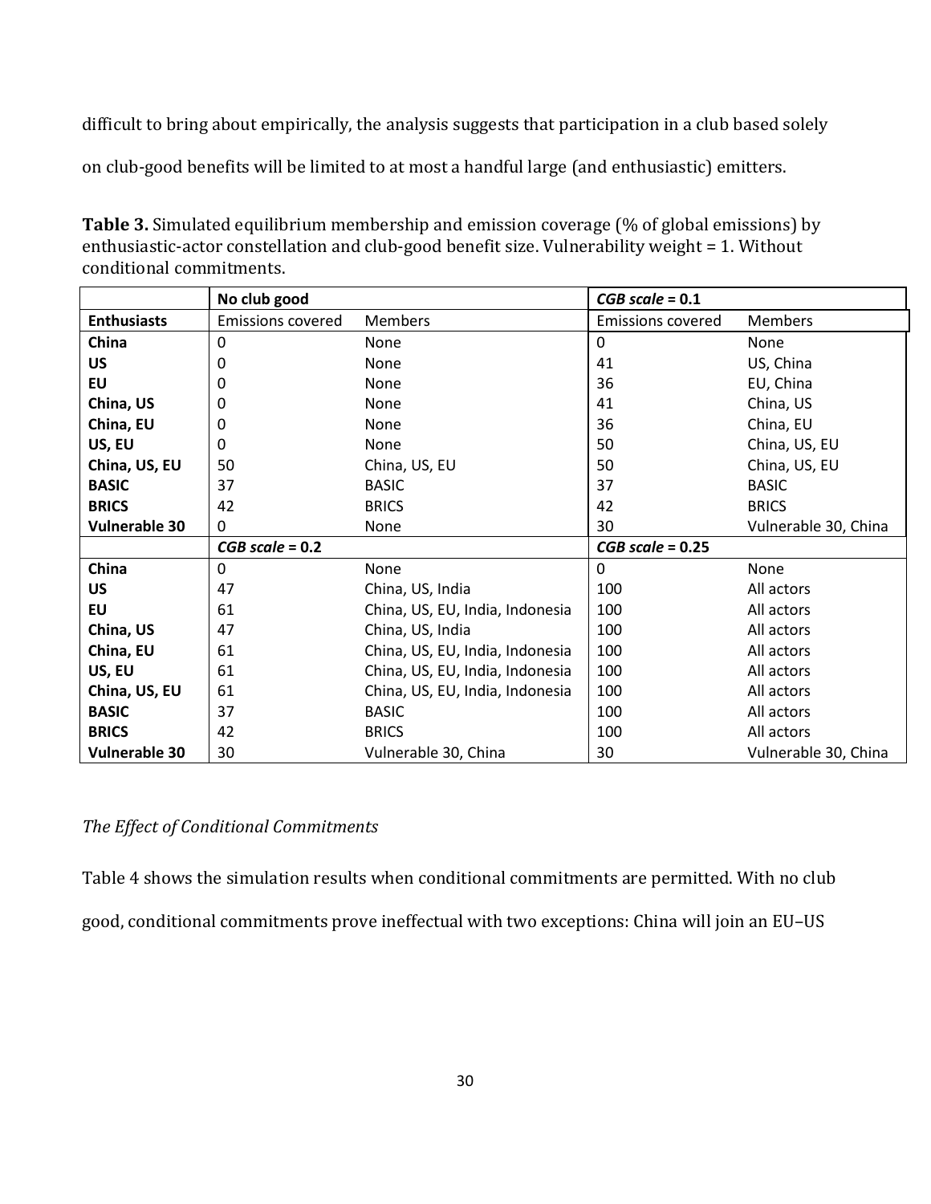difficult to bring about empirically, the analysis suggests that participation in a club based solely on club-good benefits will be limited to at most a handful large (and enthusiastic) emitters.

**Table 3.** Simulated equilibrium membership and emission coverage (% of global emissions) by enthusiastic-actor constellation and club-good benefit size. Vulnerability weight = 1. Without conditional commitments.

| | **No club good** | | ***CGB scale* = 0.1** | |
|---|---|---|---|---|
| **Enthusiasts** | Emissions covered | Members | Emissions covered | Members |
| **China** | 0 | None | 0 | None |
| **US** | 0 | None | 41 | US, China |
| **EU** | 0 | None | 36 | EU, China |
| **China, US** | 0 | None | 41 | China, US |
| **China, EU** | 0 | None | 36 | China, EU |
| **US, EU** | 0 | None | 50 | China, US, EU |
| **China, US, EU** | 50 | China, US, EU | 50 | China, US, EU |
| **BASIC** | 37 | BASIC | 37 | BASIC |
| **BRICS** | 42 | BRICS | 42 | BRICS |
| **Vulnerable 30** | 0 | None | 30 | Vulnerable 30, China |
| | ***CGB scale* = 0.2** | | ***CGB scale* = 0.25** | |
| **China** | 0 | None | 0 | None |
| **US** | 47 | China, US, India | 100 | All actors |
| **EU** | 61 | China, US, EU, India, Indonesia | 100 | All actors |
| **China, US** | 47 | China, US, India | 100 | All actors |
| **China, EU** | 61 | China, US, EU, India, Indonesia | 100 | All actors |
| **US, EU** | 61 | China, US, EU, India, Indonesia | 100 | All actors |
| **China, US, EU** | 61 | China, US, EU, India, Indonesia | 100 | All actors |
| **BASIC** | 37 | BASIC | 100 | All actors |
| **BRICS** | 42 | BRICS | 100 | All actors |
| **Vulnerable 30** | 30 | Vulnerable 30, China | 30 | Vulnerable 30, China |

*The Effect of Conditional Commitments*

Table 4 shows the simulation results when conditional commitments are permitted. With no club good, conditional commitments prove ineffectual with two exceptions: China will join an EU–US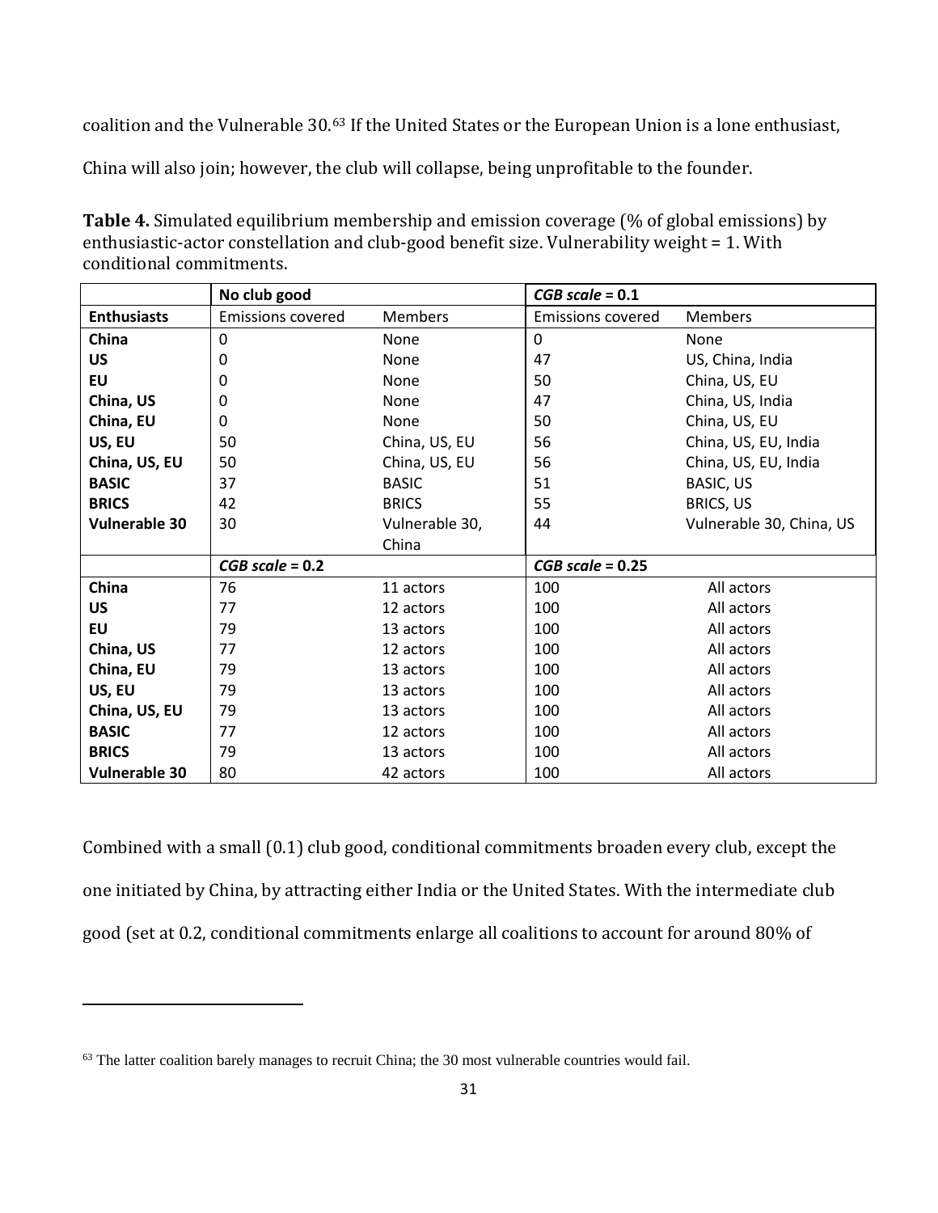coalition and the Vulnerable 30.[63] If the United States or the European Union is a lone enthusiast, China will also join; however, the club will collapse, being unprofitable to the founder.

**Table 4.** Simulated equilibrium membership and emission coverage (% of global emissions) by enthusiastic-actor constellation and club-good benefit size. Vulnerability weight = 1. With conditional commitments.

| | **No club good** | | ***CGB scale* = 0.1** | |
|---|---|---|---|---|
| **Enthusiasts** | Emissions covered | Members | Emissions covered | Members |
| **China** | 0 | None | 0 | None |
| **US** | 0 | None | 47 | US, China, India |
| **EU** | 0 | None | 50 | China, US, EU |
| **China, US** | 0 | None | 47 | China, US, India |
| **China, EU** | 0 | None | 50 | China, US, EU |
| **US, EU** | 50 | China, US, EU | 56 | China, US, EU, India |
| **China, US, EU** | 50 | China, US, EU | 56 | China, US, EU, India |
| **BASIC** | 37 | BASIC | 51 | BASIC, US |
| **BRICS** | 42 | BRICS | 55 | BRICS, US |
| **Vulnerable 30** | 30 | Vulnerable 30, China | 44 | Vulnerable 30, China, US |
| | ***CGB scale* = 0.2** | | ***CGB scale* = 0.25** | |
| **China** | 76 | 11 actors | 100 | All actors |
| **US** | 77 | 12 actors | 100 | All actors |
| **EU** | 79 | 13 actors | 100 | All actors |
| **China, US** | 77 | 12 actors | 100 | All actors |
| **China, EU** | 79 | 13 actors | 100 | All actors |
| **US, EU** | 79 | 13 actors | 100 | All actors |
| **China, US, EU** | 79 | 13 actors | 100 | All actors |
| **BASIC** | 77 | 12 actors | 100 | All actors |
| **BRICS** | 79 | 13 actors | 100 | All actors |
| **Vulnerable 30** | 80 | 42 actors | 100 | All actors |

Combined with a small (0.1) club good, conditional commitments broaden every club, except the one initiated by China, by attracting either India or the United States. With the intermediate club good (set at 0.2, conditional commitments enlarge all coalitions to account for around 80% of

[63] The latter coalition barely manages to recruit China; the 30 most vulnerable countries would fail.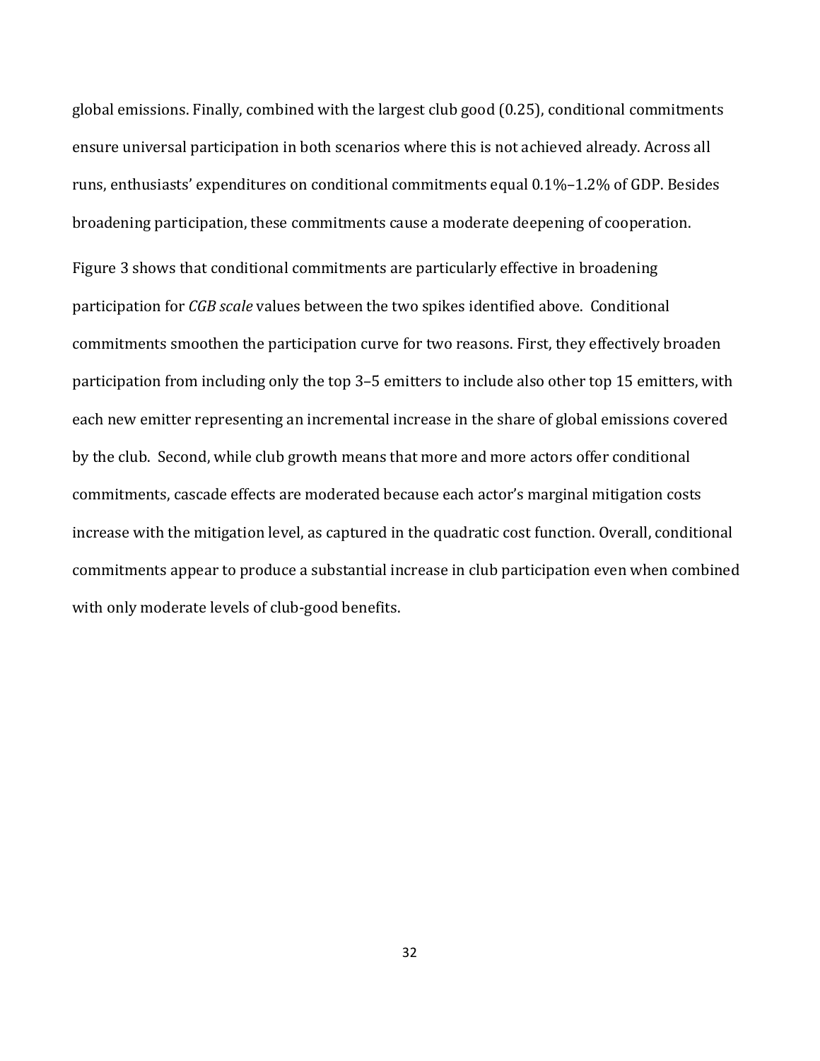global emissions. Finally, combined with the largest club good (0.25), conditional commitments ensure universal participation in both scenarios where this is not achieved already. Across all runs, enthusiasts' expenditures on conditional commitments equal 0.1%–1.2% of GDP. Besides broadening participation, these commitments cause a moderate deepening of cooperation.

Figure 3 shows that conditional commitments are particularly effective in broadening participation for *CGB scale* values between the two spikes identified above. Conditional commitments smoothen the participation curve for two reasons. First, they effectively broaden participation from including only the top 3–5 emitters to include also other top 15 emitters, with each new emitter representing an incremental increase in the share of global emissions covered by the club. Second, while club growth means that more and more actors offer conditional commitments, cascade effects are moderated because each actor's marginal mitigation costs increase with the mitigation level, as captured in the quadratic cost function. Overall, conditional commitments appear to produce a substantial increase in club participation even when combined with only moderate levels of club-good benefits.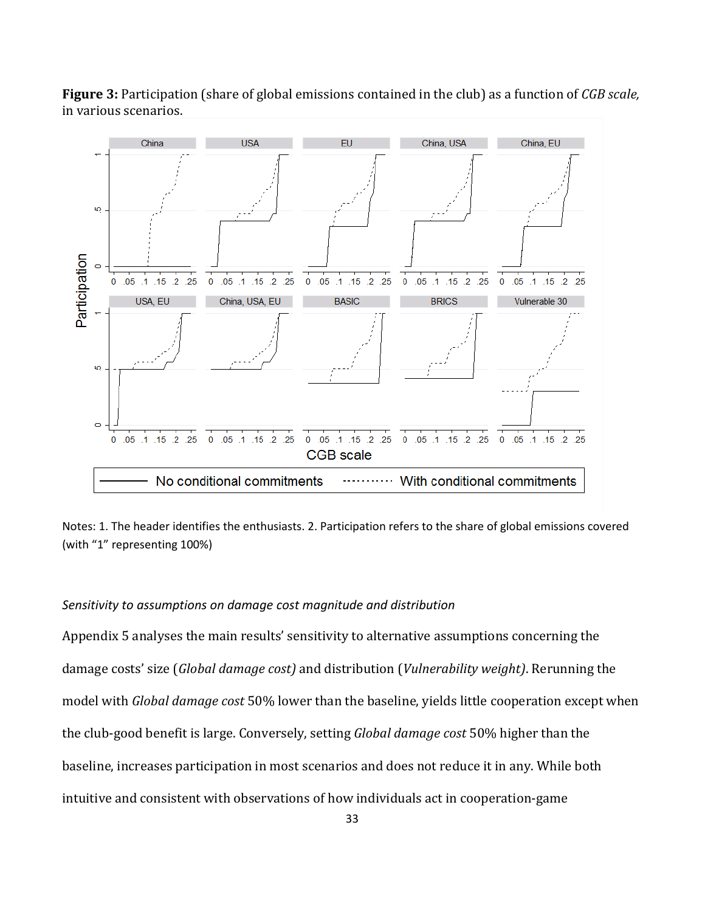**Figure 3:** Participation (share of global emissions contained in the club) as a function of *CGB scale,* in various scenarios.

Notes: 1. The header identifies the enthusiasts. 2. Participation refers to the share of global emissions covered (with "1" representing 100%)

*Sensitivity to assumptions on damage cost magnitude and distribution*

Appendix 5 analyses the main results' sensitivity to alternative assumptions concerning the damage costs' size (*Global damage cost)* and distribution (*Vulnerability weight)*. Rerunning the model with *Global damage cost* 50% lower than the baseline, yields little cooperation except when the club-good benefit is large. Conversely, setting *Global damage cost* 50% higher than the baseline, increases participation in most scenarios and does not reduce it in any. While both intuitive and consistent with observations of how individuals act in cooperation-game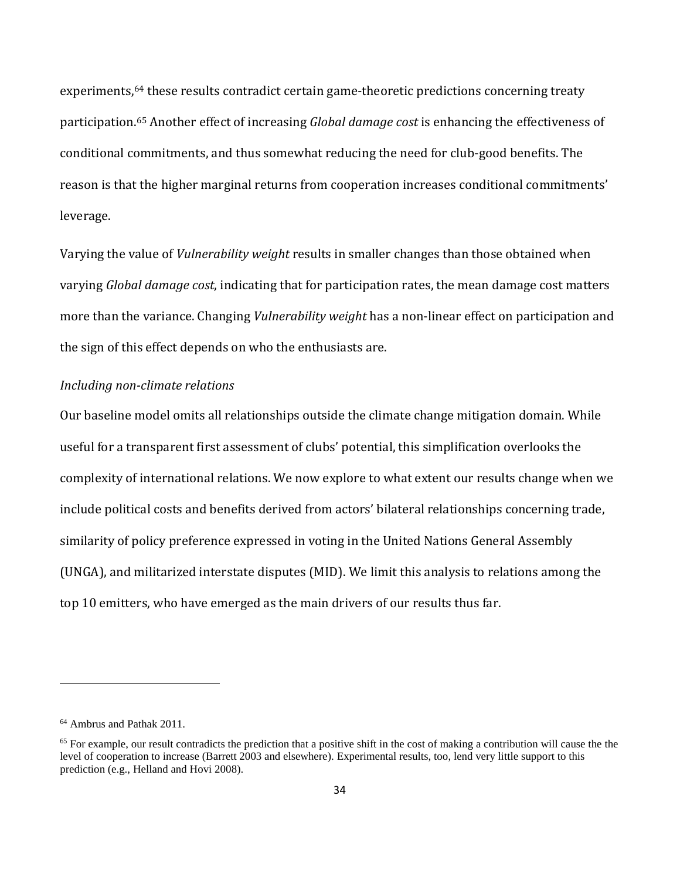experiments,[64] these results contradict certain game-theoretic predictions concerning treaty participation.[65] Another effect of increasing *Global damage cost* is enhancing the effectiveness of conditional commitments, and thus somewhat reducing the need for club-good benefits. The reason is that the higher marginal returns from cooperation increases conditional commitments' leverage.

Varying the value of *Vulnerability weight* results in smaller changes than those obtained when varying *Global damage cost*, indicating that for participation rates, the mean damage cost matters more than the variance. Changing *Vulnerability weight* has a non-linear effect on participation and the sign of this effect depends on who the enthusiasts are.

*Including non-climate relations*

Our baseline model omits all relationships outside the climate change mitigation domain. While useful for a transparent first assessment of clubs' potential, this simplification overlooks the complexity of international relations. We now explore to what extent our results change when we include political costs and benefits derived from actors' bilateral relationships concerning trade, similarity of policy preference expressed in voting in the United Nations General Assembly (UNGA), and militarized interstate disputes (MID). We limit this analysis to relations among the top 10 emitters, who have emerged as the main drivers of our results thus far.

---

[64] Ambrus and Pathak 2011.

[65] For example, our result contradicts the prediction that a positive shift in the cost of making a contribution will cause the the level of cooperation to increase (Barrett 2003 and elsewhere). Experimental results, too, lend very little support to this prediction (e.g., Helland and Hovi 2008).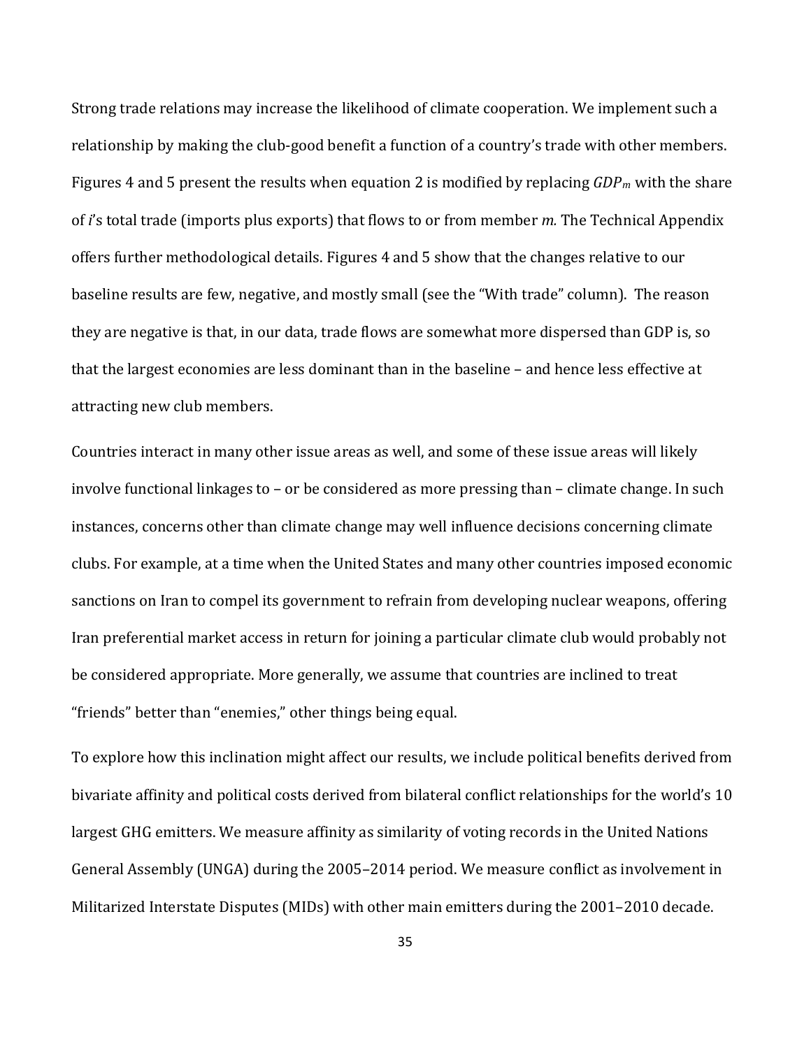Strong trade relations may increase the likelihood of climate cooperation. We implement such a relationship by making the club-good benefit a function of a country's trade with other members. Figures 4 and 5 present the results when equation 2 is modified by replacing $GDP_m$ with the share of *i*'s total trade (imports plus exports) that flows to or from member *m.* The Technical Appendix offers further methodological details. Figures 4 and 5 show that the changes relative to our baseline results are few, negative, and mostly small (see the "With trade" column). The reason they are negative is that, in our data, trade flows are somewhat more dispersed than GDP is, so that the largest economies are less dominant than in the baseline – and hence less effective at attracting new club members.

Countries interact in many other issue areas as well, and some of these issue areas will likely involve functional linkages to – or be considered as more pressing than – climate change. In such instances, concerns other than climate change may well influence decisions concerning climate clubs. For example, at a time when the United States and many other countries imposed economic sanctions on Iran to compel its government to refrain from developing nuclear weapons, offering Iran preferential market access in return for joining a particular climate club would probably not be considered appropriate. More generally, we assume that countries are inclined to treat "friends" better than "enemies," other things being equal.

To explore how this inclination might affect our results, we include political benefits derived from bivariate affinity and political costs derived from bilateral conflict relationships for the world's 10 largest GHG emitters. We measure affinity as similarity of voting records in the United Nations General Assembly (UNGA) during the 2005–2014 period. We measure conflict as involvement in Militarized Interstate Disputes (MIDs) with other main emitters during the 2001–2010 decade.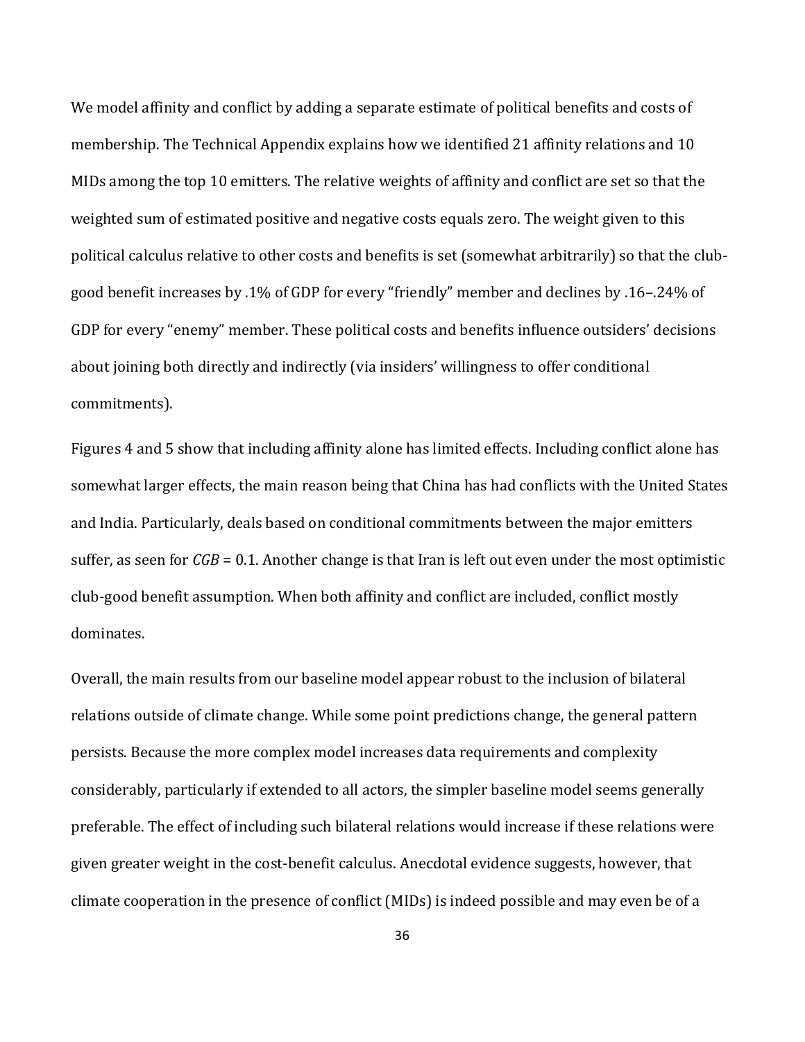We model affinity and conflict by adding a separate estimate of political benefits and costs of membership. The Technical Appendix explains how we identified 21 affinity relations and 10 MIDs among the top 10 emitters. The relative weights of affinity and conflict are set so that the weighted sum of estimated positive and negative costs equals zero. The weight given to this political calculus relative to other costs and benefits is set (somewhat arbitrarily) so that the club-good benefit increases by .1% of GDP for every "friendly" member and declines by .16–.24% of GDP for every "enemy" member. These political costs and benefits influence outsiders' decisions about joining both directly and indirectly (via insiders' willingness to offer conditional commitments).

Figures 4 and 5 show that including affinity alone has limited effects. Including conflict alone has somewhat larger effects, the main reason being that China has had conflicts with the United States and India. Particularly, deals based on conditional commitments between the major emitters suffer, as seen for $CGB$ = 0.1. Another change is that Iran is left out even under the most optimistic club-good benefit assumption. When both affinity and conflict are included, conflict mostly dominates.

Overall, the main results from our baseline model appear robust to the inclusion of bilateral relations outside of climate change. While some point predictions change, the general pattern persists. Because the more complex model increases data requirements and complexity considerably, particularly if extended to all actors, the simpler baseline model seems generally preferable. The effect of including such bilateral relations would increase if these relations were given greater weight in the cost-benefit calculus. Anecdotal evidence suggests, however, that climate cooperation in the presence of conflict (MIDs) is indeed possible and may even be of a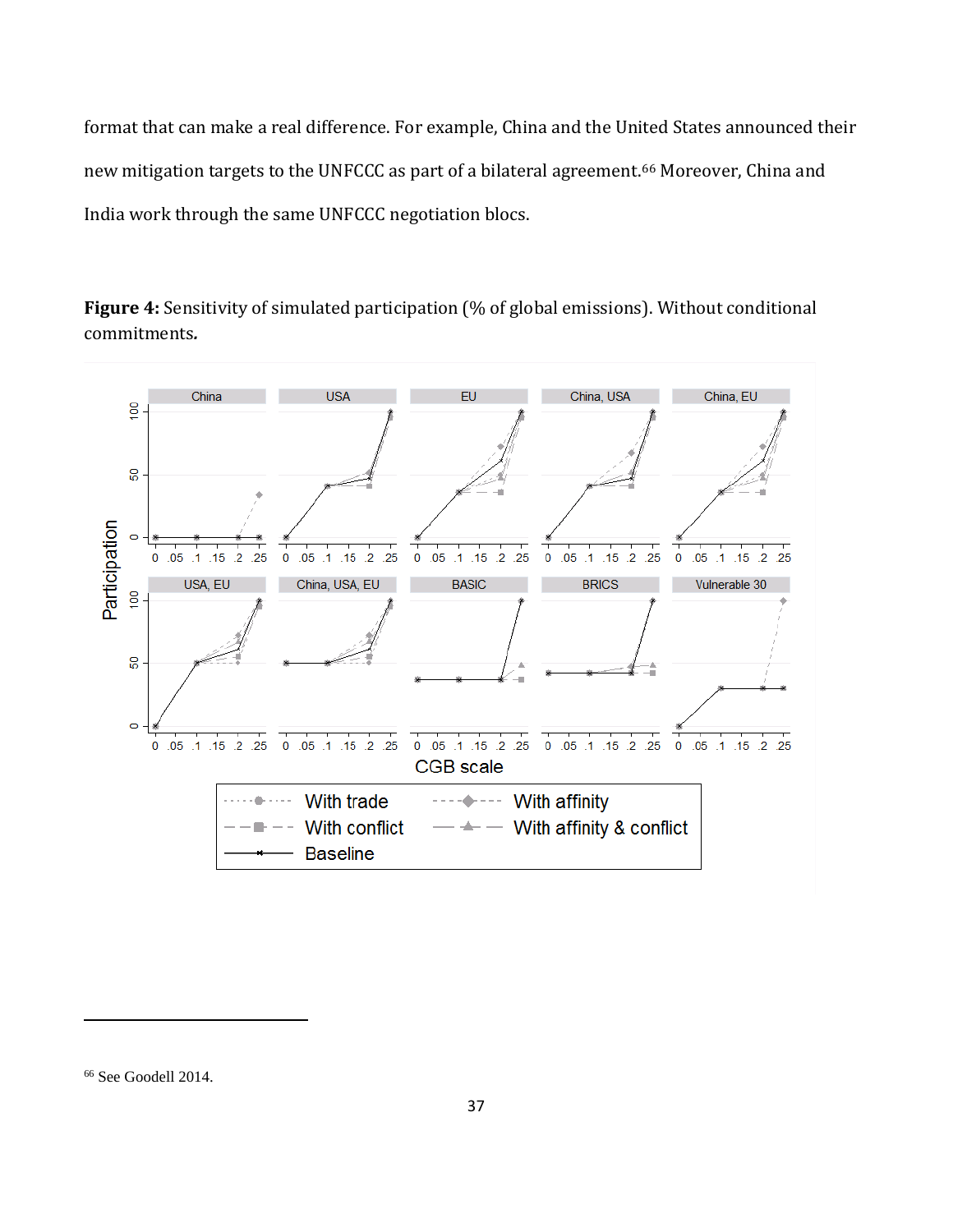format that can make a real difference. For example, China and the United States announced their new mitigation targets to the UNFCCC as part of a bilateral agreement.[66] Moreover, China and India work through the same UNFCCC negotiation blocs.

**Figure 4:** Sensitivity of simulated participation (% of global emissions). Without conditional commitments***.***

---

[66] See Goodell 2014.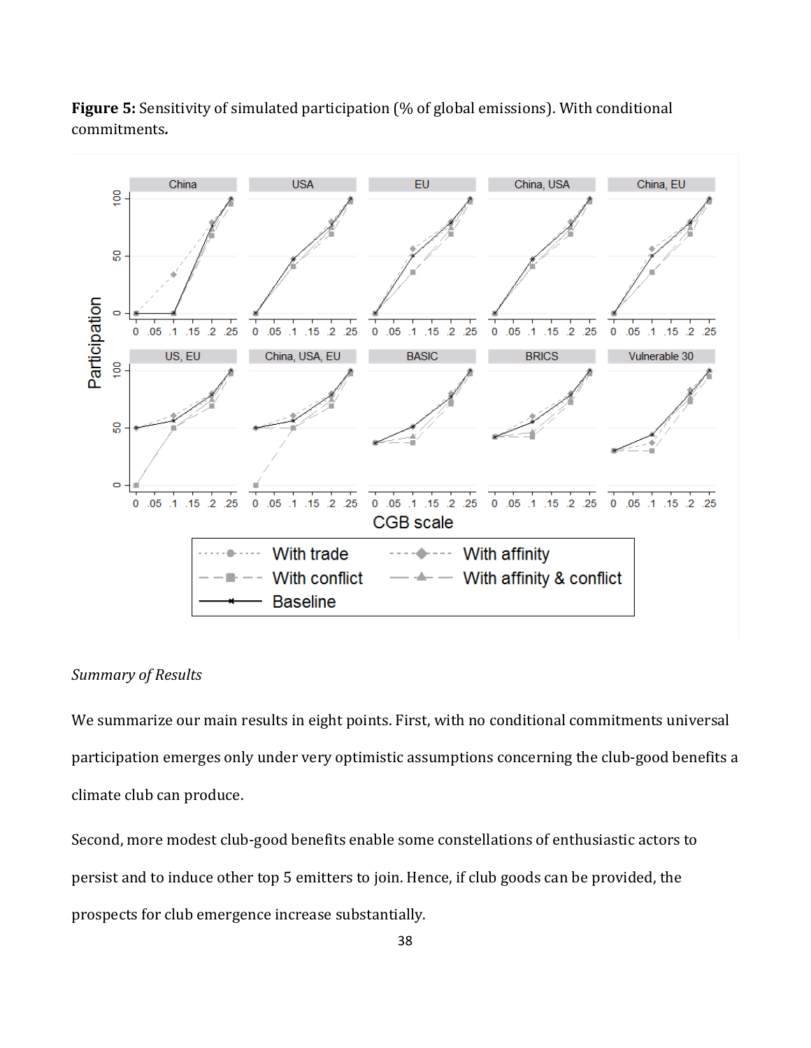**Figure 5:** Sensitivity of simulated participation (% of global emissions). With conditional commitments.

*Summary of Results*

We summarize our main results in eight points. First, with no conditional commitments universal participation emerges only under very optimistic assumptions concerning the club-good benefits a climate club can produce.

Second, more modest club-good benefits enable some constellations of enthusiastic actors to persist and to induce other top 5 emitters to join. Hence, if club goods can be provided, the prospects for club emergence increase substantially.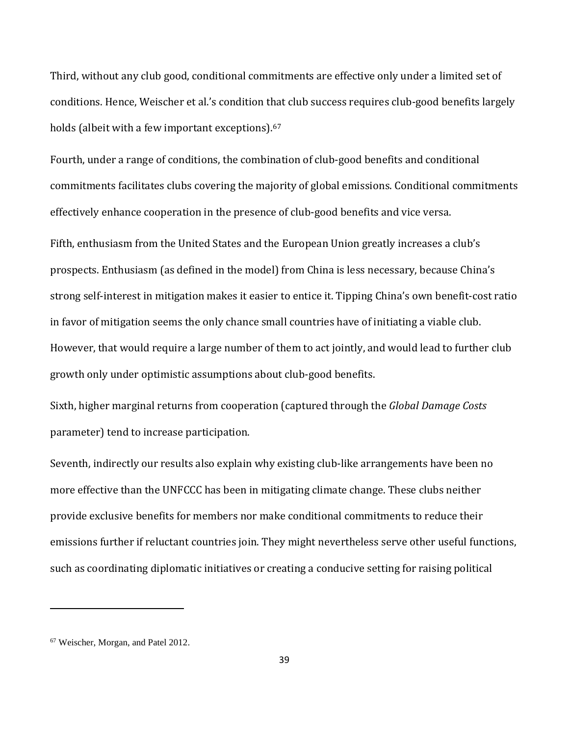Third, without any club good, conditional commitments are effective only under a limited set of conditions. Hence, Weischer et al.'s condition that club success requires club-good benefits largely holds (albeit with a few important exceptions).[67]

Fourth, under a range of conditions, the combination of club-good benefits and conditional commitments facilitates clubs covering the majority of global emissions. Conditional commitments effectively enhance cooperation in the presence of club-good benefits and vice versa.

Fifth, enthusiasm from the United States and the European Union greatly increases a club's prospects. Enthusiasm (as defined in the model) from China is less necessary, because China's strong self-interest in mitigation makes it easier to entice it. Tipping China's own benefit-cost ratio in favor of mitigation seems the only chance small countries have of initiating a viable club. However, that would require a large number of them to act jointly, and would lead to further club growth only under optimistic assumptions about club-good benefits.

Sixth, higher marginal returns from cooperation (captured through the *Global Damage Costs* parameter) tend to increase participation.

Seventh, indirectly our results also explain why existing club-like arrangements have been no more effective than the UNFCCC has been in mitigating climate change. These clubs neither provide exclusive benefits for members nor make conditional commitments to reduce their emissions further if reluctant countries join. They might nevertheless serve other useful functions, such as coordinating diplomatic initiatives or creating a conducive setting for raising political

---

[67] Weischer, Morgan, and Patel 2012.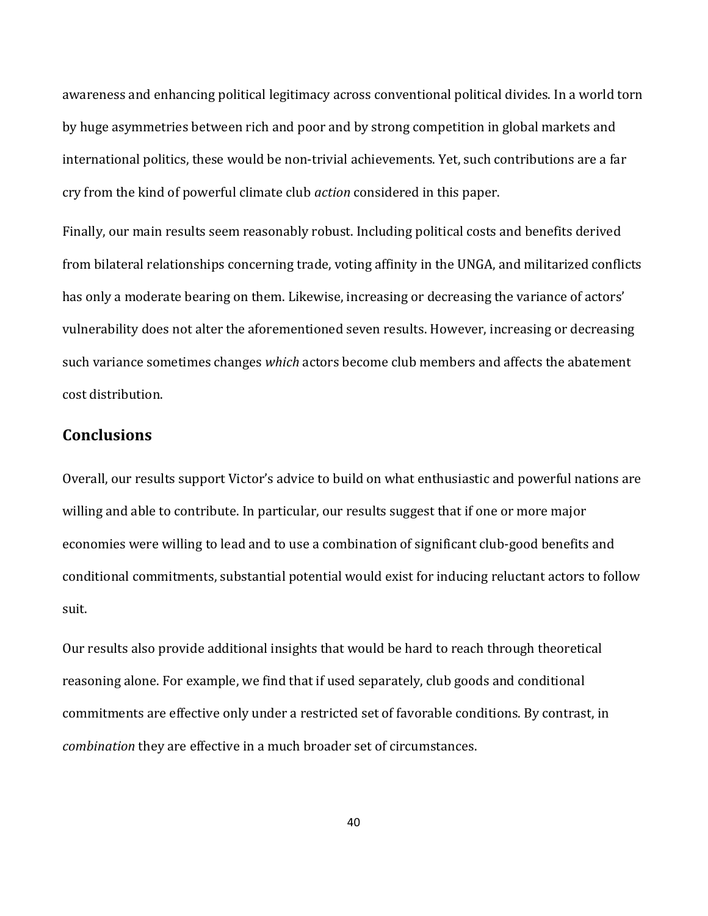awareness and enhancing political legitimacy across conventional political divides. In a world torn by huge asymmetries between rich and poor and by strong competition in global markets and international politics, these would be non-trivial achievements. Yet, such contributions are a far cry from the kind of powerful climate club *action* considered in this paper.

Finally, our main results seem reasonably robust. Including political costs and benefits derived from bilateral relationships concerning trade, voting affinity in the UNGA, and militarized conflicts has only a moderate bearing on them. Likewise, increasing or decreasing the variance of actors' vulnerability does not alter the aforementioned seven results. However, increasing or decreasing such variance sometimes changes *which* actors become club members and affects the abatement cost distribution.

## Conclusions

Overall, our results support Victor's advice to build on what enthusiastic and powerful nations are willing and able to contribute. In particular, our results suggest that if one or more major economies were willing to lead and to use a combination of significant club-good benefits and conditional commitments, substantial potential would exist for inducing reluctant actors to follow suit.

Our results also provide additional insights that would be hard to reach through theoretical reasoning alone. For example, we find that if used separately, club goods and conditional commitments are effective only under a restricted set of favorable conditions. By contrast, in *combination* they are effective in a much broader set of circumstances.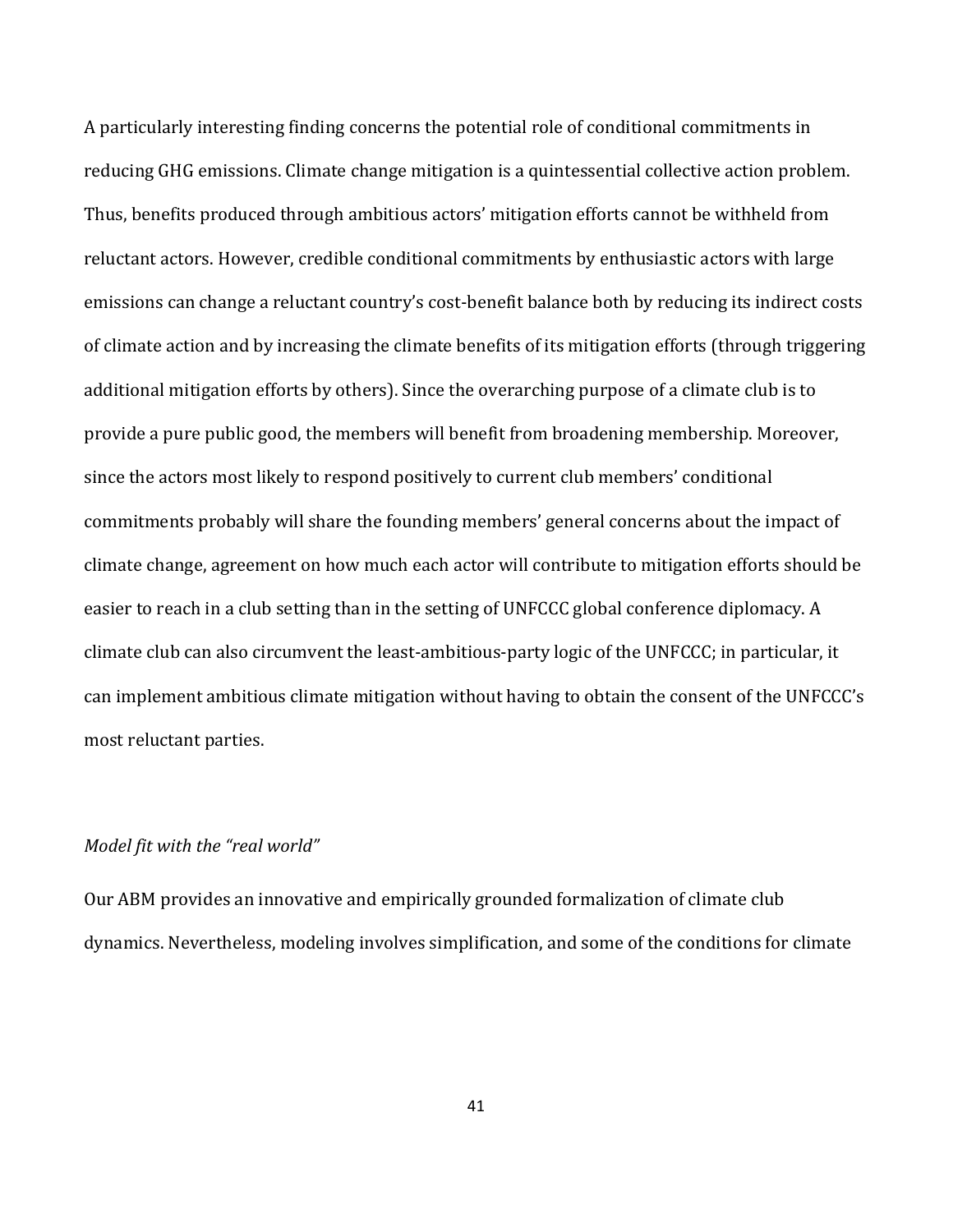A particularly interesting finding concerns the potential role of conditional commitments in reducing GHG emissions. Climate change mitigation is a quintessential collective action problem. Thus, benefits produced through ambitious actors' mitigation efforts cannot be withheld from reluctant actors. However, credible conditional commitments by enthusiastic actors with large emissions can change a reluctant country's cost-benefit balance both by reducing its indirect costs of climate action and by increasing the climate benefits of its mitigation efforts (through triggering additional mitigation efforts by others). Since the overarching purpose of a climate club is to provide a pure public good, the members will benefit from broadening membership. Moreover, since the actors most likely to respond positively to current club members' conditional commitments probably will share the founding members' general concerns about the impact of climate change, agreement on how much each actor will contribute to mitigation efforts should be easier to reach in a club setting than in the setting of UNFCCC global conference diplomacy. A climate club can also circumvent the least-ambitious-party logic of the UNFCCC; in particular, it can implement ambitious climate mitigation without having to obtain the consent of the UNFCCC's most reluctant parties.

*Model fit with the "real world"*

Our ABM provides an innovative and empirically grounded formalization of climate club dynamics. Nevertheless, modeling involves simplification, and some of the conditions for climate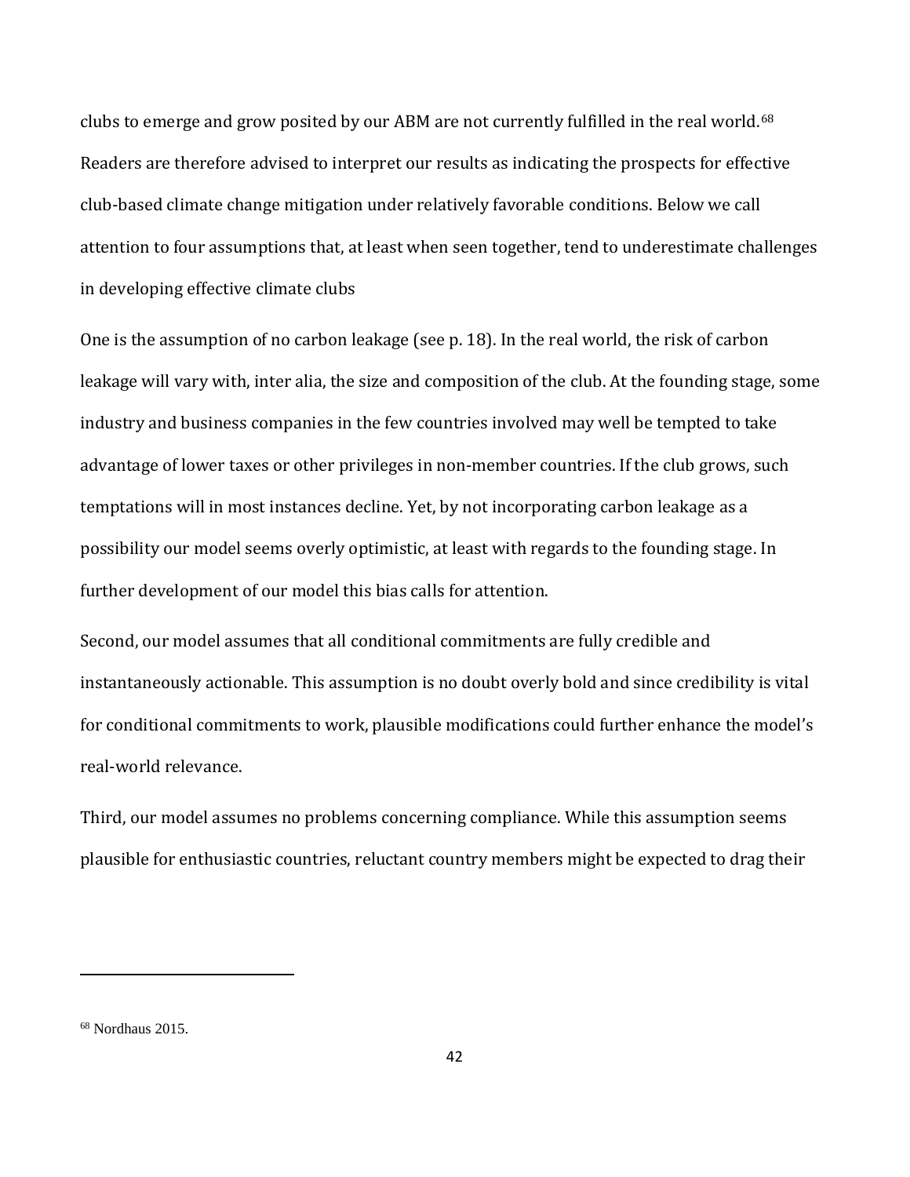clubs to emerge and grow posited by our ABM are not currently fulfilled in the real world.[68] Readers are therefore advised to interpret our results as indicating the prospects for effective club-based climate change mitigation under relatively favorable conditions. Below we call attention to four assumptions that, at least when seen together, tend to underestimate challenges in developing effective climate clubs

One is the assumption of no carbon leakage (see p. 18). In the real world, the risk of carbon leakage will vary with, inter alia, the size and composition of the club. At the founding stage, some industry and business companies in the few countries involved may well be tempted to take advantage of lower taxes or other privileges in non-member countries. If the club grows, such temptations will in most instances decline. Yet, by not incorporating carbon leakage as a possibility our model seems overly optimistic, at least with regards to the founding stage. In further development of our model this bias calls for attention.

Second, our model assumes that all conditional commitments are fully credible and instantaneously actionable. This assumption is no doubt overly bold and since credibility is vital for conditional commitments to work, plausible modifications could further enhance the model's real-world relevance.

Third, our model assumes no problems concerning compliance. While this assumption seems plausible for enthusiastic countries, reluctant country members might be expected to drag their

---

[68] Nordhaus 2015.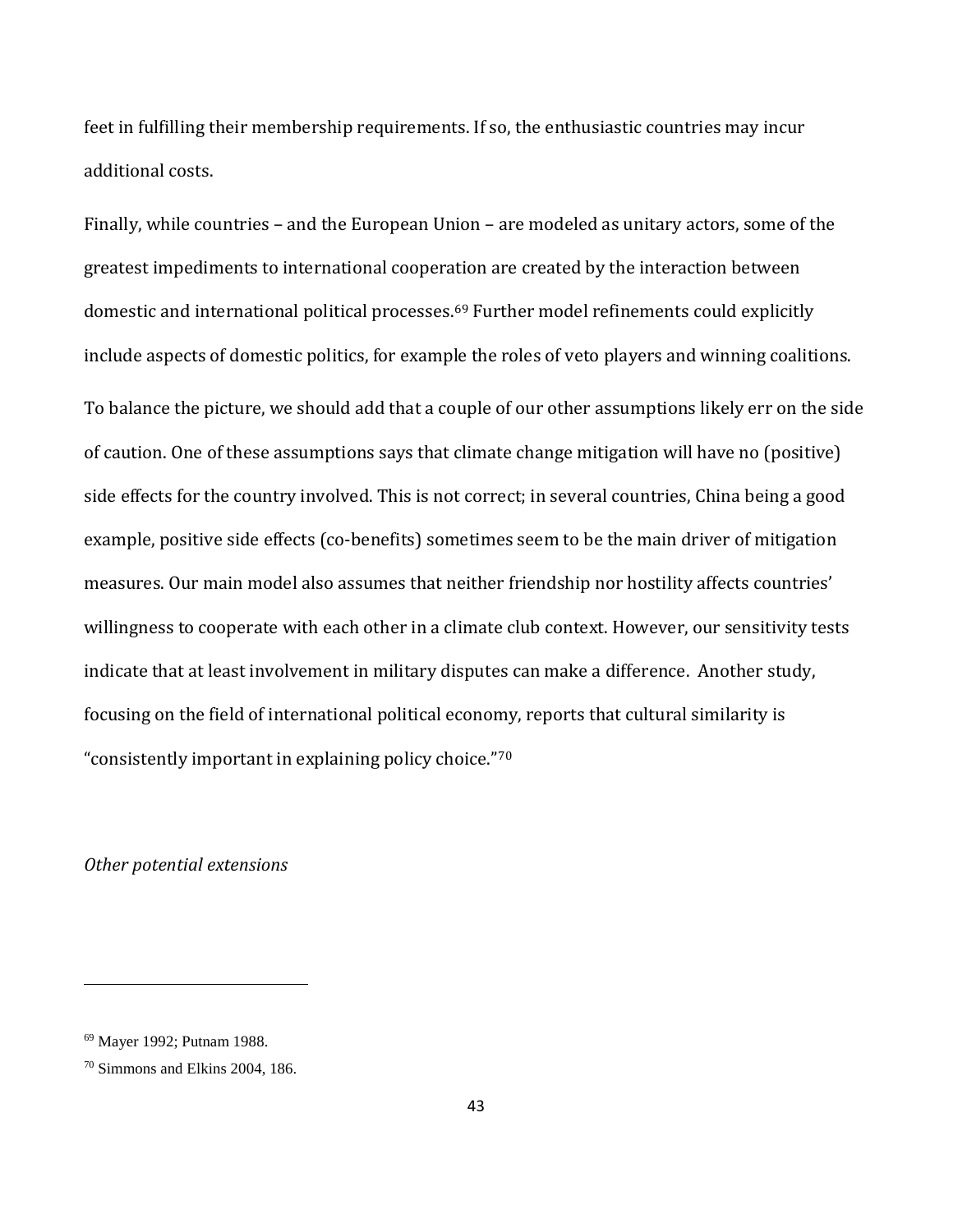feet in fulfilling their membership requirements. If so, the enthusiastic countries may incur additional costs.

Finally, while countries – and the European Union – are modeled as unitary actors, some of the greatest impediments to international cooperation are created by the interaction between domestic and international political processes.[69] Further model refinements could explicitly include aspects of domestic politics, for example the roles of veto players and winning coalitions.

To balance the picture, we should add that a couple of our other assumptions likely err on the side of caution. One of these assumptions says that climate change mitigation will have no (positive) side effects for the country involved. This is not correct; in several countries, China being a good example, positive side effects (co-benefits) sometimes seem to be the main driver of mitigation measures. Our main model also assumes that neither friendship nor hostility affects countries' willingness to cooperate with each other in a climate club context. However, our sensitivity tests indicate that at least involvement in military disputes can make a difference. Another study, focusing on the field of international political economy, reports that cultural similarity is "consistently important in explaining policy choice."[70]

*Other potential extensions*

---

[69] Mayer 1992; Putnam 1988.

[70] Simmons and Elkins 2004, 186.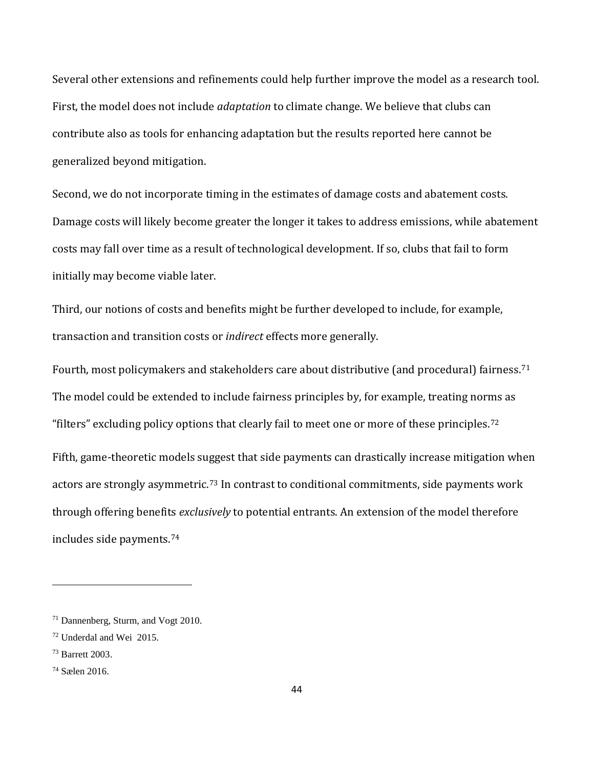Several other extensions and refinements could help further improve the model as a research tool. First, the model does not include *adaptation* to climate change. We believe that clubs can contribute also as tools for enhancing adaptation but the results reported here cannot be generalized beyond mitigation.

Second, we do not incorporate timing in the estimates of damage costs and abatement costs. Damage costs will likely become greater the longer it takes to address emissions, while abatement costs may fall over time as a result of technological development. If so, clubs that fail to form initially may become viable later.

Third, our notions of costs and benefits might be further developed to include, for example, transaction and transition costs or *indirect* effects more generally.

Fourth, most policymakers and stakeholders care about distributive (and procedural) fairness.[71] The model could be extended to include fairness principles by, for example, treating norms as "filters" excluding policy options that clearly fail to meet one or more of these principles.[72]

Fifth, game-theoretic models suggest that side payments can drastically increase mitigation when actors are strongly asymmetric.[73] In contrast to conditional commitments, side payments work through offering benefits *exclusively* to potential entrants. An extension of the model therefore includes side payments.[74]

---

[71] Dannenberg, Sturm, and Vogt 2010.

[72] Underdal and Wei 2015.

[73] Barrett 2003.

[74] Sælen 2016.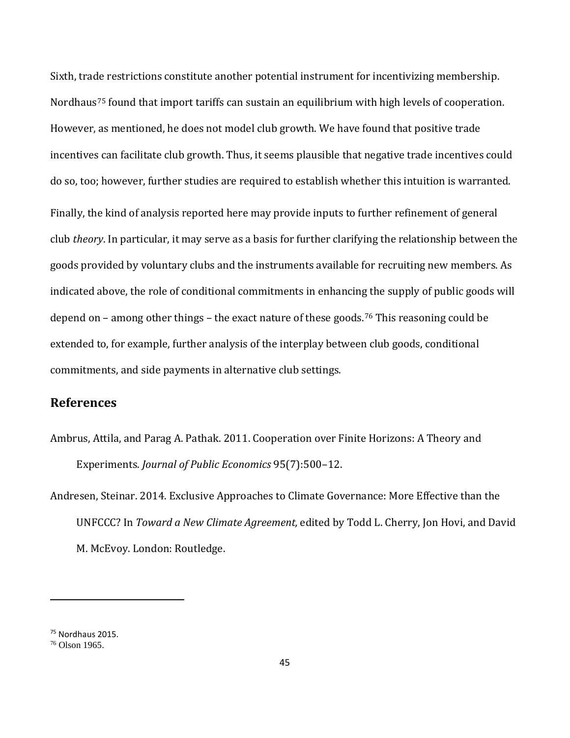Sixth, trade restrictions constitute another potential instrument for incentivizing membership. Nordhaus[75] found that import tariffs can sustain an equilibrium with high levels of cooperation. However, as mentioned, he does not model club growth. We have found that positive trade incentives can facilitate club growth. Thus, it seems plausible that negative trade incentives could do so, too; however, further studies are required to establish whether this intuition is warranted.

Finally, the kind of analysis reported here may provide inputs to further refinement of general club *theory*. In particular, it may serve as a basis for further clarifying the relationship between the goods provided by voluntary clubs and the instruments available for recruiting new members. As indicated above, the role of conditional commitments in enhancing the supply of public goods will depend on – among other things – the exact nature of these goods.[76] This reasoning could be extended to, for example, further analysis of the interplay between club goods, conditional commitments, and side payments in alternative club settings.

## References

Ambrus, Attila, and Parag A. Pathak. 2011. Cooperation over Finite Horizons: A Theory and Experiments. *Journal of Public Economics* 95(7):500–12.

Andresen, Steinar. 2014. Exclusive Approaches to Climate Governance: More Effective than the UNFCCC? In *Toward a New Climate Agreement,* edited by Todd L. Cherry, Jon Hovi, and David M. McEvoy. London: Routledge.

---

[75] Nordhaus 2015.

[76] Olson 1965.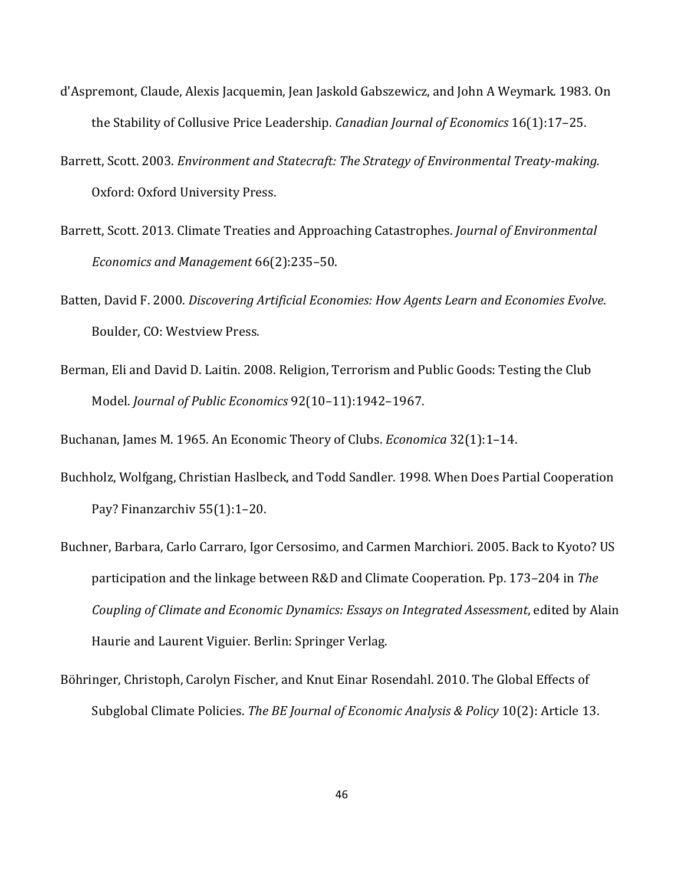d'Aspremont, Claude, Alexis Jacquemin, Jean Jaskold Gabszewicz, and John A Weymark. 1983. On the Stability of Collusive Price Leadership. *Canadian Journal of Economics* 16(1):17–25.

Barrett, Scott. 2003. *Environment and Statecraft: The Strategy of Environmental Treaty-making.* Oxford: Oxford University Press.

Barrett, Scott. 2013. Climate Treaties and Approaching Catastrophes. *Journal of Environmental Economics and Management* 66(2):235–50.

Batten, David F. 2000. *Discovering Artificial Economies: How Agents Learn and Economies Evolve*. Boulder, CO: Westview Press.

Berman, Eli and David D. Laitin. 2008. Religion, Terrorism and Public Goods: Testing the Club Model. *Journal of Public Economics* 92(10–11):1942–1967.

Buchanan, James M. 1965. An Economic Theory of Clubs. *Economica* 32(1):1–14.

Buchholz, Wolfgang, Christian Haslbeck, and Todd Sandler. 1998. When Does Partial Cooperation Pay? Finanzarchiv 55(1):1–20.

Buchner, Barbara, Carlo Carraro, Igor Cersosimo, and Carmen Marchiori. 2005. Back to Kyoto? US participation and the linkage between R&D and Climate Cooperation. Pp. 173–204 in *The Coupling of Climate and Economic Dynamics: Essays on Integrated Assessment*, edited by Alain Haurie and Laurent Viguier. Berlin: Springer Verlag.

Böhringer, Christoph, Carolyn Fischer, and Knut Einar Rosendahl. 2010. The Global Effects of Subglobal Climate Policies. *The BE Journal of Economic Analysis & Policy* 10(2): Article 13.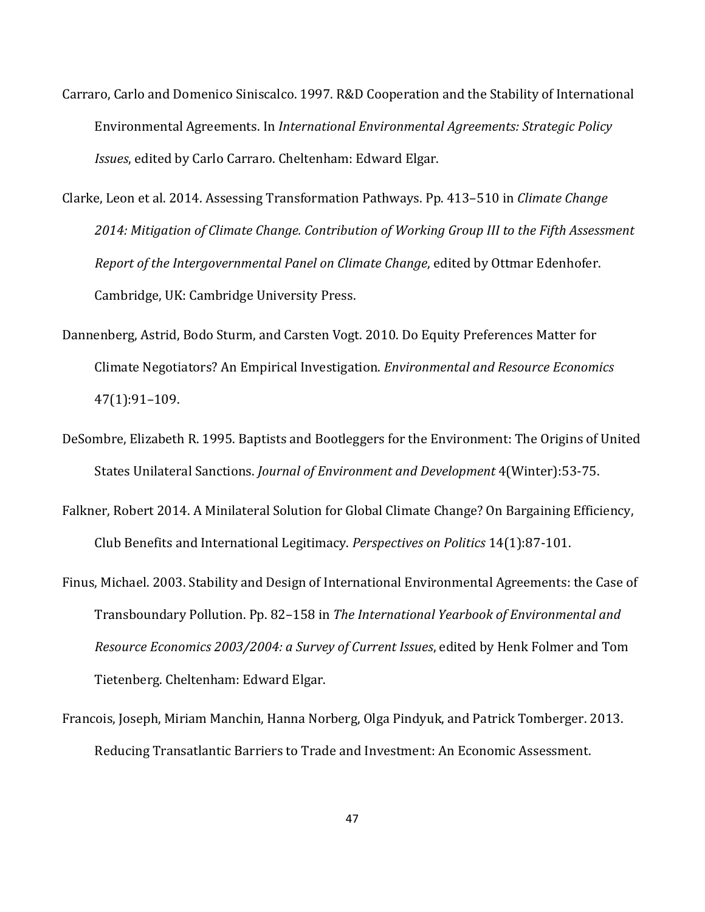Carraro, Carlo and Domenico Siniscalco. 1997. R&D Cooperation and the Stability of International Environmental Agreements. In *International Environmental Agreements: Strategic Policy Issues*, edited by Carlo Carraro. Cheltenham: Edward Elgar.

Clarke, Leon et al. 2014. Assessing Transformation Pathways. Pp. 413–510 in *Climate Change 2014: Mitigation of Climate Change. Contribution of Working Group III to the Fifth Assessment Report of the Intergovernmental Panel on Climate Change*, edited by Ottmar Edenhofer. Cambridge, UK: Cambridge University Press.

Dannenberg, Astrid, Bodo Sturm, and Carsten Vogt. 2010. Do Equity Preferences Matter for Climate Negotiators? An Empirical Investigation. *Environmental and Resource Economics* 47(1):91–109.

DeSombre, Elizabeth R. 1995. Baptists and Bootleggers for the Environment: The Origins of United States Unilateral Sanctions. *Journal of Environment and Development* 4(Winter):53-75.

Falkner, Robert 2014. A Minilateral Solution for Global Climate Change? On Bargaining Efficiency, Club Benefits and International Legitimacy. *Perspectives on Politics* 14(1):87-101.

Finus, Michael. 2003. Stability and Design of International Environmental Agreements: the Case of Transboundary Pollution. Pp. 82–158 in *The International Yearbook of Environmental and Resource Economics 2003/2004: a Survey of Current Issues*, edited by Henk Folmer and Tom Tietenberg. Cheltenham: Edward Elgar.

Francois, Joseph, Miriam Manchin, Hanna Norberg, Olga Pindyuk, and Patrick Tomberger. 2013. Reducing Transatlantic Barriers to Trade and Investment: An Economic Assessment.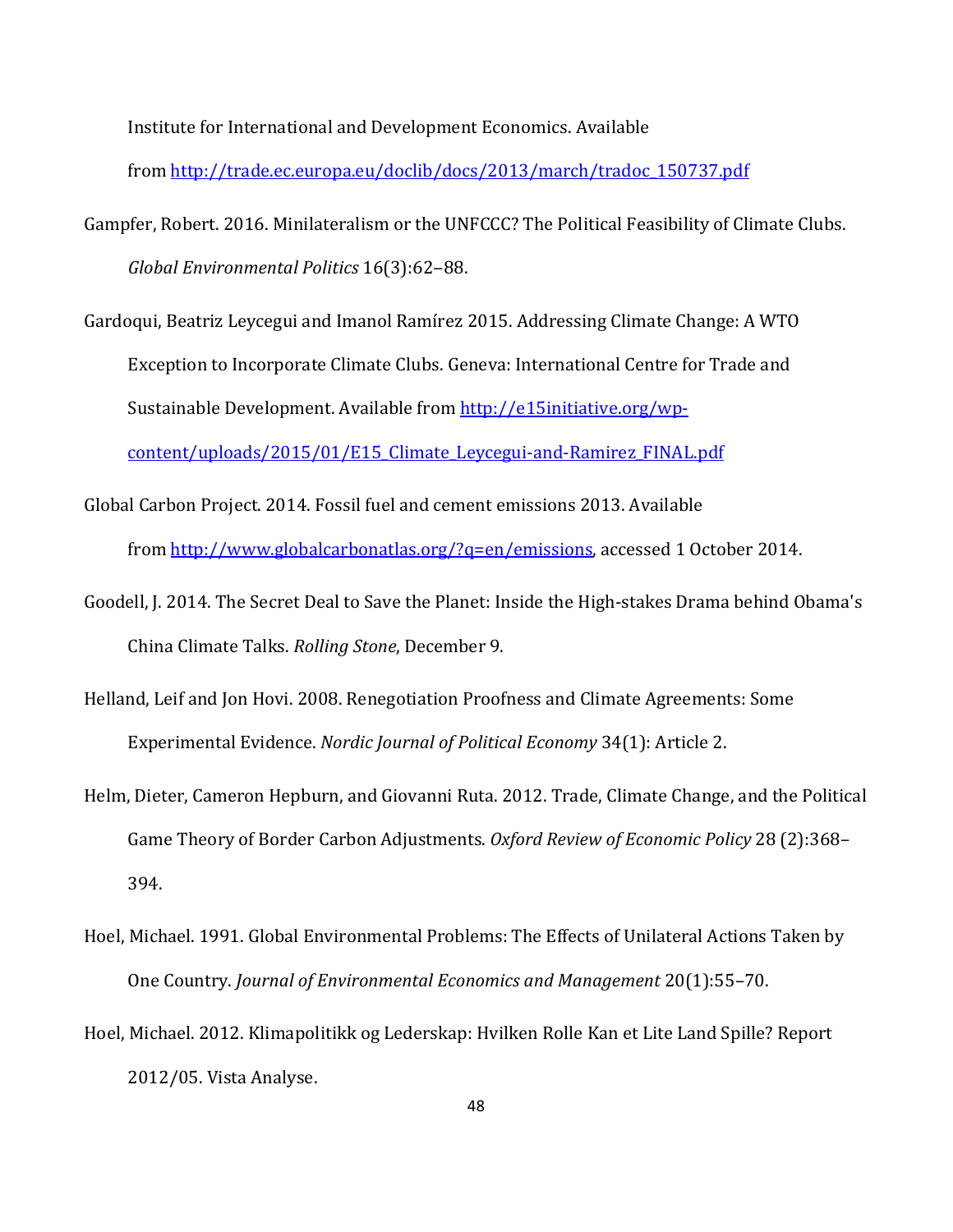Institute for International and Development Economics. Available from http://trade.ec.europa.eu/doclib/docs/2013/march/tradoc_150737.pdf

Gampfer, Robert. 2016. Minilateralism or the UNFCCC? The Political Feasibility of Climate Clubs. *Global Environmental Politics* 16(3):62–88.

Gardoqui, Beatriz Leycegui and Imanol Ramírez 2015. Addressing Climate Change: A WTO Exception to Incorporate Climate Clubs. Geneva: International Centre for Trade and Sustainable Development. Available from http://e15initiative.org/wp-content/uploads/2015/01/E15_Climate_Leycegui-and-Ramirez_FINAL.pdf

Global Carbon Project. 2014. Fossil fuel and cement emissions 2013. Available from http://www.globalcarbonatlas.org/?q=en/emissions, accessed 1 October 2014.

Goodell, J. 2014. The Secret Deal to Save the Planet: Inside the High-stakes Drama behind Obama's China Climate Talks. *Rolling Stone*, December 9.

Helland, Leif and Jon Hovi. 2008. Renegotiation Proofness and Climate Agreements: Some Experimental Evidence. *Nordic Journal of Political Economy* 34(1): Article 2.

Helm, Dieter, Cameron Hepburn, and Giovanni Ruta. 2012. Trade, Climate Change, and the Political Game Theory of Border Carbon Adjustments. *Oxford Review of Economic Policy* 28 (2):368–394.

Hoel, Michael. 1991. Global Environmental Problems: The Effects of Unilateral Actions Taken by One Country. *Journal of Environmental Economics and Management* 20(1):55–70.

Hoel, Michael. 2012. Klimapolitikk og Lederskap: Hvilken Rolle Kan et Lite Land Spille? Report 2012/05. Vista Analyse.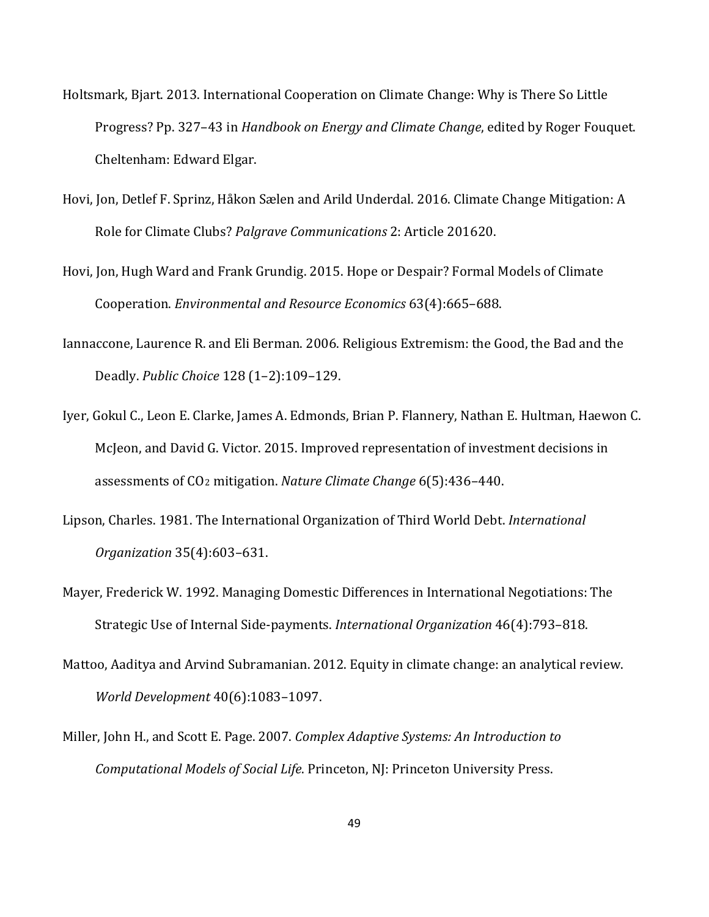Holtsmark, Bjart. 2013. International Cooperation on Climate Change: Why is There So Little Progress? Pp. 327–43 in *Handbook on Energy and Climate Change*, edited by Roger Fouquet. Cheltenham: Edward Elgar.

Hovi, Jon, Detlef F. Sprinz, Håkon Sælen and Arild Underdal. 2016. Climate Change Mitigation: A Role for Climate Clubs? *Palgrave Communications* 2: Article 201620.

Hovi, Jon, Hugh Ward and Frank Grundig. 2015. Hope or Despair? Formal Models of Climate Cooperation. *Environmental and Resource Economics* 63(4):665–688.

Iannaccone, Laurence R. and Eli Berman. 2006. Religious Extremism: the Good, the Bad and the Deadly. *Public Choice* 128 (1–2):109–129.

Iyer, Gokul C., Leon E. Clarke, James A. Edmonds, Brian P. Flannery, Nathan E. Hultman, Haewon C. McJeon, and David G. Victor. 2015. Improved representation of investment decisions in assessments of $CO_2$ mitigation. *Nature Climate Change* 6(5):436–440.

Lipson, Charles. 1981. The International Organization of Third World Debt. *International Organization* 35(4):603–631.

Mayer, Frederick W. 1992. Managing Domestic Differences in International Negotiations: The Strategic Use of Internal Side-payments. *International Organization* 46(4):793–818.

Mattoo, Aaditya and Arvind Subramanian. 2012. Equity in climate change: an analytical review. *World Development* 40(6):1083–1097.

Miller, John H., and Scott E. Page. 2007. *Complex Adaptive Systems: An Introduction to Computational Models of Social Life*. Princeton, NJ: Princeton University Press.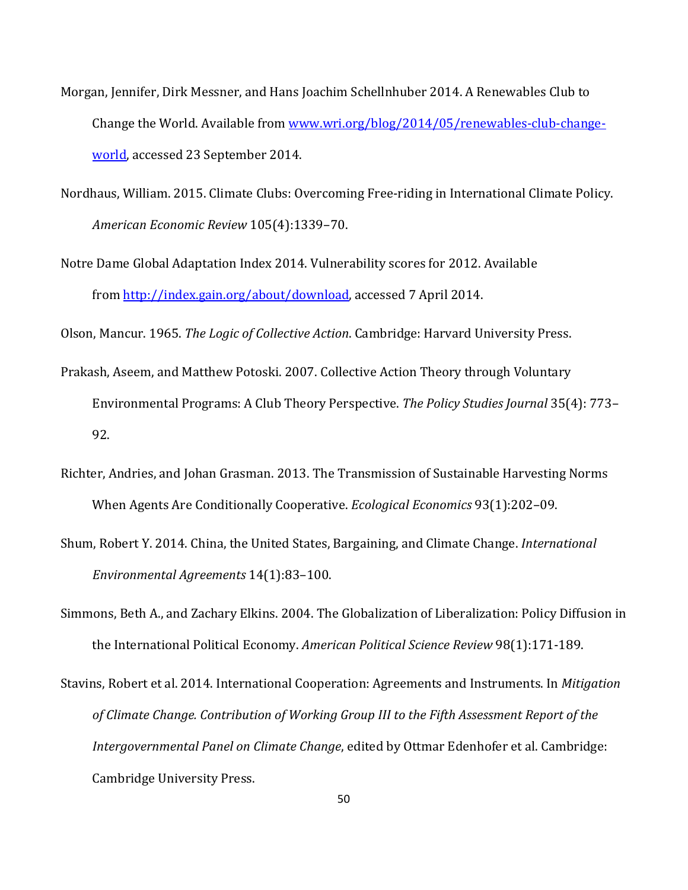Morgan, Jennifer, Dirk Messner, and Hans Joachim Schellnhuber 2014. A Renewables Club to Change the World. Available from [www.wri.org/blog/2014/05/renewables-club-change-world](www.wri.org/blog/2014/05/renewables-club-change-world), accessed 23 September 2014.

Nordhaus, William. 2015. Climate Clubs: Overcoming Free-riding in International Climate Policy. *American Economic Review* 105(4):1339–70.

Notre Dame Global Adaptation Index 2014. Vulnerability scores for 2012. Available from [http://index.gain.org/about/download](http://index.gain.org/about/download), accessed 7 April 2014.

Olson, Mancur. 1965. *The Logic of Collective Action*. Cambridge: Harvard University Press.

Prakash, Aseem, and Matthew Potoski. 2007. Collective Action Theory through Voluntary Environmental Programs: A Club Theory Perspective. *The Policy Studies Journal* 35(4): 773–92.

Richter, Andries, and Johan Grasman. 2013. The Transmission of Sustainable Harvesting Norms When Agents Are Conditionally Cooperative. *Ecological Economics* 93(1):202–09.

Shum, Robert Y. 2014. China, the United States, Bargaining, and Climate Change. *International Environmental Agreements* 14(1):83–100.

Simmons, Beth A., and Zachary Elkins. 2004. The Globalization of Liberalization: Policy Diffusion in the International Political Economy. *American Political Science Review* 98(1):171-189.

Stavins, Robert et al. 2014. International Cooperation: Agreements and Instruments. In *Mitigation of Climate Change. Contribution of Working Group III to the Fifth Assessment Report of the Intergovernmental Panel on Climate Change*, edited by Ottmar Edenhofer et al. Cambridge: Cambridge University Press.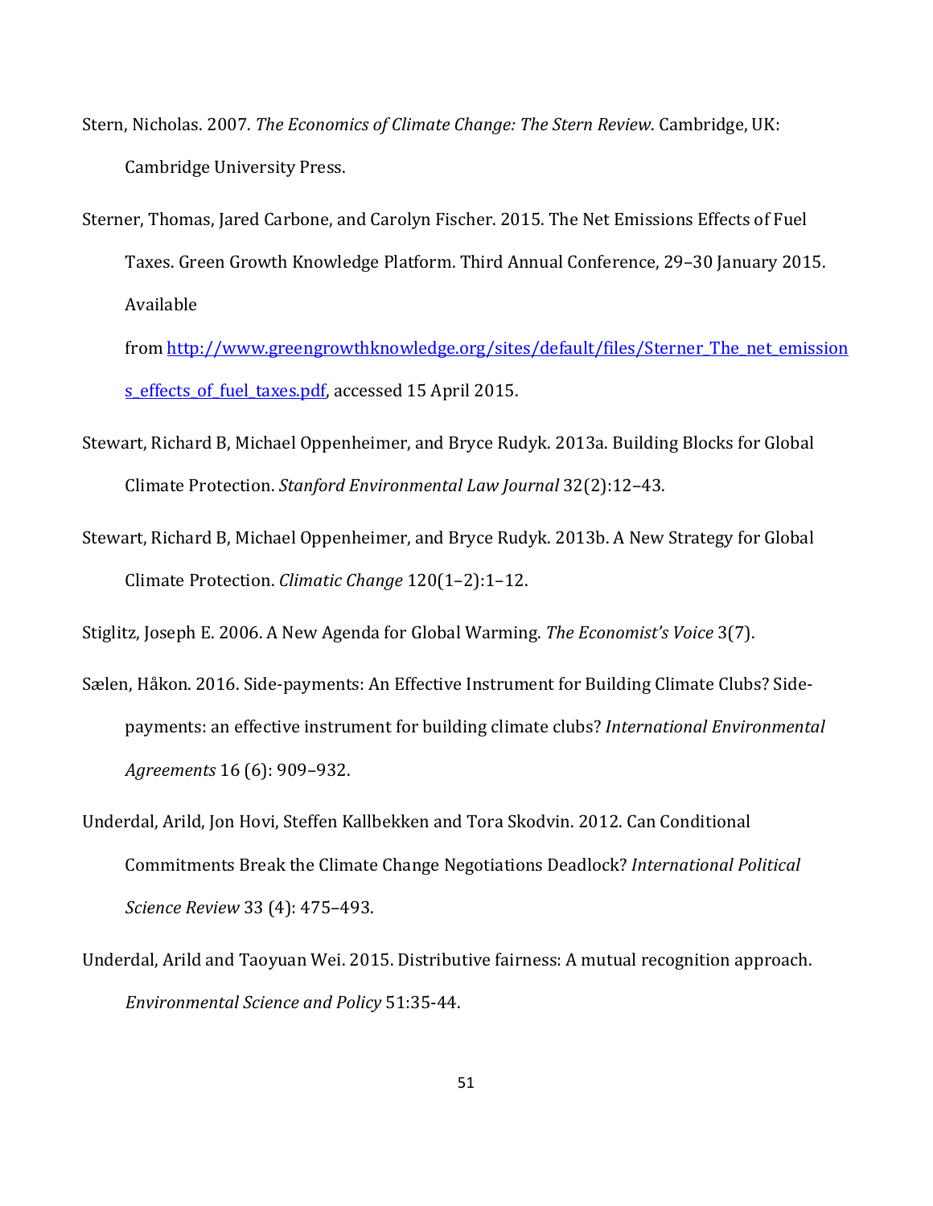Stern, Nicholas. 2007. *The Economics of Climate Change: The Stern Review*. Cambridge, UK: Cambridge University Press.

Sterner, Thomas, Jared Carbone, and Carolyn Fischer. 2015. The Net Emissions Effects of Fuel Taxes. Green Growth Knowledge Platform. Third Annual Conference, 29–30 January 2015. Available from http://www.greengrowthknowledge.org/sites/default/files/Sterner_The_net_emissions_effects_of_fuel_taxes.pdf, accessed 15 April 2015.

Stewart, Richard B, Michael Oppenheimer, and Bryce Rudyk. 2013a. Building Blocks for Global Climate Protection. *Stanford Environmental Law Journal* 32(2):12–43.

Stewart, Richard B, Michael Oppenheimer, and Bryce Rudyk. 2013b. A New Strategy for Global Climate Protection. *Climatic Change* 120(1–2):1–12.

Stiglitz, Joseph E. 2006. A New Agenda for Global Warming. *The Economist's Voice* 3(7).

Sælen, Håkon. 2016. Side-payments: An Effective Instrument for Building Climate Clubs? Side-payments: an effective instrument for building climate clubs? *International Environmental Agreements* 16 (6): 909–932.

Underdal, Arild, Jon Hovi, Steffen Kallbekken and Tora Skodvin. 2012. Can Conditional Commitments Break the Climate Change Negotiations Deadlock? *International Political Science Review* 33 (4): 475–493.

Underdal, Arild and Taoyuan Wei. 2015. Distributive fairness: A mutual recognition approach. *Environmental Science and Policy* 51:35-44.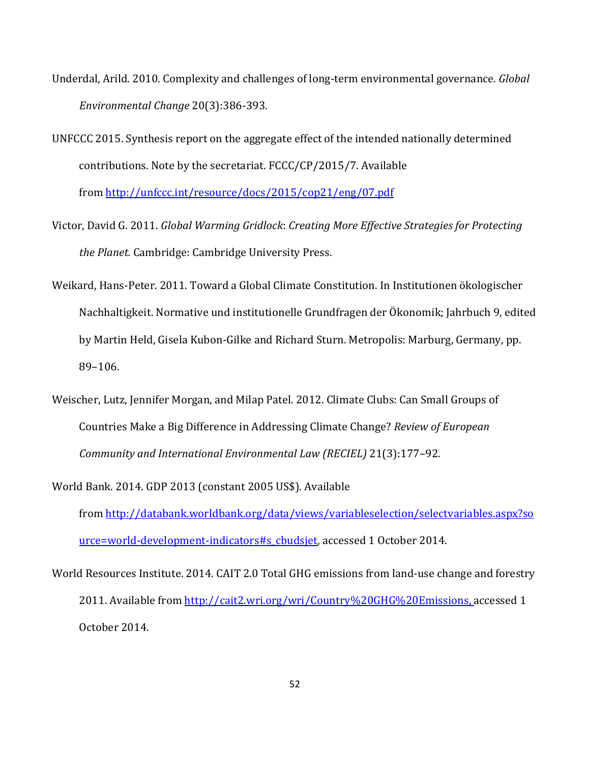Underdal, Arild. 2010. Complexity and challenges of long-term environmental governance. *Global Environmental Change* 20(3):386-393.

UNFCCC 2015. Synthesis report on the aggregate effect of the intended nationally determined contributions. Note by the secretariat. FCCC/CP/2015/7. Available from http://unfccc.int/resource/docs/2015/cop21/eng/07.pdf

Victor, David G. 2011. *Global Warming Gridlock*: *Creating More Effective Strategies for Protecting the Planet.* Cambridge: Cambridge University Press.

Weikard, Hans-Peter. 2011. Toward a Global Climate Constitution. In Institutionen ökologischer Nachhaltigkeit. Normative und institutionelle Grundfragen der Ökonomik; Jahrbuch 9, edited by Martin Held, Gisela Kubon-Gilke and Richard Sturn. Metropolis: Marburg, Germany, pp. 89–106.

Weischer, Lutz, Jennifer Morgan, and Milap Patel. 2012. Climate Clubs: Can Small Groups of Countries Make a Big Difference in Addressing Climate Change? *Review of European Community and International Environmental Law (RECIEL)* 21(3):177–92.

World Bank. 2014. GDP 2013 (constant 2005 US$). Available from http://databank.worldbank.org/data/views/variableselection/selectvariables.aspx?source=world-development-indicators#s_cbudsjet, accessed 1 October 2014.

World Resources Institute. 2014. CAIT 2.0 Total GHG emissions from land-use change and forestry 2011. Available from http://cait2.wri.org/wri/Country%20GHG%20Emissions, accessed 1 October 2014.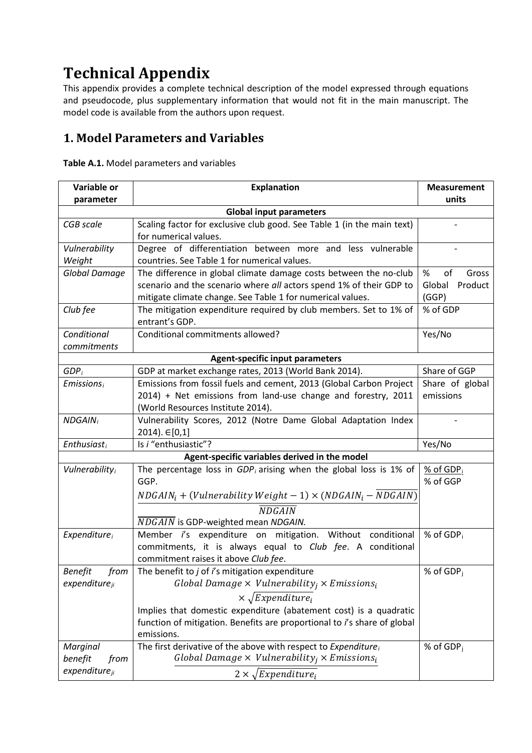# Technical Appendix

This appendix provides a complete technical description of the model expressed through equations and pseudocode, plus supplementary information that would not fit in the main manuscript. The model code is available from the authors upon request.

## 1. Model Parameters and Variables

**Table A.1.** Model parameters and variables

| Variable or parameter | Explanation | Measurement units |
|---|---|---|
| **Global input parameters** | | |
| *CGB scale* | Scaling factor for exclusive club good. See Table 1 (in the main text) for numerical values. | - |
| *Vulnerability Weight* | Degree of differentiation between more and less vulnerable countries. See Table 1 for numerical values. | - |
| *Global Damage* | The difference in global climate damage costs between the no-club scenario and the scenario where *all* actors spend 1% of their GDP to mitigate climate change. See Table 1 for numerical values. | % of Gross Global Product (GGP) |
| *Club fee* | The mitigation expenditure required by club members. Set to 1% of entrant's GDP. | % of GDP |
| *Conditional commitments* | Conditional commitments allowed? | Yes/No |
| **Agent-specific input parameters** | | |
| $GDP_i$ | GDP at market exchange rates, 2013 (World Bank 2014). | Share of GGP |
| $Emissions_i$ | Emissions from fossil fuels and cement, 2013 (Global Carbon Project 2014) + Net emissions from land-use change and forestry, 2011 (World Resources Institute 2014). | Share of global emissions |
| $NDGAIN_i$ | Vulnerability Scores, 2012 (Notre Dame Global Adaptation Index 2014). $\in[0,1]$ | - |
| $Enthusiast_i$ | Is *i* "enthusiastic"? | Yes/No |
| **Agent-specific variables derived in the model** | | |
| $Vulnerability_i$ | The percentage loss in $GDP_i$ arising when the global loss is 1% of GGP. $$\frac{NDGAIN_i + (Vulnerability\ Weight - 1) \times (NDGAIN_i - \overline{NDGAIN})}{\overline{NDGAIN}}$$ $\overline{NDGAIN}$ is GDP-weighted mean *NDGAIN.* | $\frac{\%\ of\ GDP_i}{\%\ of\ GGP}$ |
| $Expenditure_i$ | Member *i*'s expenditure on mitigation. Without conditional commitments, it is always equal to *Club fee*. A conditional commitment raises it above *Club fee*. | % of $GDP_i$ |
| *Benefit from* $expenditure_{ji}$ | The benefit to *j* of *i*'s mitigation expenditure $$Global\ Damage \times Vulnerability_j \times Emissions_i \times \sqrt{Expenditure_i}$$ Implies that domestic expenditure (abatement cost) is a quadratic function of mitigation. Benefits are proportional to *i*'s share of global emissions. | % of $GDP_j$ |
| *Marginal benefit from* $expenditure_{ji}$ | The first derivative of the above with respect to $Expenditure_i$ $$\frac{Global\ Damage \times Vulnerability_j \times Emissions_i}{2 \times \sqrt{Expenditure_i}}$$ | % of $GDP_j$ |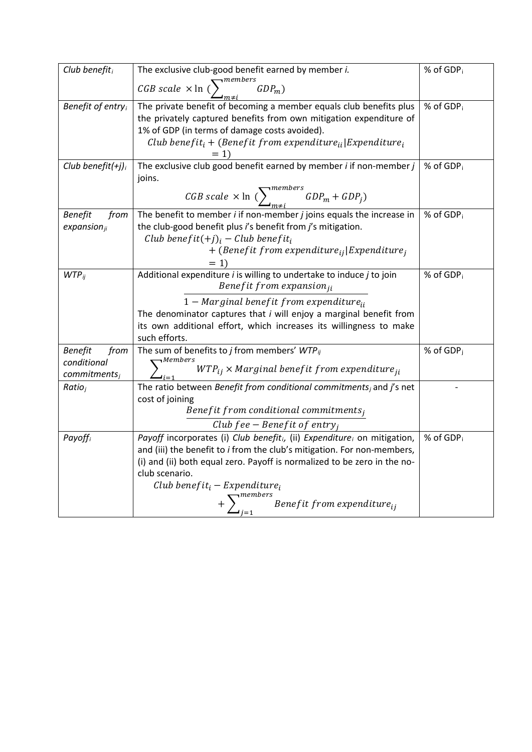| *Club benefit$_i$* | The exclusive club-good benefit earned by member *i*. $CGB\ scale\ \times \ln\ (\sum_{m \neq i}^{members} GDP_m)$ | % of GDP$_i$ |
|---|---|---|
| *Benefit of entry$_i$* | The private benefit of becoming a member equals club benefits plus the privately captured benefits from own mitigation expenditure of 1% of GDP (in terms of damage costs avoided). $Club\ benefit_i + (Benefit\ from\ expenditure_{ii} \mid Expenditure_i = 1)$ | % of GDP$_i$ |
| *Club benefit(+j)$_i$* | The exclusive club good benefit earned by member *i* if non-member *j* joins. $CGB\ scale\ \times \ln\ (\sum_{m \neq i}^{members} GDP_m + GDP_j)$ | % of GDP$_i$ |
| *Benefit from expansion$_{ji}$* | The benefit to member *i* if non-member *j* joins equals the increase in the club-good benefit plus *i*'s benefit from *j*'s mitigation. $Club\ benefit(+j)_i - Club\ benefit_i + (Benefit\ from\ expenditure_{ij} \mid Expenditure_j = 1)$ | % of GDP$_i$ |
| *WTP$_{ij}$* | Additional expenditure *i* is willing to undertake to induce *j* to join $\frac{Benefit\ from\ expansion_{ji}}{1 - Marginal\ benefit\ from\ expenditure_{ii}}$ The denominator captures that *i* will enjoy a marginal benefit from its own additional effort, which increases its willingness to make such efforts. | % of GDP$_i$ |
| *Benefit from conditional commitments$_j$* | The sum of benefits to *j* from members' *WTP$_{ij}$* $\sum_{i=1}^{Members} WTP_{ij} \times Marginal\ benefit\ from\ expenditure_{ji}$ | % of GDP$_j$ |
| *Ratio$_j$* | The ratio between *Benefit from conditional commitments$_j$* and *j*'s net cost of joining $\frac{Benefit\ from\ conditional\ commitments_j}{Club\ fee - Benefit\ of\ entry_j}$ | - |
| *Payoff$_i$* | *Payoff* incorporates (i) *Club benefit$_i$*, (ii) *Expenditure$_i$* on mitigation, and (iii) the benefit to *i* from the club's mitigation. For non-members, (i) and (ii) both equal zero. Payoff is normalized to be zero in the no-club scenario. $Club\ benefit_i - Expenditure_i + \sum_{j=1}^{members} Benefit\ from\ expenditure_{ij}$ | % of GDP$_i$ |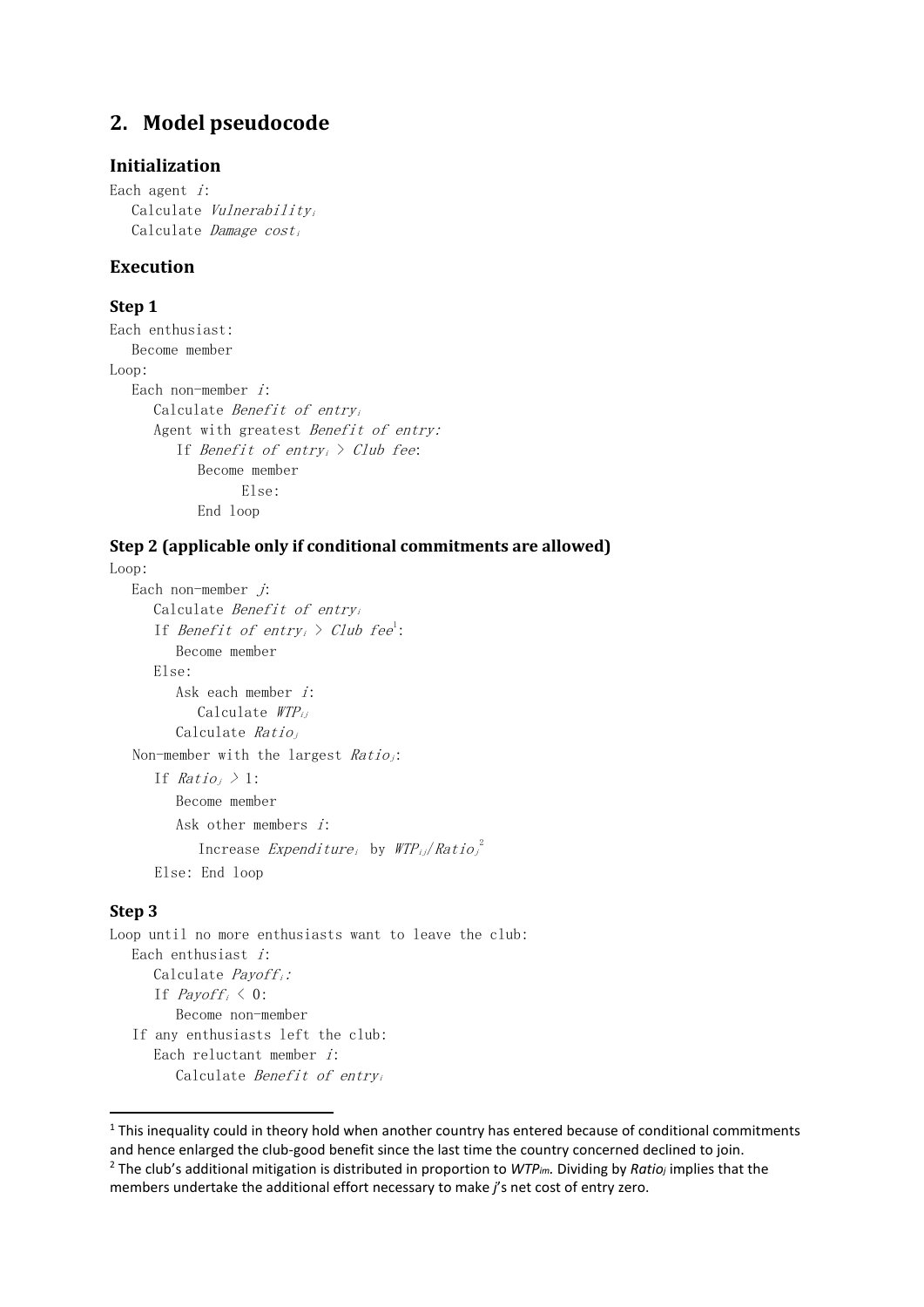## 2. Model pseudocode

### Initialization

```
Each agent i:
   Calculate Vulnerability_i
   Calculate Damage cost_i
```

### Execution

#### Step 1

```
Each enthusiast:
   Become member
Loop:
   Each non-member i:
      Calculate Benefit of entry_i
      Agent with greatest Benefit of entry:
         If Benefit of entry_i > Club fee:
            Become member
                  Else:
            End loop
```

#### Step 2 (applicable only if conditional commitments are allowed)

```
Loop:
   Each non-member j:
      Calculate Benefit of entry_i
      If Benefit of entry_i > Club fee[1]:
         Become member
      Else:
         Ask each member i:
            Calculate WTP_ij
         Calculate Ratio_j
   Non-member with the largest Ratio_j:
      If Ratio_j > 1:
         Become member
         Ask other members i:
            Increase Expenditure_i by WTP_ij/Ratio_j[2]
      Else: End loop
```

#### Step 3

```
Loop until no more enthusiasts want to leave the club:
   Each enthusiast i:
      Calculate Payoff_i:
      If Payoff_i < 0:
         Become non-member
   If any enthusiasts left the club:
      Each reluctant member i:
         Calculate Benefit of entry_i
```

---

[1] This inequality could in theory hold when another country has entered because of conditional commitments and hence enlarged the club-good benefit since the last time the country concerned declined to join.

[2] The club's additional mitigation is distributed in proportion to $WTP_{im}$. Dividing by $Ratio_j$ implies that the members undertake the additional effort necessary to make *j*'s net cost of entry zero.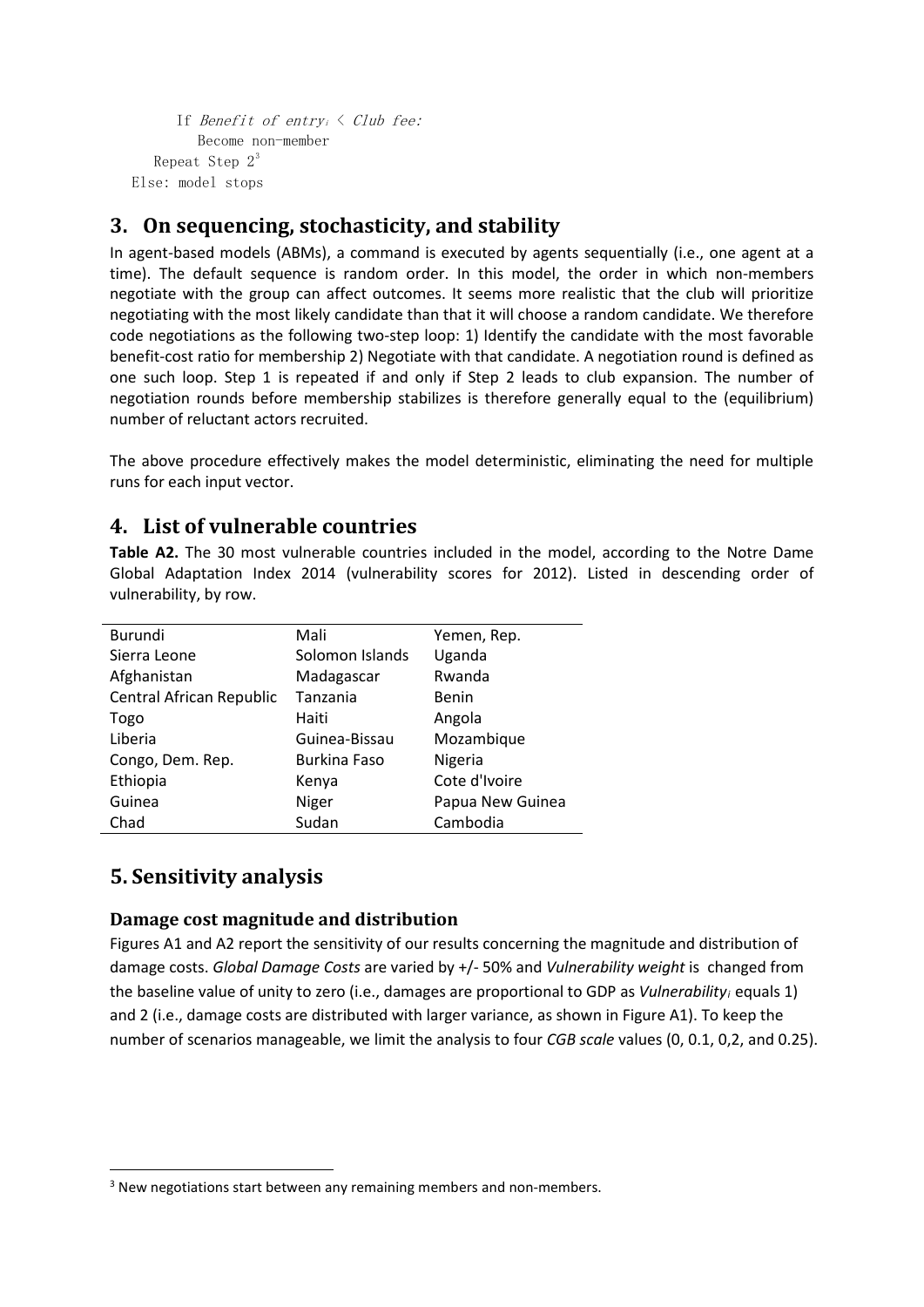```
    If Benefit of entry_i < Club fee:
      Become non-member
  Repeat Step 2[3]
Else: model stops
```

## 3. On sequencing, stochasticity, and stability

In agent-based models (ABMs), a command is executed by agents sequentially (i.e., one agent at a time). The default sequence is random order. In this model, the order in which non-members negotiate with the group can affect outcomes. It seems more realistic that the club will prioritize negotiating with the most likely candidate than that it will choose a random candidate. We therefore code negotiations as the following two-step loop: 1) Identify the candidate with the most favorable benefit-cost ratio for membership 2) Negotiate with that candidate. A negotiation round is defined as one such loop. Step 1 is repeated if and only if Step 2 leads to club expansion. The number of negotiation rounds before membership stabilizes is therefore generally equal to the (equilibrium) number of reluctant actors recruited.

The above procedure effectively makes the model deterministic, eliminating the need for multiple runs for each input vector.

## 4. List of vulnerable countries

**Table A2.** The 30 most vulnerable countries included in the model, according to the Notre Dame Global Adaptation Index 2014 (vulnerability scores for 2012). Listed in descending order of vulnerability, by row.

| | | |
|---|---|---|
| Burundi | Mali | Yemen, Rep. |
| Sierra Leone | Solomon Islands | Uganda |
| Afghanistan | Madagascar | Rwanda |
| Central African Republic | Tanzania | Benin |
| Togo | Haiti | Angola |
| Liberia | Guinea-Bissau | Mozambique |
| Congo, Dem. Rep. | Burkina Faso | Nigeria |
| Ethiopia | Kenya | Cote d'Ivoire |
| Guinea | Niger | Papua New Guinea |
| Chad | Sudan | Cambodia |

## 5. Sensitivity analysis

### Damage cost magnitude and distribution

Figures A1 and A2 report the sensitivity of our results concerning the magnitude and distribution of damage costs. *Global Damage Costs* are varied by +/- 50% and *Vulnerability weight* is changed from the baseline value of unity to zero (i.e., damages are proportional to GDP as $Vulnerability_i$ equals 1) and 2 (i.e., damage costs are distributed with larger variance, as shown in Figure A1). To keep the number of scenarios manageable, we limit the analysis to four *CGB scale* values (0, 0.1, 0,2, and 0.25).

[3] New negotiations start between any remaining members and non-members.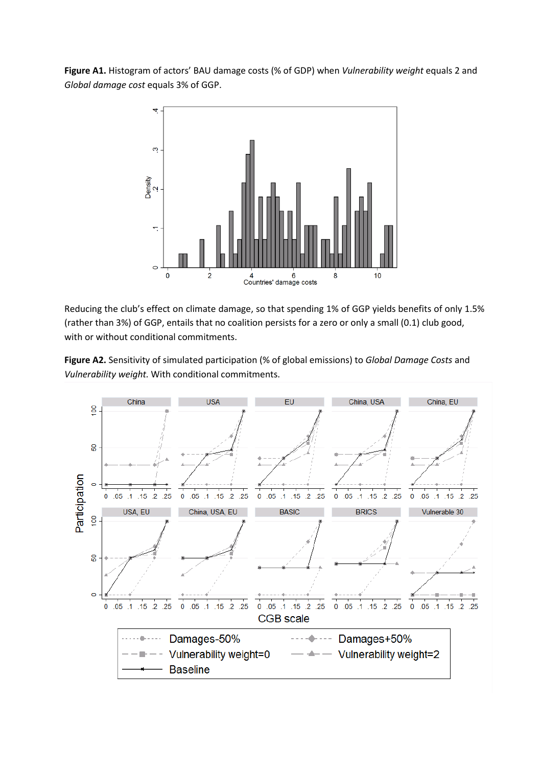**Figure A1.** Histogram of actors' BAU damage costs (% of GDP) when *Vulnerability weight* equals 2 and *Global damage cost* equals 3% of GGP.

Reducing the club's effect on climate damage, so that spending 1% of GGP yields benefits of only 1.5% (rather than 3%) of GGP, entails that no coalition persists for a zero or only a small (0.1) club good, with or without conditional commitments.

**Figure A2.** Sensitivity of simulated participation (% of global emissions) to *Global Damage Costs* and *Vulnerability weight.* With conditional commitments.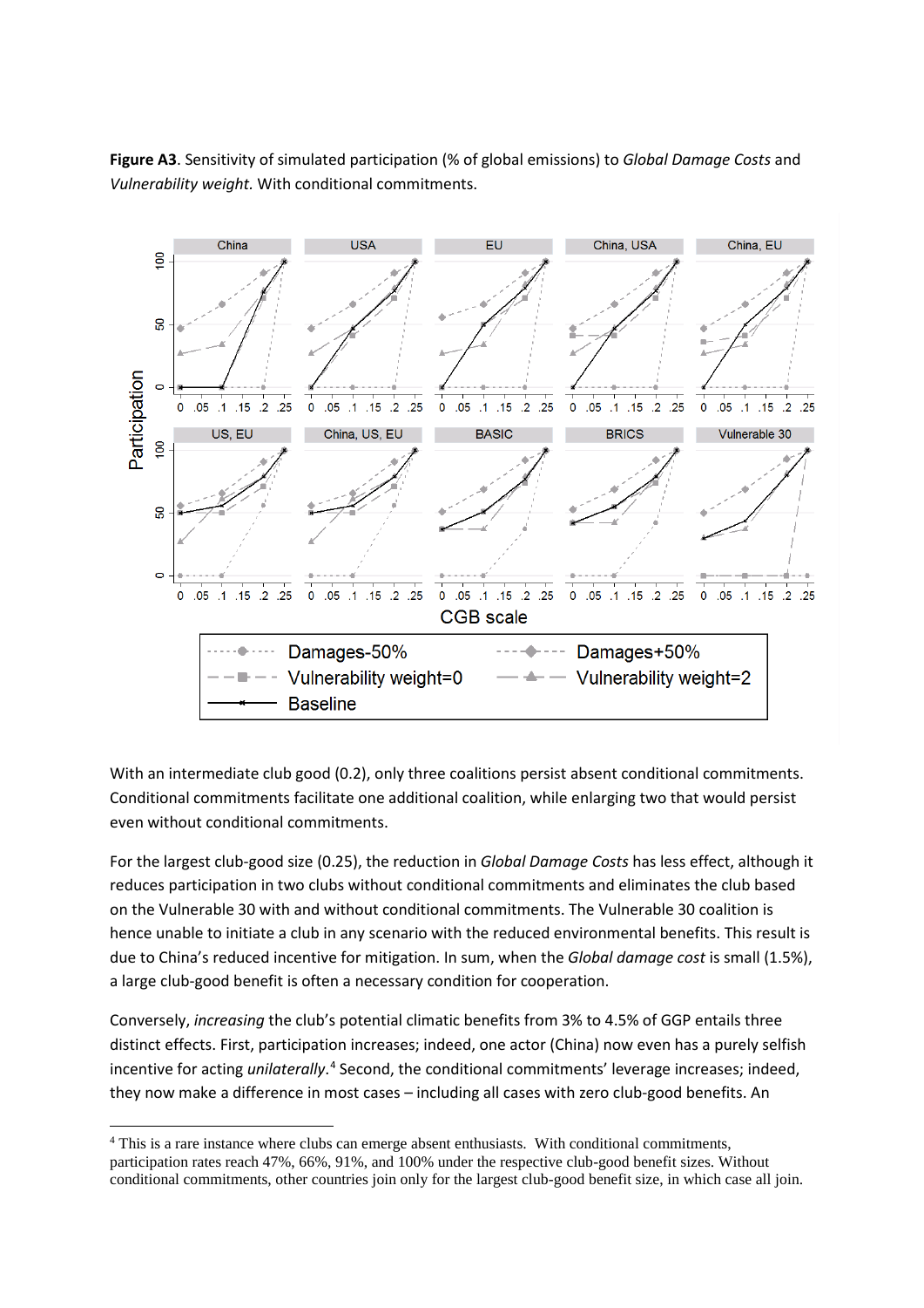**Figure A3**. Sensitivity of simulated participation (% of global emissions) to *Global Damage Costs* and *Vulnerability weight.* With conditional commitments.

With an intermediate club good (0.2), only three coalitions persist absent conditional commitments. Conditional commitments facilitate one additional coalition, while enlarging two that would persist even without conditional commitments.

For the largest club-good size (0.25), the reduction in *Global Damage Costs* has less effect, although it reduces participation in two clubs without conditional commitments and eliminates the club based on the Vulnerable 30 with and without conditional commitments. The Vulnerable 30 coalition is hence unable to initiate a club in any scenario with the reduced environmental benefits. This result is due to China's reduced incentive for mitigation. In sum, when the *Global damage cost* is small (1.5%), a large club-good benefit is often a necessary condition for cooperation.

Conversely, *increasing* the club's potential climatic benefits from 3% to 4.5% of GGP entails three distinct effects. First, participation increases; indeed, one actor (China) now even has a purely selfish incentive for acting *unilaterally*.[4] Second, the conditional commitments' leverage increases; indeed, they now make a difference in most cases – including all cases with zero club-good benefits. An

[4] This is a rare instance where clubs can emerge absent enthusiasts. With conditional commitments, participation rates reach 47%, 66%, 91%, and 100% under the respective club-good benefit sizes. Without conditional commitments, other countries join only for the largest club-good benefit size, in which case all join.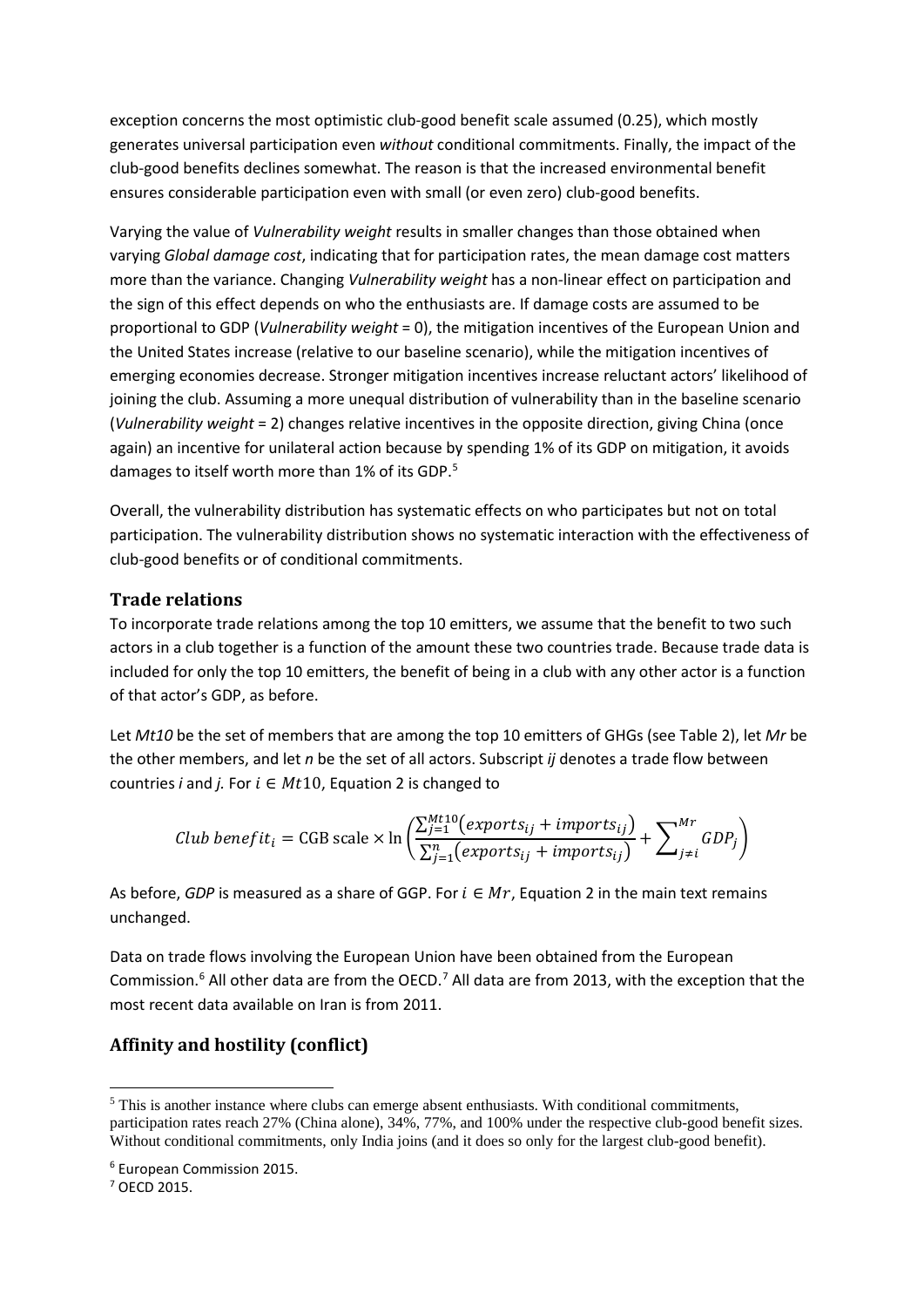exception concerns the most optimistic club-good benefit scale assumed (0.25), which mostly generates universal participation even *without* conditional commitments. Finally, the impact of the club-good benefits declines somewhat. The reason is that the increased environmental benefit ensures considerable participation even with small (or even zero) club-good benefits.

Varying the value of *Vulnerability weight* results in smaller changes than those obtained when varying *Global damage cost*, indicating that for participation rates, the mean damage cost matters more than the variance. Changing *Vulnerability weight* has a non-linear effect on participation and the sign of this effect depends on who the enthusiasts are. If damage costs are assumed to be proportional to GDP (*Vulnerability weight* = 0), the mitigation incentives of the European Union and the United States increase (relative to our baseline scenario), while the mitigation incentives of emerging economies decrease. Stronger mitigation incentives increase reluctant actors' likelihood of joining the club. Assuming a more unequal distribution of vulnerability than in the baseline scenario (*Vulnerability weight* = 2) changes relative incentives in the opposite direction, giving China (once again) an incentive for unilateral action because by spending 1% of its GDP on mitigation, it avoids damages to itself worth more than 1% of its GDP.[5]

Overall, the vulnerability distribution has systematic effects on who participates but not on total participation. The vulnerability distribution shows no systematic interaction with the effectiveness of club-good benefits or of conditional commitments.

## Trade relations

To incorporate trade relations among the top 10 emitters, we assume that the benefit to two such actors in a club together is a function of the amount these two countries trade. Because trade data is included for only the top 10 emitters, the benefit of being in a club with any other actor is a function of that actor's GDP, as before.

Let *Mt10* be the set of members that are among the top 10 emitters of GHGs (see Table 2), let *Mr* be the other members, and let *n* be the set of all actors. Subscript *ij* denotes a trade flow between countries *i* and *j.* For $i \in Mt10$, Equation 2 is changed to

$$Club\ benefit_i = \text{CGB scale} \times \ln\left(\frac{\sum_{j=1}^{Mt10}(exports_{ij} + imports_{ij})}{\sum_{j=1}^{n}(exports_{ij} + imports_{ij})} + \sum_{j \neq i}^{Mr} GDP_j\right)$$

As before, *GDP* is measured as a share of GGP. For $i \in Mr$, Equation 2 in the main text remains unchanged.

Data on trade flows involving the European Union have been obtained from the European Commission.[6] All other data are from the OECD.[7] All data are from 2013, with the exception that the most recent data available on Iran is from 2011.

## Affinity and hostility (conflict)

[5] This is another instance where clubs can emerge absent enthusiasts. With conditional commitments, participation rates reach 27% (China alone), 34%, 77%, and 100% under the respective club-good benefit sizes. Without conditional commitments, only India joins (and it does so only for the largest club-good benefit).

[6] European Commission 2015.

[7] OECD 2015.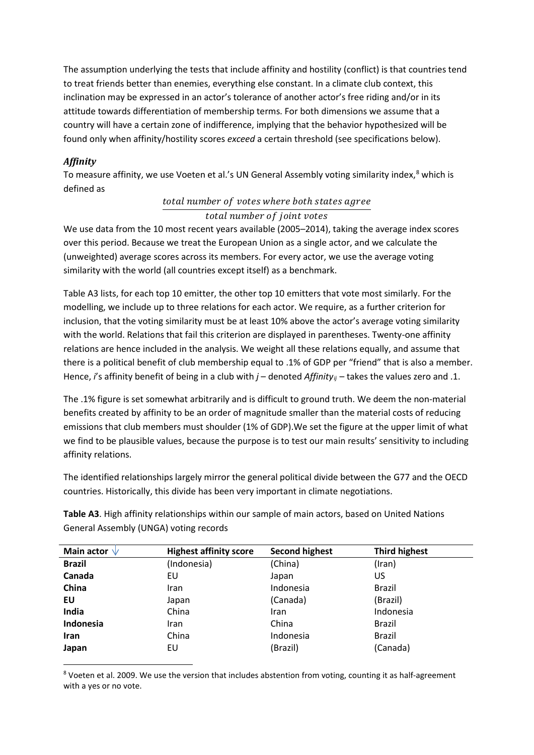The assumption underlying the tests that include affinity and hostility (conflict) is that countries tend to treat friends better than enemies, everything else constant. In a climate club context, this inclination may be expressed in an actor's tolerance of another actor's free riding and/or in its attitude towards differentiation of membership terms. For both dimensions we assume that a country will have a certain zone of indifference, implying that the behavior hypothesized will be found only when affinity/hostility scores *exceed* a certain threshold (see specifications below).

### *Affinity*

To measure affinity, we use Voeten et al.'s UN General Assembly voting similarity index,[8] which is defined as

$$\frac{total\ number\ of\ votes\ where\ both\ states\ agree}{total\ number\ of\ joint\ votes}$$

We use data from the 10 most recent years available (2005–2014), taking the average index scores over this period. Because we treat the European Union as a single actor, and we calculate the (unweighted) average scores across its members. For every actor, we use the average voting similarity with the world (all countries except itself) as a benchmark.

Table A3 lists, for each top 10 emitter, the other top 10 emitters that vote most similarly. For the modelling, we include up to three relations for each actor. We require, as a further criterion for inclusion, that the voting similarity must be at least 10% above the actor's average voting similarity with the world. Relations that fail this criterion are displayed in parentheses. Twenty-one affinity relations are hence included in the analysis. We weight all these relations equally, and assume that there is a political benefit of club membership equal to .1% of GDP per "friend" that is also a member. Hence, *i*'s affinity benefit of being in a club with *j* – denoted $Affinity_{ij}$ – takes the values zero and .1.

The .1% figure is set somewhat arbitrarily and is difficult to ground truth. We deem the non-material benefits created by affinity to be an order of magnitude smaller than the material costs of reducing emissions that club members must shoulder (1% of GDP).We set the figure at the upper limit of what we find to be plausible values, because the purpose is to test our main results' sensitivity to including affinity relations.

The identified relationships largely mirror the general political divide between the G77 and the OECD countries. Historically, this divide has been very important in climate negotiations.

**Table A3**. High affinity relationships within our sample of main actors, based on United Nations General Assembly (UNGA) voting records

| Main actor ↓ | Highest affinity score | Second highest | Third highest |
|---|---|---|---|
| **Brazil** | (Indonesia) | (China) | (Iran) |
| **Canada** | EU | Japan | US |
| **China** | Iran | Indonesia | Brazil |
| **EU** | Japan | (Canada) | (Brazil) |
| **India** | China | Iran | Indonesia |
| **Indonesia** | Iran | China | Brazil |
| **Iran** | China | Indonesia | Brazil |
| **Japan** | EU | (Brazil) | (Canada) |

[8] Voeten et al. 2009. We use the version that includes abstention from voting, counting it as half-agreement with a yes or no vote.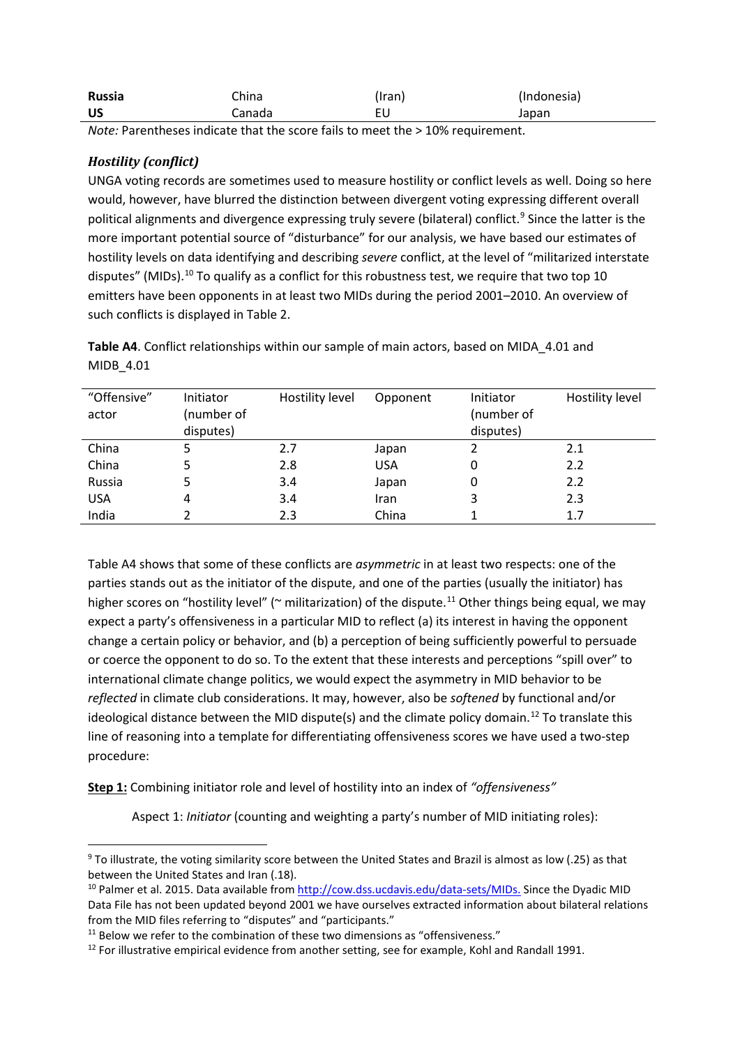| **Russia** | China | (Iran) | (Indonesia) |
|---|---|---|---|
| **US** | Canada | EU | Japan |

*Note:* Parentheses indicate that the score fails to meet the > 10% requirement.

### *Hostility (conflict)*

UNGA voting records are sometimes used to measure hostility or conflict levels as well. Doing so here would, however, have blurred the distinction between divergent voting expressing different overall political alignments and divergence expressing truly severe (bilateral) conflict.[9] Since the latter is the more important potential source of "disturbance" for our analysis, we have based our estimates of hostility levels on data identifying and describing *severe* conflict, at the level of "militarized interstate disputes" (MIDs).[10] To qualify as a conflict for this robustness test, we require that two top 10 emitters have been opponents in at least two MIDs during the period 2001–2010. An overview of such conflicts is displayed in Table 2.

**Table A4**. Conflict relationships within our sample of main actors, based on MIDA_4.01 and MIDB_4.01

| "Offensive" actor | Initiator (number of disputes) | Hostility level | Opponent | Initiator (number of disputes) | Hostility level |
|---|---|---|---|---|---|
| China | 5 | 2.7 | Japan | 2 | 2.1 |
| China | 5 | 2.8 | USA | 0 | 2.2 |
| Russia | 5 | 3.4 | Japan | 0 | 2.2 |
| USA | 4 | 3.4 | Iran | 3 | 2.3 |
| India | 2 | 2.3 | China | 1 | 1.7 |

Table A4 shows that some of these conflicts are *asymmetric* in at least two respects: one of the parties stands out as the initiator of the dispute, and one of the parties (usually the initiator) has higher scores on "hostility level" (~ militarization) of the dispute.[11] Other things being equal, we may expect a party's offensiveness in a particular MID to reflect (a) its interest in having the opponent change a certain policy or behavior, and (b) a perception of being sufficiently powerful to persuade or coerce the opponent to do so. To the extent that these interests and perceptions "spill over" to international climate change politics, we would expect the asymmetry in MID behavior to be *reflected* in climate club considerations. It may, however, also be *softened* by functional and/or ideological distance between the MID dispute(s) and the climate policy domain.[12] To translate this line of reasoning into a template for differentiating offensiveness scores we have used a two-step procedure:

**Step 1:** Combining initiator role and level of hostility into an index of *"offensiveness"*

Aspect 1: *Initiator* (counting and weighting a party's number of MID initiating roles):

---

[9] To illustrate, the voting similarity score between the United States and Brazil is almost as low (.25) as that between the United States and Iran (.18).

[10] Palmer et al. 2015. Data available from http://cow.dss.ucdavis.edu/data-sets/MIDs. Since the Dyadic MID Data File has not been updated beyond 2001 we have ourselves extracted information about bilateral relations from the MID files referring to "disputes" and "participants."

[11] Below we refer to the combination of these two dimensions as "offensiveness."

[12] For illustrative empirical evidence from another setting, see for example, Kohl and Randall 1991.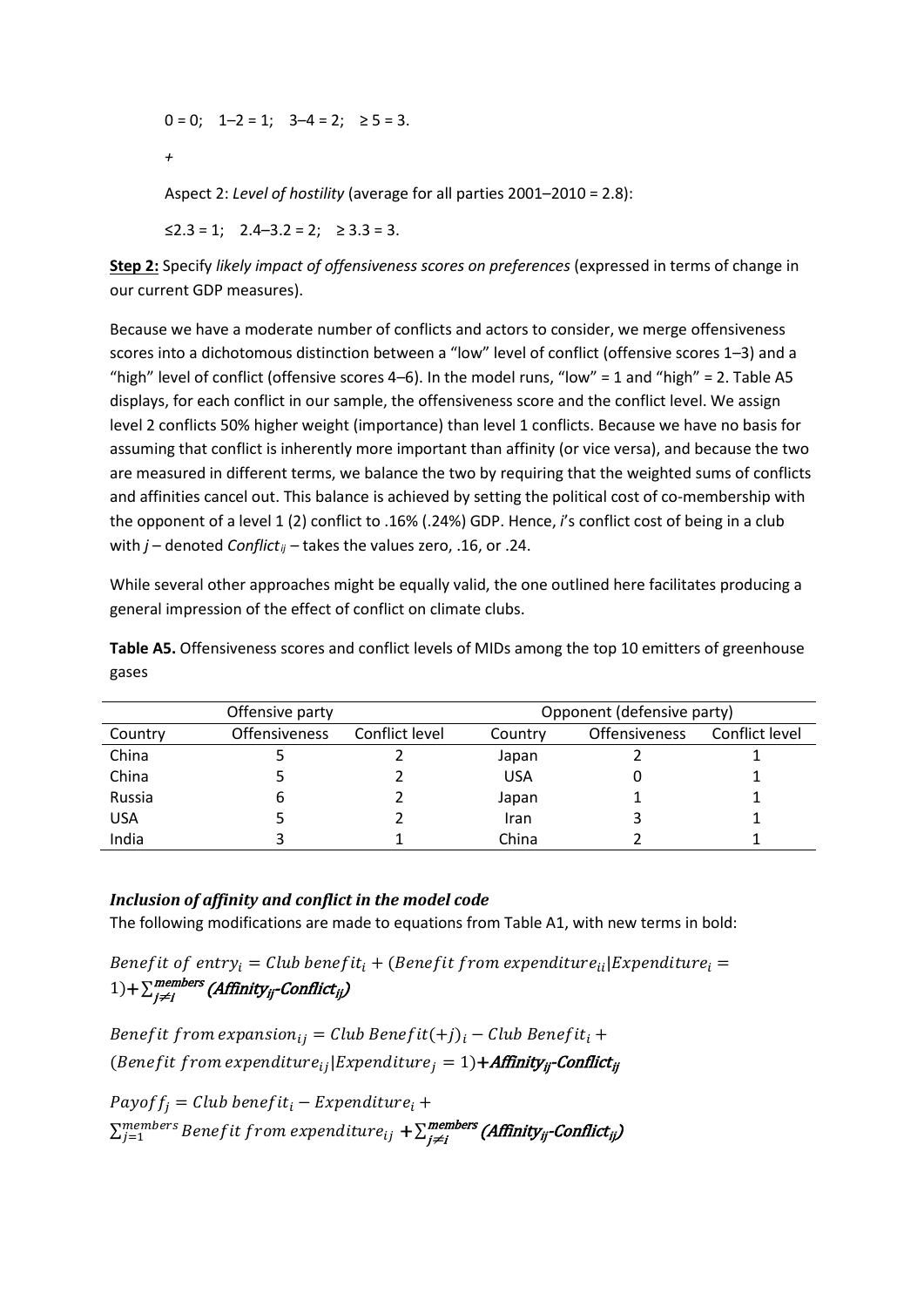0 = 0;  1–2 = 1;  3–4 = 2;  ≥ 5 = 3.

+

Aspect 2: *Level of hostility* (average for all parties 2001–2010 = 2.8):

≤2.3 = 1;  2.4–3.2 = 2;  ≥ 3.3 = 3.

**Step 2:** Specify *likely impact of offensiveness scores on preferences* (expressed in terms of change in our current GDP measures).

Because we have a moderate number of conflicts and actors to consider, we merge offensiveness scores into a dichotomous distinction between a "low" level of conflict (offensive scores 1–3) and a "high" level of conflict (offensive scores 4–6). In the model runs, "low" = 1 and "high" = 2. Table A5 displays, for each conflict in our sample, the offensiveness score and the conflict level. We assign level 2 conflicts 50% higher weight (importance) than level 1 conflicts. Because we have no basis for assuming that conflict is inherently more important than affinity (or vice versa), and because the two are measured in different terms, we balance the two by requiring that the weighted sums of conflicts and affinities cancel out. This balance is achieved by setting the political cost of co-membership with the opponent of a level 1 (2) conflict to .16% (.24%) GDP. Hence, $i$'s conflict cost of being in a club with $j$ – denoted $Conflict_{ij}$ – takes the values zero, .16, or .24.

While several other approaches might be equally valid, the one outlined here facilitates producing a general impression of the effect of conflict on climate clubs.

**Table A5.** Offensiveness scores and conflict levels of MIDs among the top 10 emitters of greenhouse gases

| Offensive party | | | Opponent (defensive party) | | |
|---|---|---|---|---|---|
| Country | Offensiveness | Conflict level | Country | Offensiveness | Conflict level |
| China | 5 | 2 | Japan | 2 | 1 |
| China | 5 | 2 | USA | 0 | 1 |
| Russia | 6 | 2 | Japan | 1 | 1 |
| USA | 5 | 2 | Iran | 3 | 1 |
| India | 3 | 1 | China | 2 | 1 |

### *Inclusion of affinity and conflict in the model code*

The following modifications are made to equations from Table A1, with new terms in bold:

$$Benefit\ of\ entry_i = Club\ benefit_i + (Benefit\ from\ expenditure_{ii} | Expenditure_i = 1) + \boldsymbol{\sum_{j \neq i}^{members} (Affinity_{ij} - Conflict_{ij})}$$

$$Benefit\ from\ expansion_{ij} = Club\ Benefit(+j)_i - Club\ Benefit_i + (Benefit\ from\ expenditure_{ij} | Expenditure_j = 1) \boldsymbol{+ Affinity_{ij} - Conflict_{ij}}$$

$$Payoff_j = Club\ benefit_i - Expenditure_i + \sum_{j=1}^{members} Benefit\ from\ expenditure_{ij} \boldsymbol{+ \sum_{j \neq i}^{members} (Affinity_{ij} - Conflict_{ij})}$$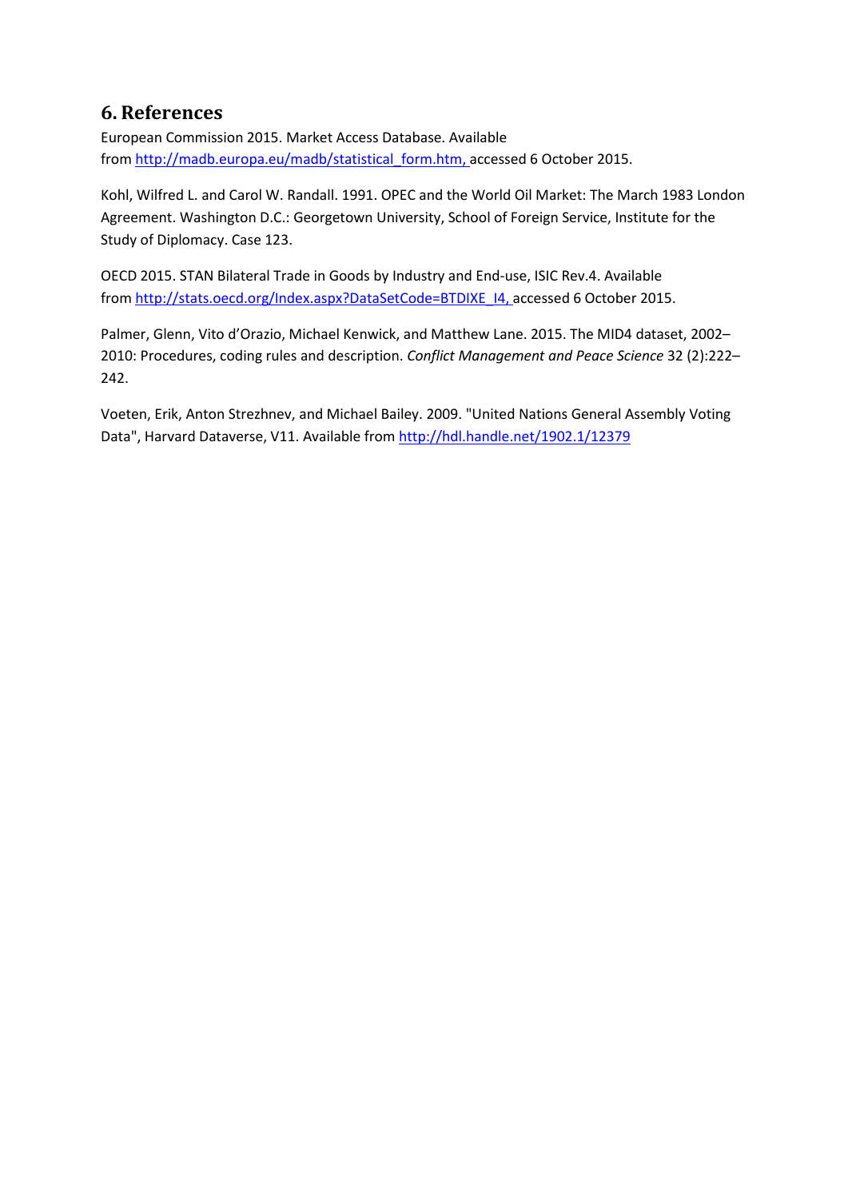## 6. References

European Commission 2015. Market Access Database. Available from http://madb.europa.eu/madb/statistical_form.htm, accessed 6 October 2015.

Kohl, Wilfred L. and Carol W. Randall. 1991. OPEC and the World Oil Market: The March 1983 London Agreement. Washington D.C.: Georgetown University, School of Foreign Service, Institute for the Study of Diplomacy. Case 123.

OECD 2015. STAN Bilateral Trade in Goods by Industry and End-use, ISIC Rev.4. Available from http://stats.oecd.org/Index.aspx?DataSetCode=BTDIXE_I4, accessed 6 October 2015.

Palmer, Glenn, Vito d'Orazio, Michael Kenwick, and Matthew Lane. 2015. The MID4 dataset, 2002–2010: Procedures, coding rules and description. *Conflict Management and Peace Science* 32 (2):222–242.

Voeten, Erik, Anton Strezhnev, and Michael Bailey. 2009. "United Nations General Assembly Voting Data", Harvard Dataverse, V11. Available from http://hdl.handle.net/1902.1/12379